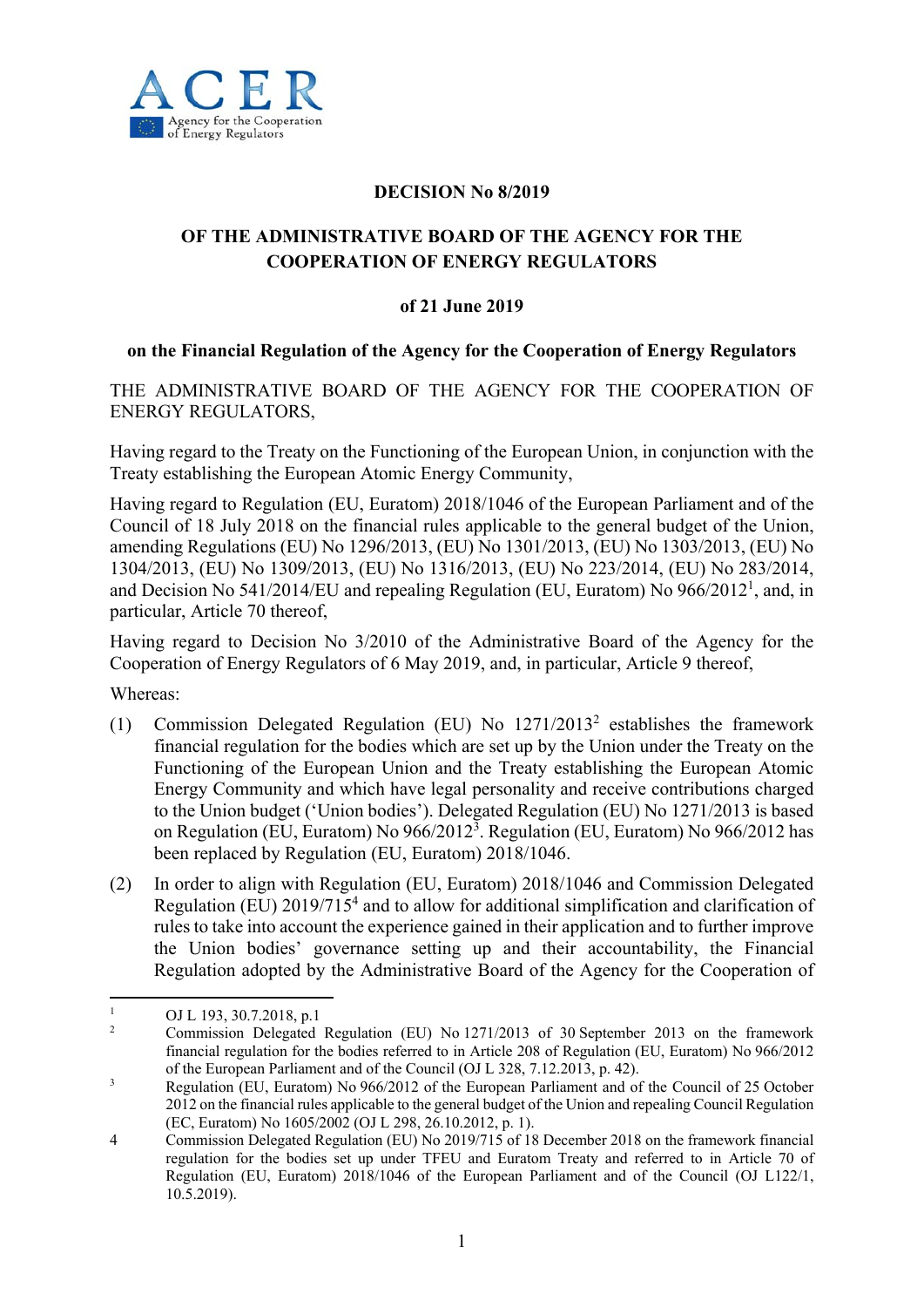ACER

Agency for the Cooperation of Energy Regulators

**DECISION No 8/2019**

**OF THE ADMINISTRATIVE BOARD OF THE AGENCY FOR THE COOPERATION OF ENERGY REGULATORS**

**of 21 June 2019**

**on the Financial Regulation of the Agency for the Cooperation of Energy Regulators**

THE ADMINISTRATIVE BOARD OF THE AGENCY FOR THE COOPERATION OF ENERGY REGULATORS,

Having regard to the Treaty on the Functioning of the European Union, in conjunction with the Treaty establishing the European Atomic Energy Community,

Having regard to Regulation (EU, Euratom) 2018/1046 of the European Parliament and of the Council of 18 July 2018 on the financial rules applicable to the general budget of the Union, amending Regulations (EU) No 1296/2013, (EU) No 1301/2013, (EU) No 1303/2013, (EU) No 1304/2013, (EU) No 1309/2013, (EU) No 1316/2013, (EU) No 223/2014, (EU) No 283/2014, and Decision No 541/2014/EU and repealing Regulation (EU, Euratom) No 966/2012[1], and, in particular, Article 70 thereof,

Having regard to Decision No 3/2010 of the Administrative Board of the Agency for the Cooperation of Energy Regulators of 6 May 2019, and, in particular, Article 9 thereof,

Whereas:

(1) Commission Delegated Regulation (EU) No 1271/2013[2] establishes the framework financial regulation for the bodies which are set up by the Union under the Treaty on the Functioning of the European Union and the Treaty establishing the European Atomic Energy Community and which have legal personality and receive contributions charged to the Union budget ('Union bodies'). Delegated Regulation (EU) No 1271/2013 is based on Regulation (EU, Euratom) No 966/2012[3]. Regulation (EU, Euratom) No 966/2012 has been replaced by Regulation (EU, Euratom) 2018/1046.

(2) In order to align with Regulation (EU, Euratom) 2018/1046 and Commission Delegated Regulation (EU) 2019/715[4] and to allow for additional simplification and clarification of rules to take into account the experience gained in their application and to further improve the Union bodies' governance setting up and their accountability, the Financial Regulation adopted by the Administrative Board of the Agency for the Cooperation of

---

[1] OJ L 193, 30.7.2018, p.1

[2] Commission Delegated Regulation (EU) No 1271/2013 of 30 September 2013 on the framework financial regulation for the bodies referred to in Article 208 of Regulation (EU, Euratom) No 966/2012 of the European Parliament and of the Council (OJ L 328, 7.12.2013, p. 42).

[3] Regulation (EU, Euratom) No 966/2012 of the European Parliament and of the Council of 25 October 2012 on the financial rules applicable to the general budget of the Union and repealing Council Regulation (EC, Euratom) No 1605/2002 (OJ L 298, 26.10.2012, p. 1).

[4] Commission Delegated Regulation (EU) No 2019/715 of 18 December 2018 on the framework financial regulation for the bodies set up under TFEU and Euratom Treaty and referred to in Article 70 of Regulation (EU, Euratom) 2018/1046 of the European Parliament and of the Council (OJ L122/1, 10.5.2019).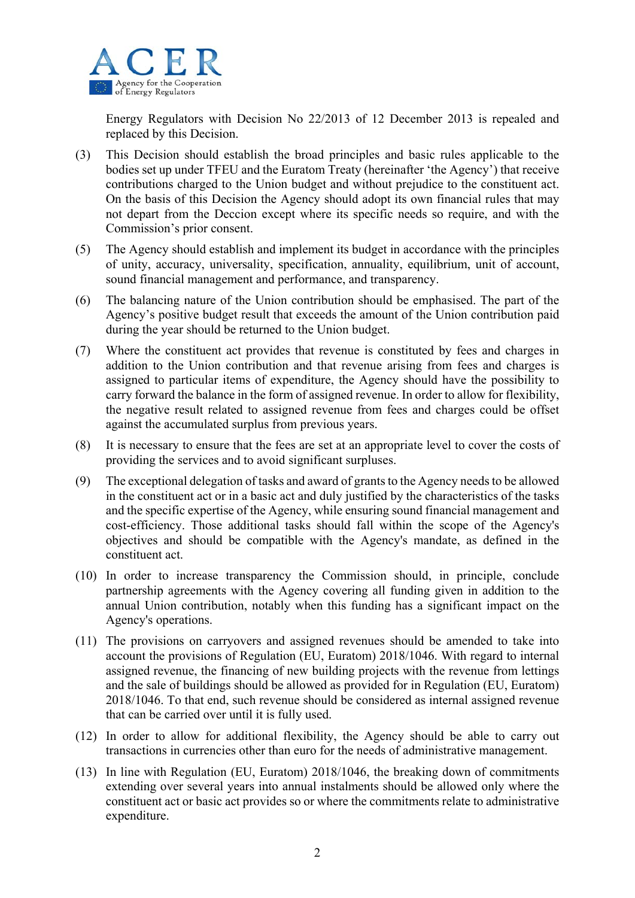Energy Regulators with Decision No 22/2013 of 12 December 2013 is repealed and replaced by this Decision.

(3) This Decision should establish the broad principles and basic rules applicable to the bodies set up under TFEU and the Euratom Treaty (hereinafter 'the Agency') that receive contributions charged to the Union budget and without prejudice to the constituent act. On the basis of this Decision the Agency should adopt its own financial rules that may not depart from the Deccion except where its specific needs so require, and with the Commission's prior consent.

(5) The Agency should establish and implement its budget in accordance with the principles of unity, accuracy, universality, specification, annuality, equilibrium, unit of account, sound financial management and performance, and transparency.

(6) The balancing nature of the Union contribution should be emphasised. The part of the Agency's positive budget result that exceeds the amount of the Union contribution paid during the year should be returned to the Union budget.

(7) Where the constituent act provides that revenue is constituted by fees and charges in addition to the Union contribution and that revenue arising from fees and charges is assigned to particular items of expenditure, the Agency should have the possibility to carry forward the balance in the form of assigned revenue. In order to allow for flexibility, the negative result related to assigned revenue from fees and charges could be offset against the accumulated surplus from previous years.

(8) It is necessary to ensure that the fees are set at an appropriate level to cover the costs of providing the services and to avoid significant surpluses.

(9) The exceptional delegation of tasks and award of grants to the Agency needs to be allowed in the constituent act or in a basic act and duly justified by the characteristics of the tasks and the specific expertise of the Agency, while ensuring sound financial management and cost-efficiency. Those additional tasks should fall within the scope of the Agency's objectives and should be compatible with the Agency's mandate, as defined in the constituent act.

(10) In order to increase transparency the Commission should, in principle, conclude partnership agreements with the Agency covering all funding given in addition to the annual Union contribution, notably when this funding has a significant impact on the Agency's operations.

(11) The provisions on carryovers and assigned revenues should be amended to take into account the provisions of Regulation (EU, Euratom) 2018/1046. With regard to internal assigned revenue, the financing of new building projects with the revenue from lettings and the sale of buildings should be allowed as provided for in Regulation (EU, Euratom) 2018/1046. To that end, such revenue should be considered as internal assigned revenue that can be carried over until it is fully used.

(12) In order to allow for additional flexibility, the Agency should be able to carry out transactions in currencies other than euro for the needs of administrative management.

(13) In line with Regulation (EU, Euratom) 2018/1046, the breaking down of commitments extending over several years into annual instalments should be allowed only where the constituent act or basic act provides so or where the commitments relate to administrative expenditure.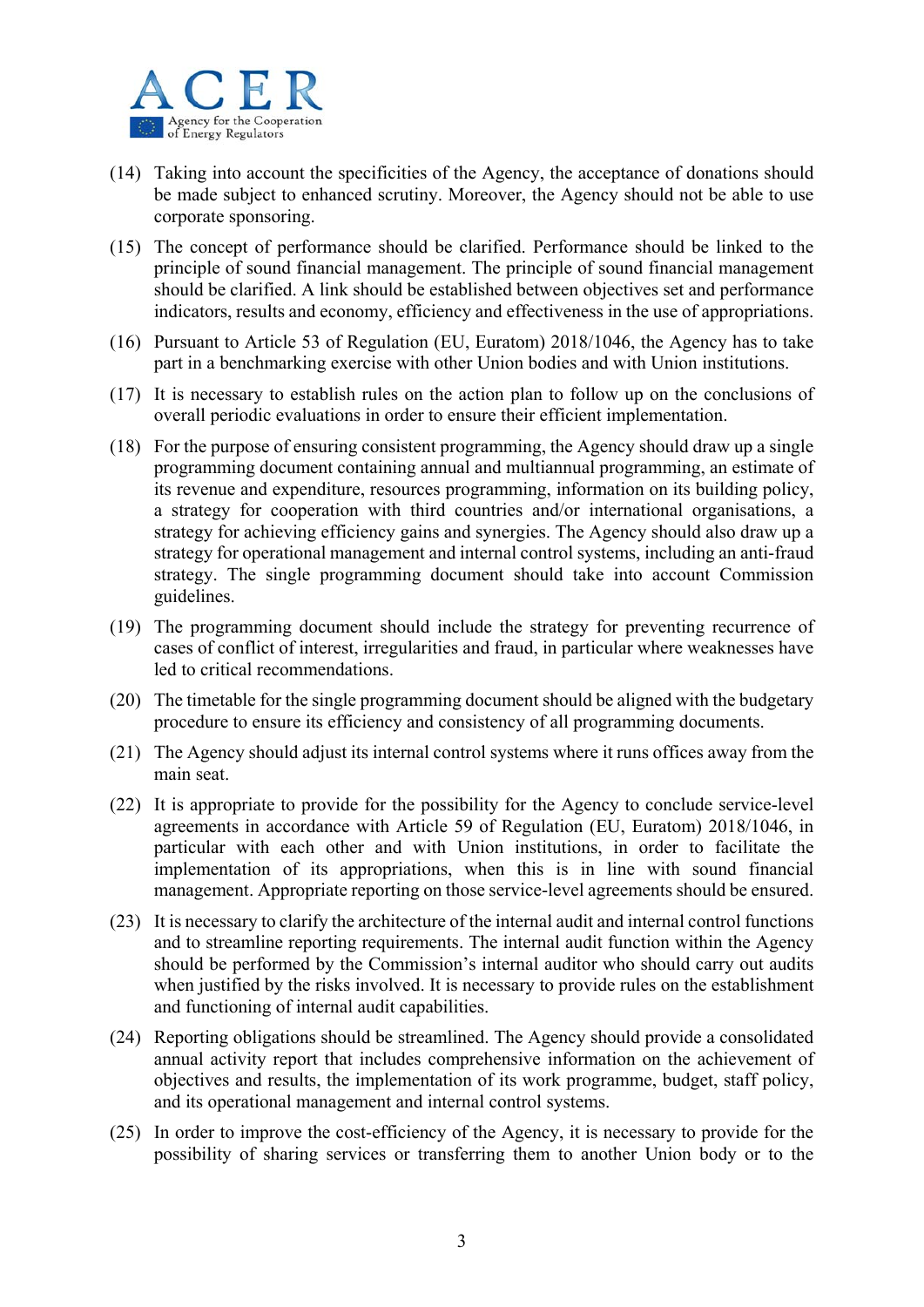(14) Taking into account the specificities of the Agency, the acceptance of donations should be made subject to enhanced scrutiny. Moreover, the Agency should not be able to use corporate sponsoring.

(15) The concept of performance should be clarified. Performance should be linked to the principle of sound financial management. The principle of sound financial management should be clarified. A link should be established between objectives set and performance indicators, results and economy, efficiency and effectiveness in the use of appropriations.

(16) Pursuant to Article 53 of Regulation (EU, Euratom) 2018/1046, the Agency has to take part in a benchmarking exercise with other Union bodies and with Union institutions.

(17) It is necessary to establish rules on the action plan to follow up on the conclusions of overall periodic evaluations in order to ensure their efficient implementation.

(18) For the purpose of ensuring consistent programming, the Agency should draw up a single programming document containing annual and multiannual programming, an estimate of its revenue and expenditure, resources programming, information on its building policy, a strategy for cooperation with third countries and/or international organisations, a strategy for achieving efficiency gains and synergies. The Agency should also draw up a strategy for operational management and internal control systems, including an anti-fraud strategy. The single programming document should take into account Commission guidelines.

(19) The programming document should include the strategy for preventing recurrence of cases of conflict of interest, irregularities and fraud, in particular where weaknesses have led to critical recommendations.

(20) The timetable for the single programming document should be aligned with the budgetary procedure to ensure its efficiency and consistency of all programming documents.

(21) The Agency should adjust its internal control systems where it runs offices away from the main seat.

(22) It is appropriate to provide for the possibility for the Agency to conclude service-level agreements in accordance with Article 59 of Regulation (EU, Euratom) 2018/1046, in particular with each other and with Union institutions, in order to facilitate the implementation of its appropriations, when this is in line with sound financial management. Appropriate reporting on those service-level agreements should be ensured.

(23) It is necessary to clarify the architecture of the internal audit and internal control functions and to streamline reporting requirements. The internal audit function within the Agency should be performed by the Commission's internal auditor who should carry out audits when justified by the risks involved. It is necessary to provide rules on the establishment and functioning of internal audit capabilities.

(24) Reporting obligations should be streamlined. The Agency should provide a consolidated annual activity report that includes comprehensive information on the achievement of objectives and results, the implementation of its work programme, budget, staff policy, and its operational management and internal control systems.

(25) In order to improve the cost-efficiency of the Agency, it is necessary to provide for the possibility of sharing services or transferring them to another Union body or to the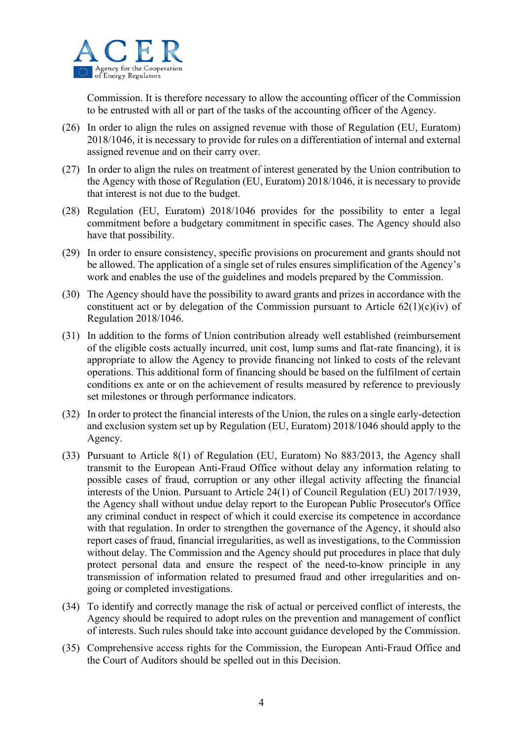Commission. It is therefore necessary to allow the accounting officer of the Commission to be entrusted with all or part of the tasks of the accounting officer of the Agency.

(26) In order to align the rules on assigned revenue with those of Regulation (EU, Euratom) 2018/1046, it is necessary to provide for rules on a differentiation of internal and external assigned revenue and on their carry over.

(27) In order to align the rules on treatment of interest generated by the Union contribution to the Agency with those of Regulation (EU, Euratom) 2018/1046, it is necessary to provide that interest is not due to the budget.

(28) Regulation (EU, Euratom) 2018/1046 provides for the possibility to enter a legal commitment before a budgetary commitment in specific cases. The Agency should also have that possibility.

(29) In order to ensure consistency, specific provisions on procurement and grants should not be allowed. The application of a single set of rules ensures simplification of the Agency's work and enables the use of the guidelines and models prepared by the Commission.

(30) The Agency should have the possibility to award grants and prizes in accordance with the constituent act or by delegation of the Commission pursuant to Article 62(1)(c)(iv) of Regulation 2018/1046.

(31) In addition to the forms of Union contribution already well established (reimbursement of the eligible costs actually incurred, unit cost, lump sums and flat-rate financing), it is appropriate to allow the Agency to provide financing not linked to costs of the relevant operations. This additional form of financing should be based on the fulfilment of certain conditions ex ante or on the achievement of results measured by reference to previously set milestones or through performance indicators.

(32) In order to protect the financial interests of the Union, the rules on a single early-detection and exclusion system set up by Regulation (EU, Euratom) 2018/1046 should apply to the Agency.

(33) Pursuant to Article 8(1) of Regulation (EU, Euratom) No 883/2013, the Agency shall transmit to the European Anti-Fraud Office without delay any information relating to possible cases of fraud, corruption or any other illegal activity affecting the financial interests of the Union. Pursuant to Article 24(1) of Council Regulation (EU) 2017/1939, the Agency shall without undue delay report to the European Public Prosecutor's Office any criminal conduct in respect of which it could exercise its competence in accordance with that regulation. In order to strengthen the governance of the Agency, it should also report cases of fraud, financial irregularities, as well as investigations, to the Commission without delay. The Commission and the Agency should put procedures in place that duly protect personal data and ensure the respect of the need-to-know principle in any transmission of information related to presumed fraud and other irregularities and on-going or completed investigations.

(34) To identify and correctly manage the risk of actual or perceived conflict of interests, the Agency should be required to adopt rules on the prevention and management of conflict of interests. Such rules should take into account guidance developed by the Commission.

(35) Comprehensive access rights for the Commission, the European Anti-Fraud Office and the Court of Auditors should be spelled out in this Decision.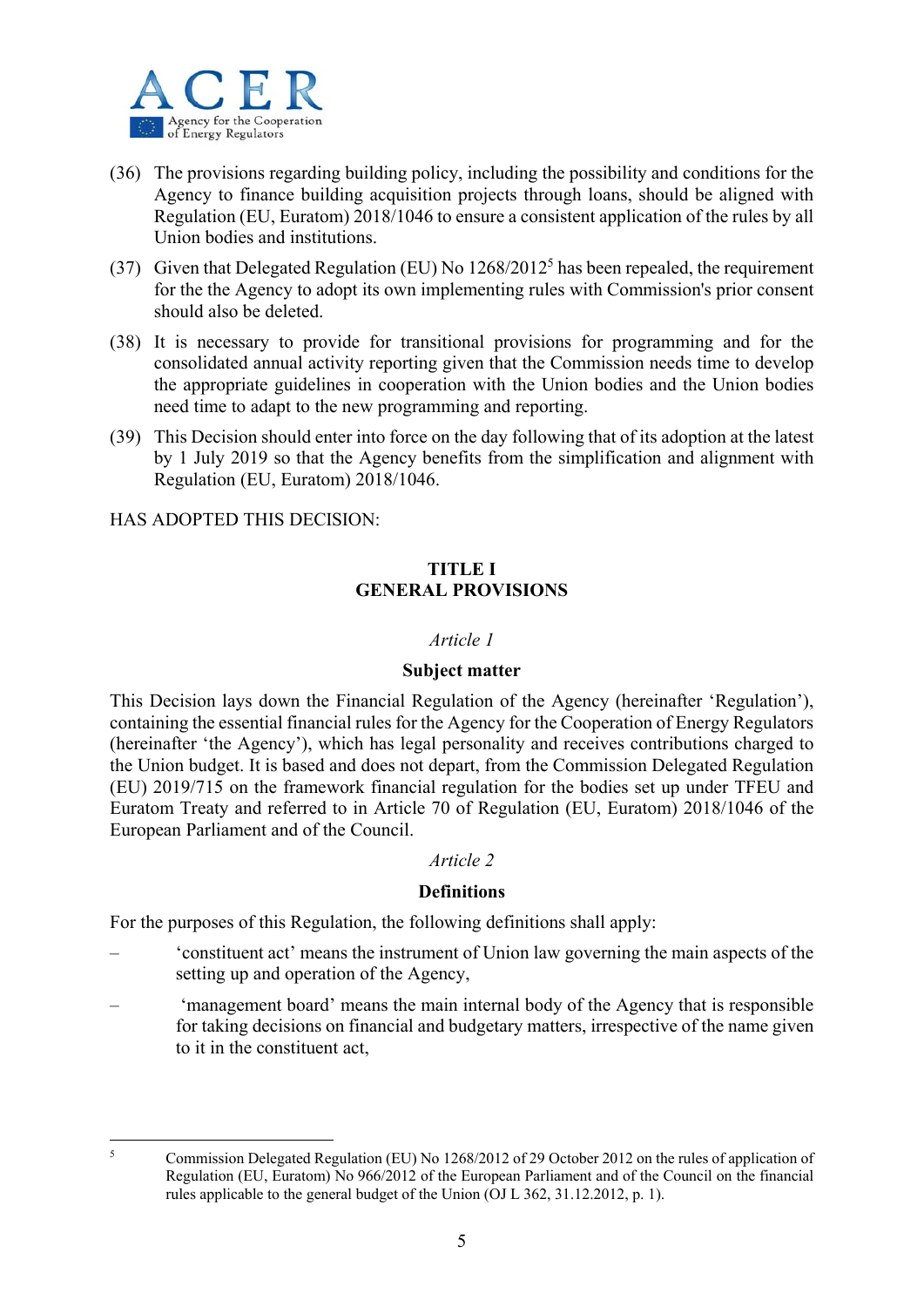(36) The provisions regarding building policy, including the possibility and conditions for the Agency to finance building acquisition projects through loans, should be aligned with Regulation (EU, Euratom) 2018/1046 to ensure a consistent application of the rules by all Union bodies and institutions.

(37) Given that Delegated Regulation (EU) No 1268/2012[5] has been repealed, the requirement for the the Agency to adopt its own implementing rules with Commission's prior consent should also be deleted.

(38) It is necessary to provide for transitional provisions for programming and for the consolidated annual activity reporting given that the Commission needs time to develop the appropriate guidelines in cooperation with the Union bodies and the Union bodies need time to adapt to the new programming and reporting.

(39) This Decision should enter into force on the day following that of its adoption at the latest by 1 July 2019 so that the Agency benefits from the simplification and alignment with Regulation (EU, Euratom) 2018/1046.

HAS ADOPTED THIS DECISION:

## TITLE I
## GENERAL PROVISIONS

*Article 1*

**Subject matter**

This Decision lays down the Financial Regulation of the Agency (hereinafter 'Regulation'), containing the essential financial rules for the Agency for the Cooperation of Energy Regulators (hereinafter 'the Agency'), which has legal personality and receives contributions charged to the Union budget. It is based and does not depart, from the Commission Delegated Regulation (EU) 2019/715 on the framework financial regulation for the bodies set up under TFEU and Euratom Treaty and referred to in Article 70 of Regulation (EU, Euratom) 2018/1046 of the European Parliament and of the Council.

*Article 2*

**Definitions**

For the purposes of this Regulation, the following definitions shall apply:

– 'constituent act' means the instrument of Union law governing the main aspects of the setting up and operation of the Agency,

– 'management board' means the main internal body of the Agency that is responsible for taking decisions on financial and budgetary matters, irrespective of the name given to it in the constituent act,

[5] Commission Delegated Regulation (EU) No 1268/2012 of 29 October 2012 on the rules of application of Regulation (EU, Euratom) No 966/2012 of the European Parliament and of the Council on the financial rules applicable to the general budget of the Union (OJ L 362, 31.12.2012, p. 1).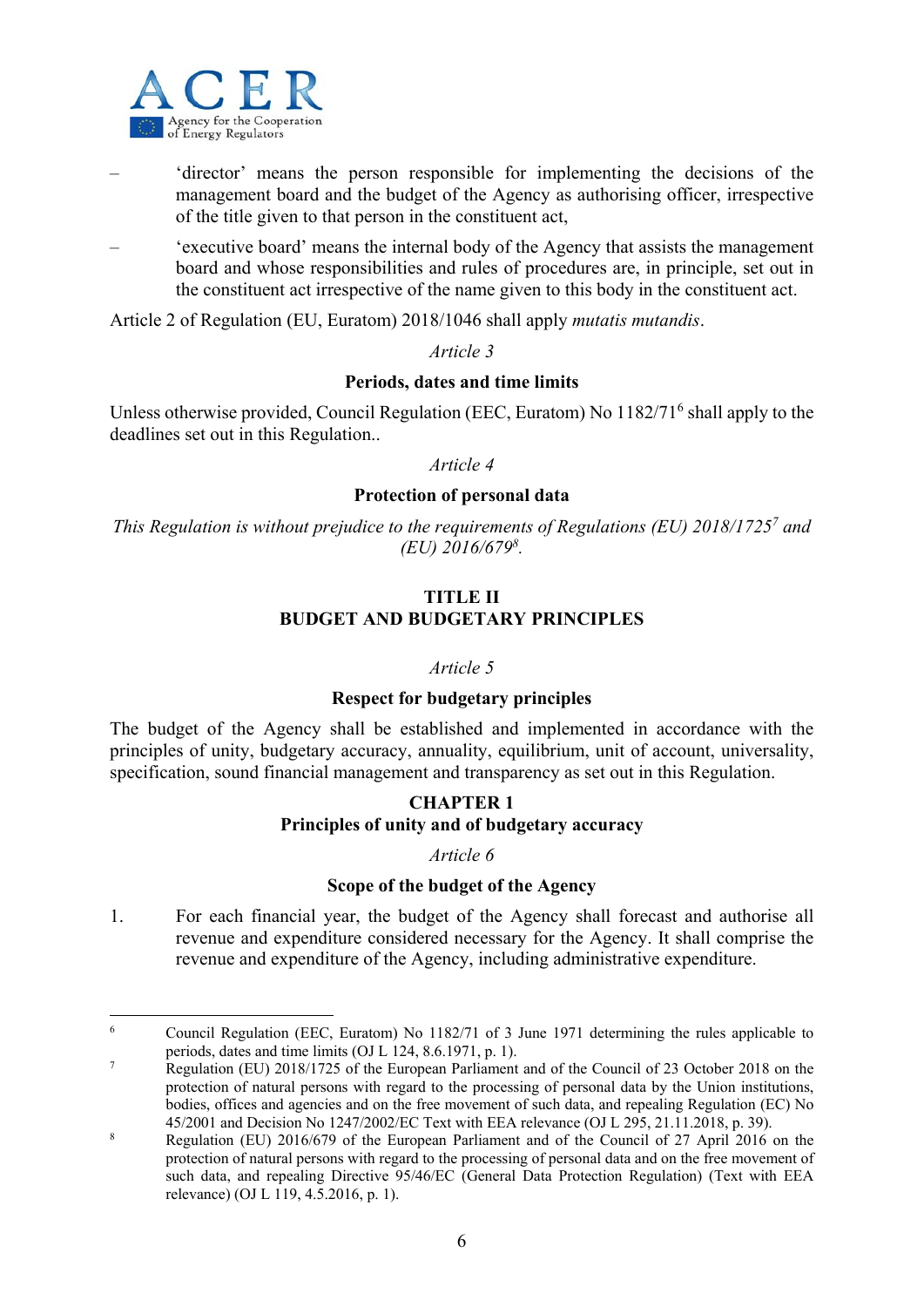– 'director' means the person responsible for implementing the decisions of the management board and the budget of the Agency as authorising officer, irrespective of the title given to that person in the constituent act,

– 'executive board' means the internal body of the Agency that assists the management board and whose responsibilities and rules of procedures are, in principle, set out in the constituent act irrespective of the name given to this body in the constituent act.

Article 2 of Regulation (EU, Euratom) 2018/1046 shall apply *mutatis mutandis*.

*Article 3*

**Periods, dates and time limits**

Unless otherwise provided, Council Regulation (EEC, Euratom) No 1182/71[6] shall apply to the deadlines set out in this Regulation..

*Article 4*

**Protection of personal data**

*This Regulation is without prejudice to the requirements of Regulations (EU) 2018/1725[7] and (EU) 2016/679[8].*

## TITLE II
## BUDGET AND BUDGETARY PRINCIPLES

*Article 5*

**Respect for budgetary principles**

The budget of the Agency shall be established and implemented in accordance with the principles of unity, budgetary accuracy, annuality, equilibrium, unit of account, universality, specification, sound financial management and transparency as set out in this Regulation.

### CHAPTER 1
### Principles of unity and of budgetary accuracy

*Article 6*

**Scope of the budget of the Agency**

1. For each financial year, the budget of the Agency shall forecast and authorise all revenue and expenditure considered necessary for the Agency. It shall comprise the revenue and expenditure of the Agency, including administrative expenditure.

---

[6] Council Regulation (EEC, Euratom) No 1182/71 of 3 June 1971 determining the rules applicable to periods, dates and time limits (OJ L 124, 8.6.1971, p. 1).

[7] Regulation (EU) 2018/1725 of the European Parliament and of the Council of 23 October 2018 on the protection of natural persons with regard to the processing of personal data by the Union institutions, bodies, offices and agencies and on the free movement of such data, and repealing Regulation (EC) No 45/2001 and Decision No 1247/2002/EC Text with EEA relevance (OJ L 295, 21.11.2018, p. 39).

[8] Regulation (EU) 2016/679 of the European Parliament and of the Council of 27 April 2016 on the protection of natural persons with regard to the processing of personal data and on the free movement of such data, and repealing Directive 95/46/EC (General Data Protection Regulation) (Text with EEA relevance) (OJ L 119, 4.5.2016, p. 1).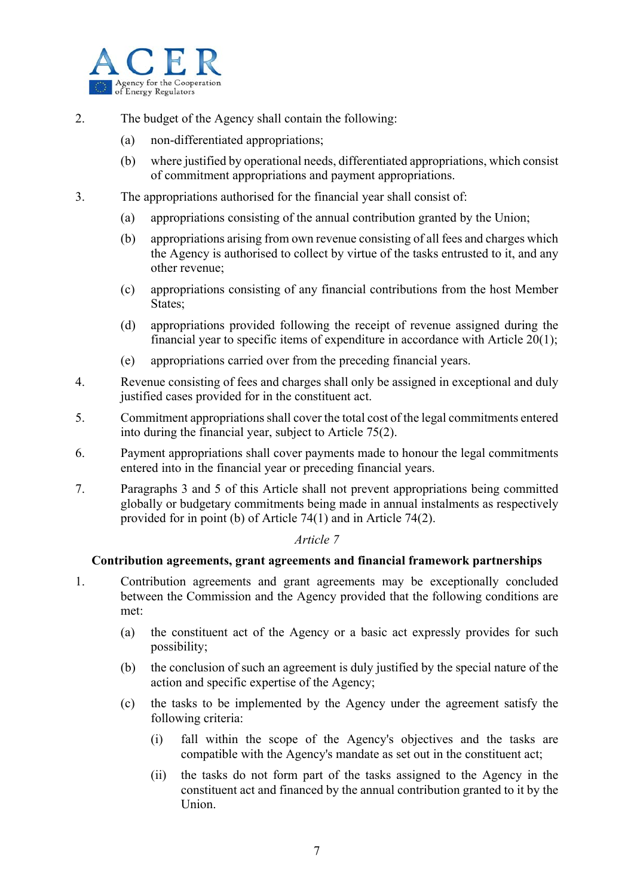2. The budget of the Agency shall contain the following:

   (a) non-differentiated appropriations;

   (b) where justified by operational needs, differentiated appropriations, which consist of commitment appropriations and payment appropriations.

3. The appropriations authorised for the financial year shall consist of:

   (a) appropriations consisting of the annual contribution granted by the Union;

   (b) appropriations arising from own revenue consisting of all fees and charges which the Agency is authorised to collect by virtue of the tasks entrusted to it, and any other revenue;

   (c) appropriations consisting of any financial contributions from the host Member States;

   (d) appropriations provided following the receipt of revenue assigned during the financial year to specific items of expenditure in accordance with Article 20(1);

   (e) appropriations carried over from the preceding financial years.

4. Revenue consisting of fees and charges shall only be assigned in exceptional and duly justified cases provided for in the constituent act.

5. Commitment appropriations shall cover the total cost of the legal commitments entered into during the financial year, subject to Article 75(2).

6. Payment appropriations shall cover payments made to honour the legal commitments entered into in the financial year or preceding financial years.

7. Paragraphs 3 and 5 of this Article shall not prevent appropriations being committed globally or budgetary commitments being made in annual instalments as respectively provided for in point (b) of Article 74(1) and in Article 74(2).

*Article 7*

**Contribution agreements, grant agreements and financial framework partnerships**

1. Contribution agreements and grant agreements may be exceptionally concluded between the Commission and the Agency provided that the following conditions are met:

   (a) the constituent act of the Agency or a basic act expressly provides for such possibility;

   (b) the conclusion of such an agreement is duly justified by the special nature of the action and specific expertise of the Agency;

   (c) the tasks to be implemented by the Agency under the agreement satisfy the following criteria:

      (i) fall within the scope of the Agency's objectives and the tasks are compatible with the Agency's mandate as set out in the constituent act;

      (ii) the tasks do not form part of the tasks assigned to the Agency in the constituent act and financed by the annual contribution granted to it by the Union.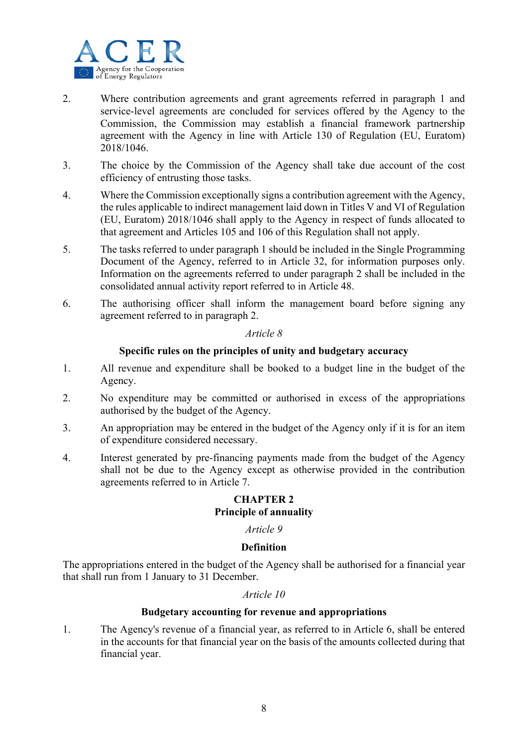2. Where contribution agreements and grant agreements referred in paragraph 1 and service-level agreements are concluded for services offered by the Agency to the Commission, the Commission may establish a financial framework partnership agreement with the Agency in line with Article 130 of Regulation (EU, Euratom) 2018/1046.

3. The choice by the Commission of the Agency shall take due account of the cost efficiency of entrusting those tasks.

4. Where the Commission exceptionally signs a contribution agreement with the Agency, the rules applicable to indirect management laid down in Titles V and VI of Regulation (EU, Euratom) 2018/1046 shall apply to the Agency in respect of funds allocated to that agreement and Articles 105 and 106 of this Regulation shall not apply.

5. The tasks referred to under paragraph 1 should be included in the Single Programming Document of the Agency, referred to in Article 32, for information purposes only. Information on the agreements referred to under paragraph 2 shall be included in the consolidated annual activity report referred to in Article 48.

6. The authorising officer shall inform the management board before signing any agreement referred to in paragraph 2.

*Article 8*

**Specific rules on the principles of unity and budgetary accuracy**

1. All revenue and expenditure shall be booked to a budget line in the budget of the Agency.

2. No expenditure may be committed or authorised in excess of the appropriations authorised by the budget of the Agency.

3. An appropriation may be entered in the budget of the Agency only if it is for an item of expenditure considered necessary.

4. Interest generated by pre-financing payments made from the budget of the Agency shall not be due to the Agency except as otherwise provided in the contribution agreements referred to in Article 7.

## CHAPTER 2
## Principle of annuality

*Article 9*

**Definition**

The appropriations entered in the budget of the Agency shall be authorised for a financial year that shall run from 1 January to 31 December.

*Article 10*

**Budgetary accounting for revenue and appropriations**

1. The Agency's revenue of a financial year, as referred to in Article 6, shall be entered in the accounts for that financial year on the basis of the amounts collected during that financial year.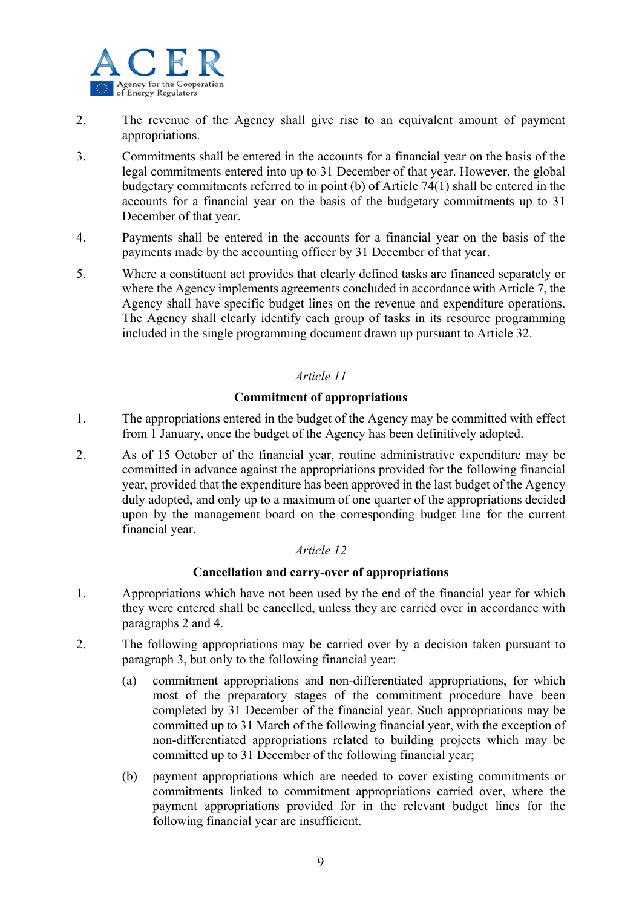2. The revenue of the Agency shall give rise to an equivalent amount of payment appropriations.

3. Commitments shall be entered in the accounts for a financial year on the basis of the legal commitments entered into up to 31 December of that year. However, the global budgetary commitments referred to in point (b) of Article 74(1) shall be entered in the accounts for a financial year on the basis of the budgetary commitments up to 31 December of that year.

4. Payments shall be entered in the accounts for a financial year on the basis of the payments made by the accounting officer by 31 December of that year.

5. Where a constituent act provides that clearly defined tasks are financed separately or where the Agency implements agreements concluded in accordance with Article 7, the Agency shall have specific budget lines on the revenue and expenditure operations. The Agency shall clearly identify each group of tasks in its resource programming included in the single programming document drawn up pursuant to Article 32.

*Article 11*

**Commitment of appropriations**

1. The appropriations entered in the budget of the Agency may be committed with effect from 1 January, once the budget of the Agency has been definitively adopted.

2. As of 15 October of the financial year, routine administrative expenditure may be committed in advance against the appropriations provided for the following financial year, provided that the expenditure has been approved in the last budget of the Agency duly adopted, and only up to a maximum of one quarter of the appropriations decided upon by the management board on the corresponding budget line for the current financial year.

*Article 12*

**Cancellation and carry-over of appropriations**

1. Appropriations which have not been used by the end of the financial year for which they were entered shall be cancelled, unless they are carried over in accordance with paragraphs 2 and 4.

2. The following appropriations may be carried over by a decision taken pursuant to paragraph 3, but only to the following financial year:

   (a) commitment appropriations and non-differentiated appropriations, for which most of the preparatory stages of the commitment procedure have been completed by 31 December of the financial year. Such appropriations may be committed up to 31 March of the following financial year, with the exception of non-differentiated appropriations related to building projects which may be committed up to 31 December of the following financial year;

   (b) payment appropriations which are needed to cover existing commitments or commitments linked to commitment appropriations carried over, where the payment appropriations provided for in the relevant budget lines for the following financial year are insufficient.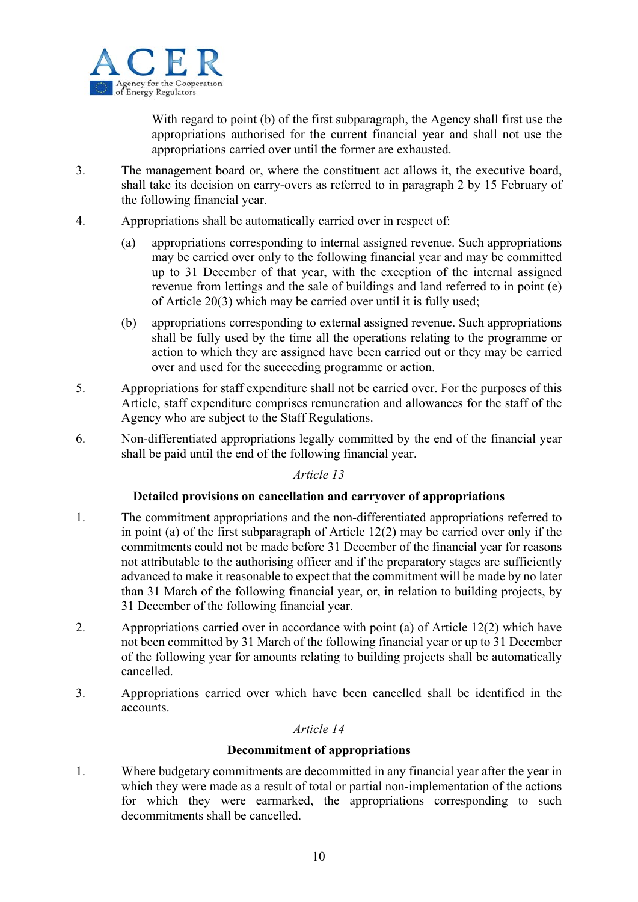With regard to point (b) of the first subparagraph, the Agency shall first use the appropriations authorised for the current financial year and shall not use the appropriations carried over until the former are exhausted.

3. The management board or, where the constituent act allows it, the executive board, shall take its decision on carry-overs as referred to in paragraph 2 by 15 February of the following financial year.

4. Appropriations shall be automatically carried over in respect of:

   (a) appropriations corresponding to internal assigned revenue. Such appropriations may be carried over only to the following financial year and may be committed up to 31 December of that year, with the exception of the internal assigned revenue from lettings and the sale of buildings and land referred to in point (e) of Article 20(3) which may be carried over until it is fully used;

   (b) appropriations corresponding to external assigned revenue. Such appropriations shall be fully used by the time all the operations relating to the programme or action to which they are assigned have been carried out or they may be carried over and used for the succeeding programme or action.

5. Appropriations for staff expenditure shall not be carried over. For the purposes of this Article, staff expenditure comprises remuneration and allowances for the staff of the Agency who are subject to the Staff Regulations.

6. Non-differentiated appropriations legally committed by the end of the financial year shall be paid until the end of the following financial year.

*Article 13*

**Detailed provisions on cancellation and carryover of appropriations**

1. The commitment appropriations and the non-differentiated appropriations referred to in point (a) of the first subparagraph of Article 12(2) may be carried over only if the commitments could not be made before 31 December of the financial year for reasons not attributable to the authorising officer and if the preparatory stages are sufficiently advanced to make it reasonable to expect that the commitment will be made by no later than 31 March of the following financial year, or, in relation to building projects, by 31 December of the following financial year.

2. Appropriations carried over in accordance with point (a) of Article 12(2) which have not been committed by 31 March of the following financial year or up to 31 December of the following year for amounts relating to building projects shall be automatically cancelled.

3. Appropriations carried over which have been cancelled shall be identified in the accounts.

*Article 14*

**Decommitment of appropriations**

1. Where budgetary commitments are decommitted in any financial year after the year in which they were made as a result of total or partial non-implementation of the actions for which they were earmarked, the appropriations corresponding to such decommitments shall be cancelled.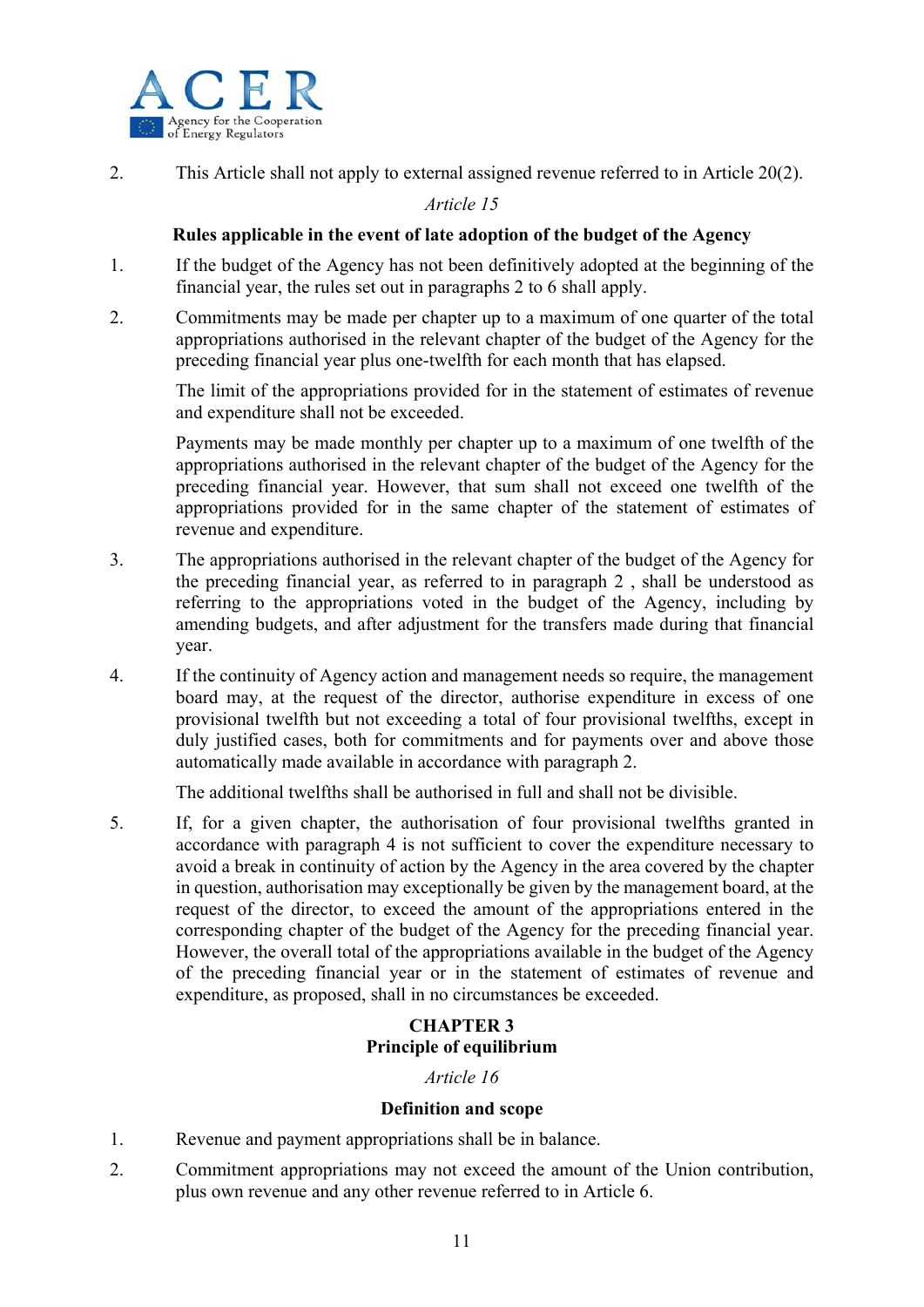2. This Article shall not apply to external assigned revenue referred to in Article 20(2).

*Article 15*

**Rules applicable in the event of late adoption of the budget of the Agency**

1. If the budget of the Agency has not been definitively adopted at the beginning of the financial year, the rules set out in paragraphs 2 to 6 shall apply.

2. Commitments may be made per chapter up to a maximum of one quarter of the total appropriations authorised in the relevant chapter of the budget of the Agency for the preceding financial year plus one-twelfth for each month that has elapsed.

   The limit of the appropriations provided for in the statement of estimates of revenue and expenditure shall not be exceeded.

   Payments may be made monthly per chapter up to a maximum of one twelfth of the appropriations authorised in the relevant chapter of the budget of the Agency for the preceding financial year. However, that sum shall not exceed one twelfth of the appropriations provided for in the same chapter of the statement of estimates of revenue and expenditure.

3. The appropriations authorised in the relevant chapter of the budget of the Agency for the preceding financial year, as referred to in paragraph 2 , shall be understood as referring to the appropriations voted in the budget of the Agency, including by amending budgets, and after adjustment for the transfers made during that financial year.

4. If the continuity of Agency action and management needs so require, the management board may, at the request of the director, authorise expenditure in excess of one provisional twelfth but not exceeding a total of four provisional twelfths, except in duly justified cases, both for commitments and for payments over and above those automatically made available in accordance with paragraph 2.

   The additional twelfths shall be authorised in full and shall not be divisible.

5. If, for a given chapter, the authorisation of four provisional twelfths granted in accordance with paragraph 4 is not sufficient to cover the expenditure necessary to avoid a break in continuity of action by the Agency in the area covered by the chapter in question, authorisation may exceptionally be given by the management board, at the request of the director, to exceed the amount of the appropriations entered in the corresponding chapter of the budget of the Agency for the preceding financial year. However, the overall total of the appropriations available in the budget of the Agency of the preceding financial year or in the statement of estimates of revenue and expenditure, as proposed, shall in no circumstances be exceeded.

## CHAPTER 3
## Principle of equilibrium

*Article 16*

**Definition and scope**

1. Revenue and payment appropriations shall be in balance.

2. Commitment appropriations may not exceed the amount of the Union contribution, plus own revenue and any other revenue referred to in Article 6.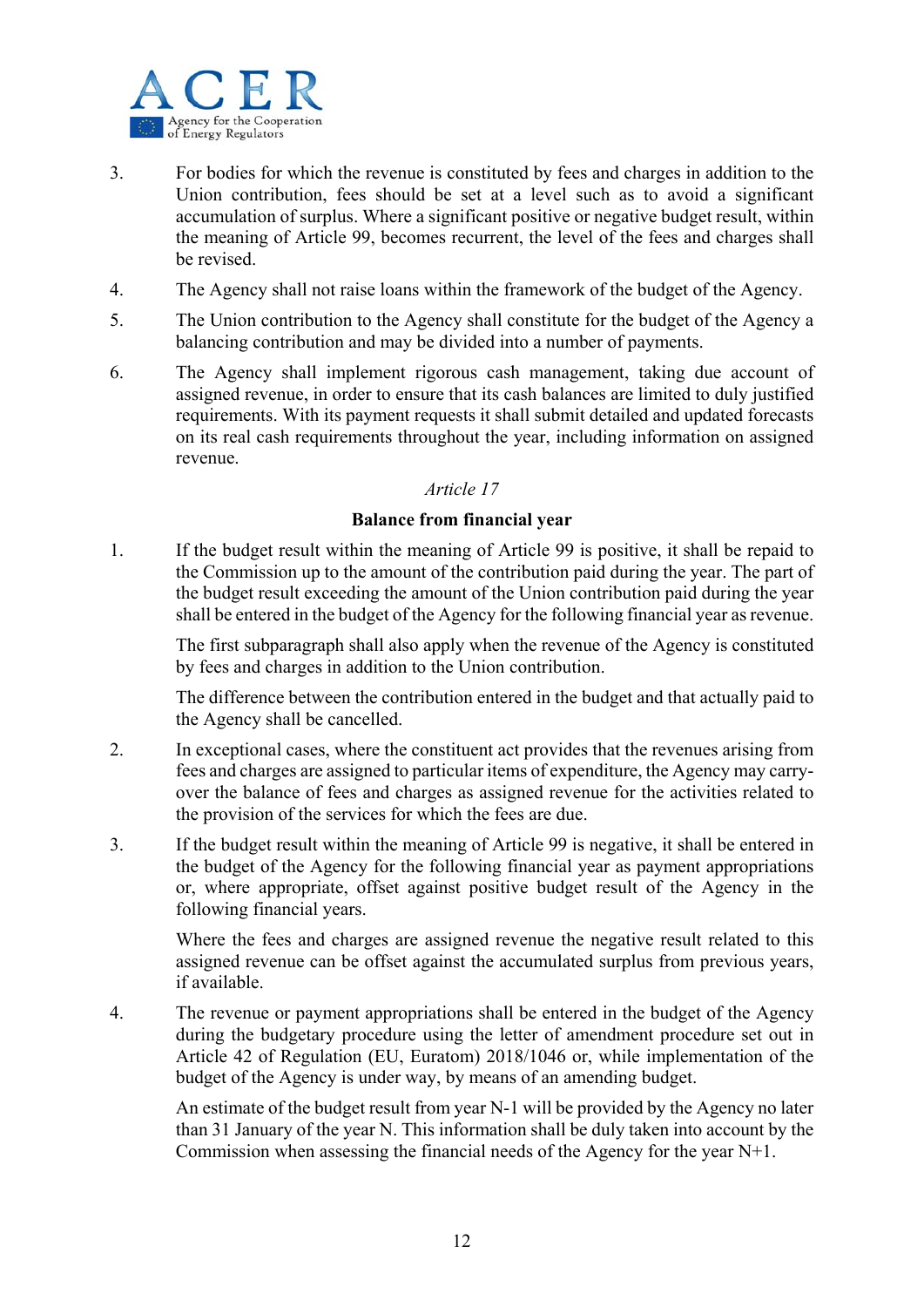3. For bodies for which the revenue is constituted by fees and charges in addition to the Union contribution, fees should be set at a level such as to avoid a significant accumulation of surplus. Where a significant positive or negative budget result, within the meaning of Article 99, becomes recurrent, the level of the fees and charges shall be revised.

4. The Agency shall not raise loans within the framework of the budget of the Agency.

5. The Union contribution to the Agency shall constitute for the budget of the Agency a balancing contribution and may be divided into a number of payments.

6. The Agency shall implement rigorous cash management, taking due account of assigned revenue, in order to ensure that its cash balances are limited to duly justified requirements. With its payment requests it shall submit detailed and updated forecasts on its real cash requirements throughout the year, including information on assigned revenue.

*Article 17*

**Balance from financial year**

1. If the budget result within the meaning of Article 99 is positive, it shall be repaid to the Commission up to the amount of the contribution paid during the year. The part of the budget result exceeding the amount of the Union contribution paid during the year shall be entered in the budget of the Agency for the following financial year as revenue.

   The first subparagraph shall also apply when the revenue of the Agency is constituted by fees and charges in addition to the Union contribution.

   The difference between the contribution entered in the budget and that actually paid to the Agency shall be cancelled.

2. In exceptional cases, where the constituent act provides that the revenues arising from fees and charges are assigned to particular items of expenditure, the Agency may carry-over the balance of fees and charges as assigned revenue for the activities related to the provision of the services for which the fees are due.

3. If the budget result within the meaning of Article 99 is negative, it shall be entered in the budget of the Agency for the following financial year as payment appropriations or, where appropriate, offset against positive budget result of the Agency in the following financial years.

   Where the fees and charges are assigned revenue the negative result related to this assigned revenue can be offset against the accumulated surplus from previous years, if available.

4. The revenue or payment appropriations shall be entered in the budget of the Agency during the budgetary procedure using the letter of amendment procedure set out in Article 42 of Regulation (EU, Euratom) 2018/1046 or, while implementation of the budget of the Agency is under way, by means of an amending budget.

   An estimate of the budget result from year N-1 will be provided by the Agency no later than 31 January of the year N. This information shall be duly taken into account by the Commission when assessing the financial needs of the Agency for the year N+1.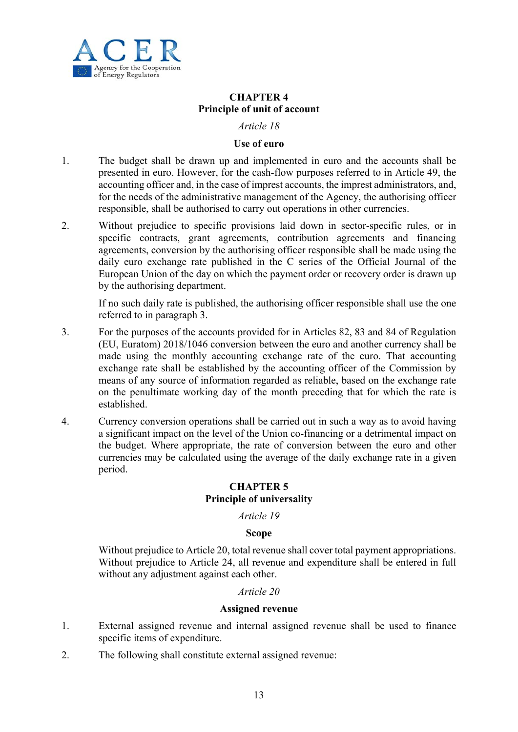## CHAPTER 4
## Principle of unit of account

*Article 18*

**Use of euro**

1. The budget shall be drawn up and implemented in euro and the accounts shall be presented in euro. However, for the cash-flow purposes referred to in Article 49, the accounting officer and, in the case of imprest accounts, the imprest administrators, and, for the needs of the administrative management of the Agency, the authorising officer responsible, shall be authorised to carry out operations in other currencies.

2. Without prejudice to specific provisions laid down in sector-specific rules, or in specific contracts, grant agreements, contribution agreements and financing agreements, conversion by the authorising officer responsible shall be made using the daily euro exchange rate published in the C series of the Official Journal of the European Union of the day on which the payment order or recovery order is drawn up by the authorising department.

   If no such daily rate is published, the authorising officer responsible shall use the one referred to in paragraph 3.

3. For the purposes of the accounts provided for in Articles 82, 83 and 84 of Regulation (EU, Euratom) 2018/1046 conversion between the euro and another currency shall be made using the monthly accounting exchange rate of the euro. That accounting exchange rate shall be established by the accounting officer of the Commission by means of any source of information regarded as reliable, based on the exchange rate on the penultimate working day of the month preceding that for which the rate is established.

4. Currency conversion operations shall be carried out in such a way as to avoid having a significant impact on the level of the Union co-financing or a detrimental impact on the budget. Where appropriate, the rate of conversion between the euro and other currencies may be calculated using the average of the daily exchange rate in a given period.

## CHAPTER 5
## Principle of universality

*Article 19*

**Scope**

Without prejudice to Article 20, total revenue shall cover total payment appropriations. Without prejudice to Article 24, all revenue and expenditure shall be entered in full without any adjustment against each other.

*Article 20*

**Assigned revenue**

1. External assigned revenue and internal assigned revenue shall be used to finance specific items of expenditure.

2. The following shall constitute external assigned revenue: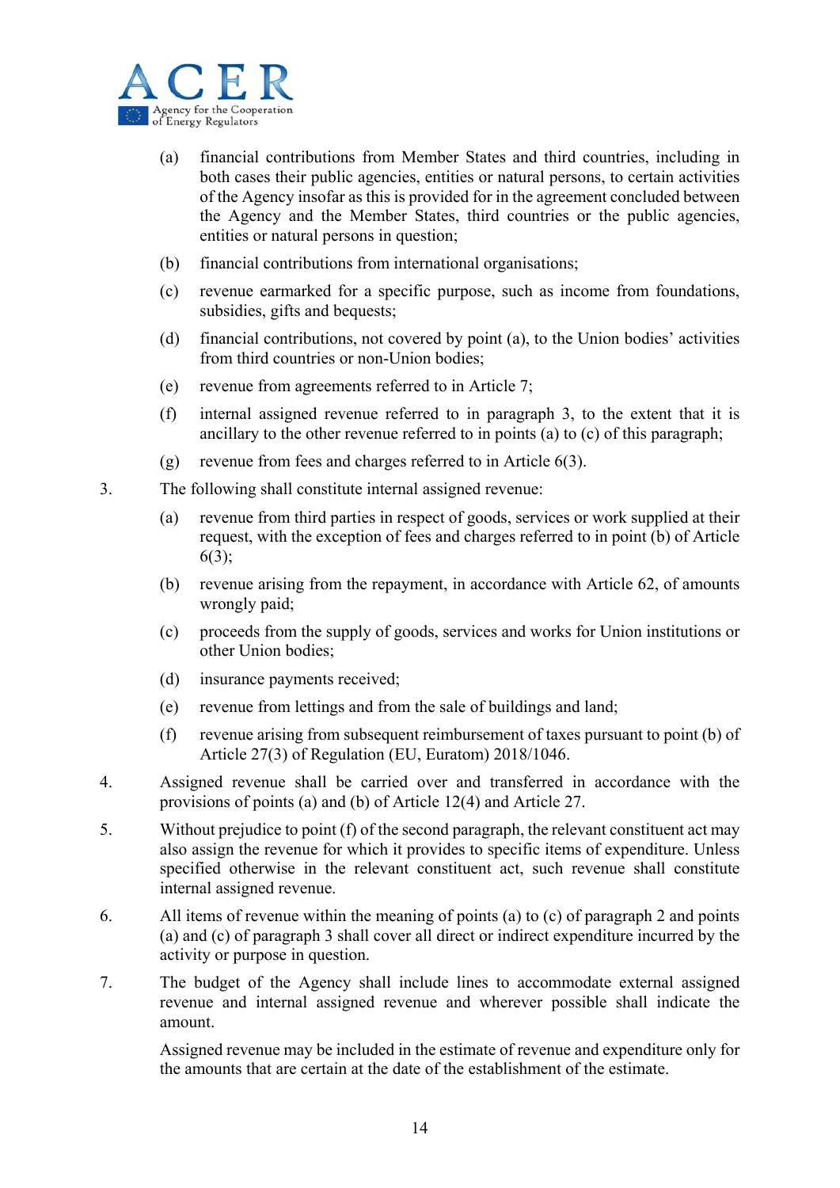(a) financial contributions from Member States and third countries, including in both cases their public agencies, entities or natural persons, to certain activities of the Agency insofar as this is provided for in the agreement concluded between the Agency and the Member States, third countries or the public agencies, entities or natural persons in question;

(b) financial contributions from international organisations;

(c) revenue earmarked for a specific purpose, such as income from foundations, subsidies, gifts and bequests;

(d) financial contributions, not covered by point (a), to the Union bodies' activities from third countries or non-Union bodies;

(e) revenue from agreements referred to in Article 7;

(f) internal assigned revenue referred to in paragraph 3, to the extent that it is ancillary to the other revenue referred to in points (a) to (c) of this paragraph;

(g) revenue from fees and charges referred to in Article 6(3).

3. The following shall constitute internal assigned revenue:

(a) revenue from third parties in respect of goods, services or work supplied at their request, with the exception of fees and charges referred to in point (b) of Article 6(3);

(b) revenue arising from the repayment, in accordance with Article 62, of amounts wrongly paid;

(c) proceeds from the supply of goods, services and works for Union institutions or other Union bodies;

(d) insurance payments received;

(e) revenue from lettings and from the sale of buildings and land;

(f) revenue arising from subsequent reimbursement of taxes pursuant to point (b) of Article 27(3) of Regulation (EU, Euratom) 2018/1046.

4. Assigned revenue shall be carried over and transferred in accordance with the provisions of points (a) and (b) of Article 12(4) and Article 27.

5. Without prejudice to point (f) of the second paragraph, the relevant constituent act may also assign the revenue for which it provides to specific items of expenditure. Unless specified otherwise in the relevant constituent act, such revenue shall constitute internal assigned revenue.

6. All items of revenue within the meaning of points (a) to (c) of paragraph 2 and points (a) and (c) of paragraph 3 shall cover all direct or indirect expenditure incurred by the activity or purpose in question.

7. The budget of the Agency shall include lines to accommodate external assigned revenue and internal assigned revenue and wherever possible shall indicate the amount.

Assigned revenue may be included in the estimate of revenue and expenditure only for the amounts that are certain at the date of the establishment of the estimate.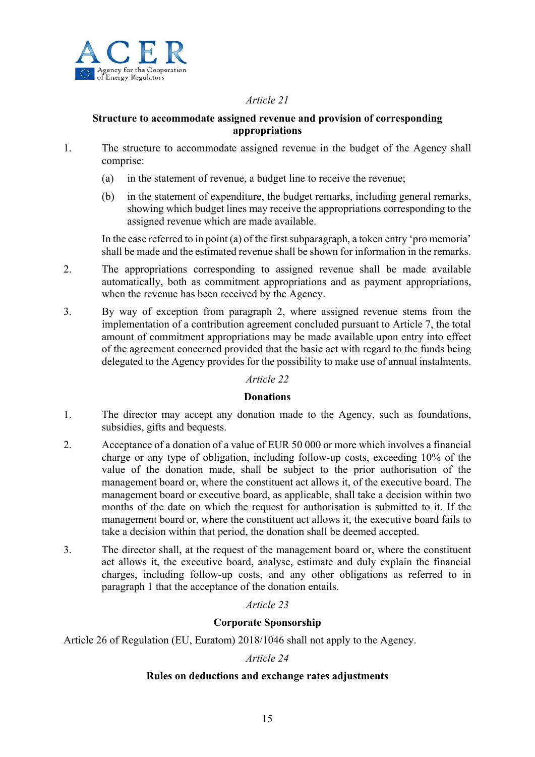*Article 21*

**Structure to accommodate assigned revenue and provision of corresponding appropriations**

1. The structure to accommodate assigned revenue in the budget of the Agency shall comprise:

   (a) in the statement of revenue, a budget line to receive the revenue;

   (b) in the statement of expenditure, the budget remarks, including general remarks, showing which budget lines may receive the appropriations corresponding to the assigned revenue which are made available.

   In the case referred to in point (a) of the first subparagraph, a token entry 'pro memoria' shall be made and the estimated revenue shall be shown for information in the remarks.

2. The appropriations corresponding to assigned revenue shall be made available automatically, both as commitment appropriations and as payment appropriations, when the revenue has been received by the Agency.

3. By way of exception from paragraph 2, where assigned revenue stems from the implementation of a contribution agreement concluded pursuant to Article 7, the total amount of commitment appropriations may be made available upon entry into effect of the agreement concerned provided that the basic act with regard to the funds being delegated to the Agency provides for the possibility to make use of annual instalments.

*Article 22*

**Donations**

1. The director may accept any donation made to the Agency, such as foundations, subsidies, gifts and bequests.

2. Acceptance of a donation of a value of EUR 50 000 or more which involves a financial charge or any type of obligation, including follow-up costs, exceeding 10% of the value of the donation made, shall be subject to the prior authorisation of the management board or, where the constituent act allows it, of the executive board. The management board or executive board, as applicable, shall take a decision within two months of the date on which the request for authorisation is submitted to it. If the management board or, where the constituent act allows it, the executive board fails to take a decision within that period, the donation shall be deemed accepted.

3. The director shall, at the request of the management board or, where the constituent act allows it, the executive board, analyse, estimate and duly explain the financial charges, including follow-up costs, and any other obligations as referred to in paragraph 1 that the acceptance of the donation entails.

*Article 23*

**Corporate Sponsorship**

Article 26 of Regulation (EU, Euratom) 2018/1046 shall not apply to the Agency.

*Article 24*

**Rules on deductions and exchange rates adjustments**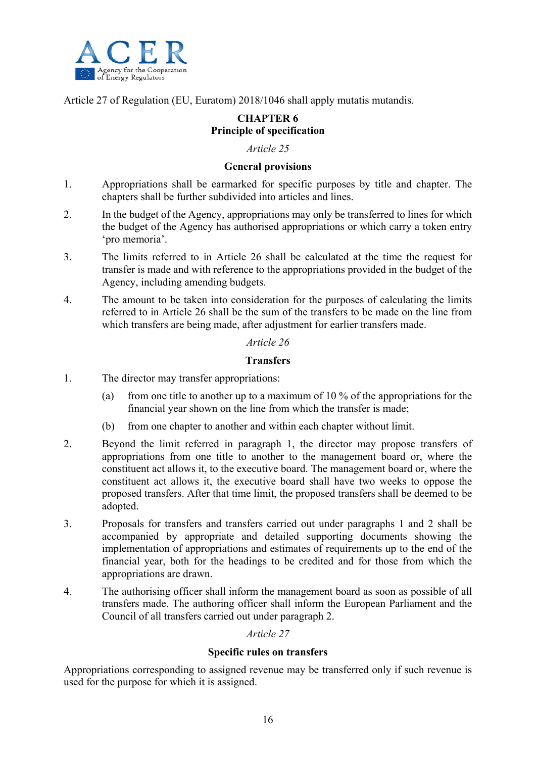Article 27 of Regulation (EU, Euratom) 2018/1046 shall apply mutatis mutandis.

## CHAPTER 6
## Principle of specification

*Article 25*

### General provisions

1. Appropriations shall be earmarked for specific purposes by title and chapter. The chapters shall be further subdivided into articles and lines.
2. In the budget of the Agency, appropriations may only be transferred to lines for which the budget of the Agency has authorised appropriations or which carry a token entry 'pro memoria'.
3. The limits referred to in Article 26 shall be calculated at the time the request for transfer is made and with reference to the appropriations provided in the budget of the Agency, including amending budgets.
4. The amount to be taken into consideration for the purposes of calculating the limits referred to in Article 26 shall be the sum of the transfers to be made on the line from which transfers are being made, after adjustment for earlier transfers made.

*Article 26*

### Transfers

1. The director may transfer appropriations:
   (a) from one title to another up to a maximum of 10 % of the appropriations for the financial year shown on the line from which the transfer is made;
   (b) from one chapter to another and within each chapter without limit.
2. Beyond the limit referred in paragraph 1, the director may propose transfers of appropriations from one title to another to the management board or, where the constituent act allows it, to the executive board. The management board or, where the constituent act allows it, the executive board shall have two weeks to oppose the proposed transfers. After that time limit, the proposed transfers shall be deemed to be adopted.
3. Proposals for transfers and transfers carried out under paragraphs 1 and 2 shall be accompanied by appropriate and detailed supporting documents showing the implementation of appropriations and estimates of requirements up to the end of the financial year, both for the headings to be credited and for those from which the appropriations are drawn.
4. The authorising officer shall inform the management board as soon as possible of all transfers made. The authoring officer shall inform the European Parliament and the Council of all transfers carried out under paragraph 2.

*Article 27*

### Specific rules on transfers

Appropriations corresponding to assigned revenue may be transferred only if such revenue is used for the purpose for which it is assigned.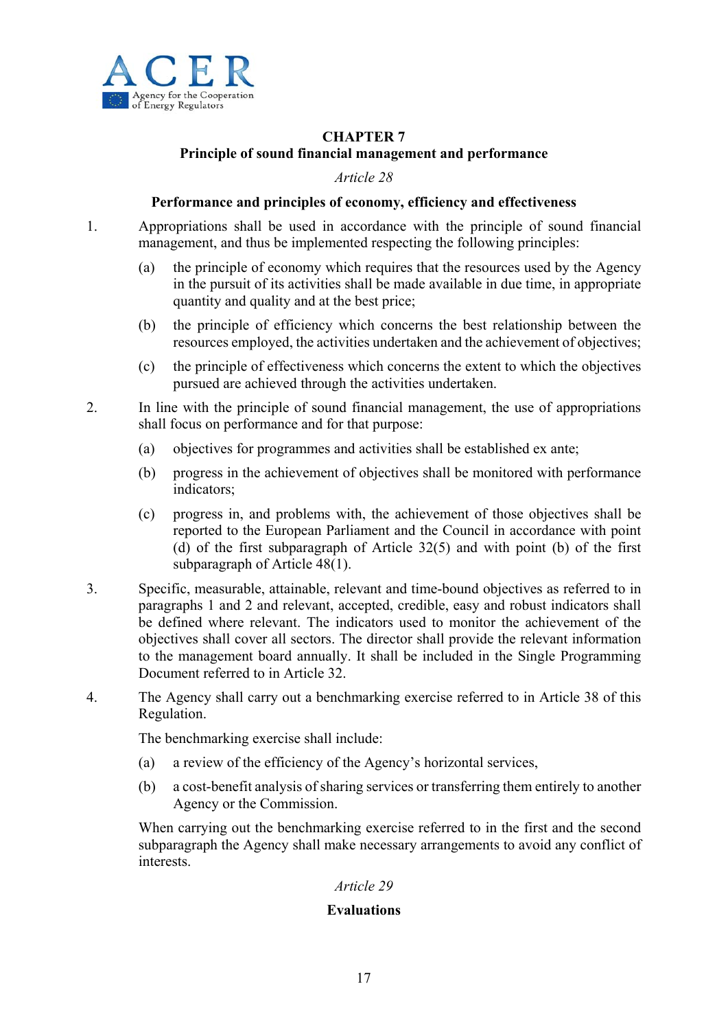## CHAPTER 7
## Principle of sound financial management and performance

*Article 28*

### Performance and principles of economy, efficiency and effectiveness

1. Appropriations shall be used in accordance with the principle of sound financial management, and thus be implemented respecting the following principles:

    (a) the principle of economy which requires that the resources used by the Agency in the pursuit of its activities shall be made available in due time, in appropriate quantity and quality and at the best price;

    (b) the principle of efficiency which concerns the best relationship between the resources employed, the activities undertaken and the achievement of objectives;

    (c) the principle of effectiveness which concerns the extent to which the objectives pursued are achieved through the activities undertaken.

2. In line with the principle of sound financial management, the use of appropriations shall focus on performance and for that purpose:

    (a) objectives for programmes and activities shall be established ex ante;

    (b) progress in the achievement of objectives shall be monitored with performance indicators;

    (c) progress in, and problems with, the achievement of those objectives shall be reported to the European Parliament and the Council in accordance with point (d) of the first subparagraph of Article 32(5) and with point (b) of the first subparagraph of Article 48(1).

3. Specific, measurable, attainable, relevant and time-bound objectives as referred to in paragraphs 1 and 2 and relevant, accepted, credible, easy and robust indicators shall be defined where relevant. The indicators used to monitor the achievement of the objectives shall cover all sectors. The director shall provide the relevant information to the management board annually. It shall be included in the Single Programming Document referred to in Article 32.

4. The Agency shall carry out a benchmarking exercise referred to in Article 38 of this Regulation.

    The benchmarking exercise shall include:

    (a) a review of the efficiency of the Agency's horizontal services,

    (b) a cost-benefit analysis of sharing services or transferring them entirely to another Agency or the Commission.

    When carrying out the benchmarking exercise referred to in the first and the second subparagraph the Agency shall make necessary arrangements to avoid any conflict of interests.

*Article 29*

### Evaluations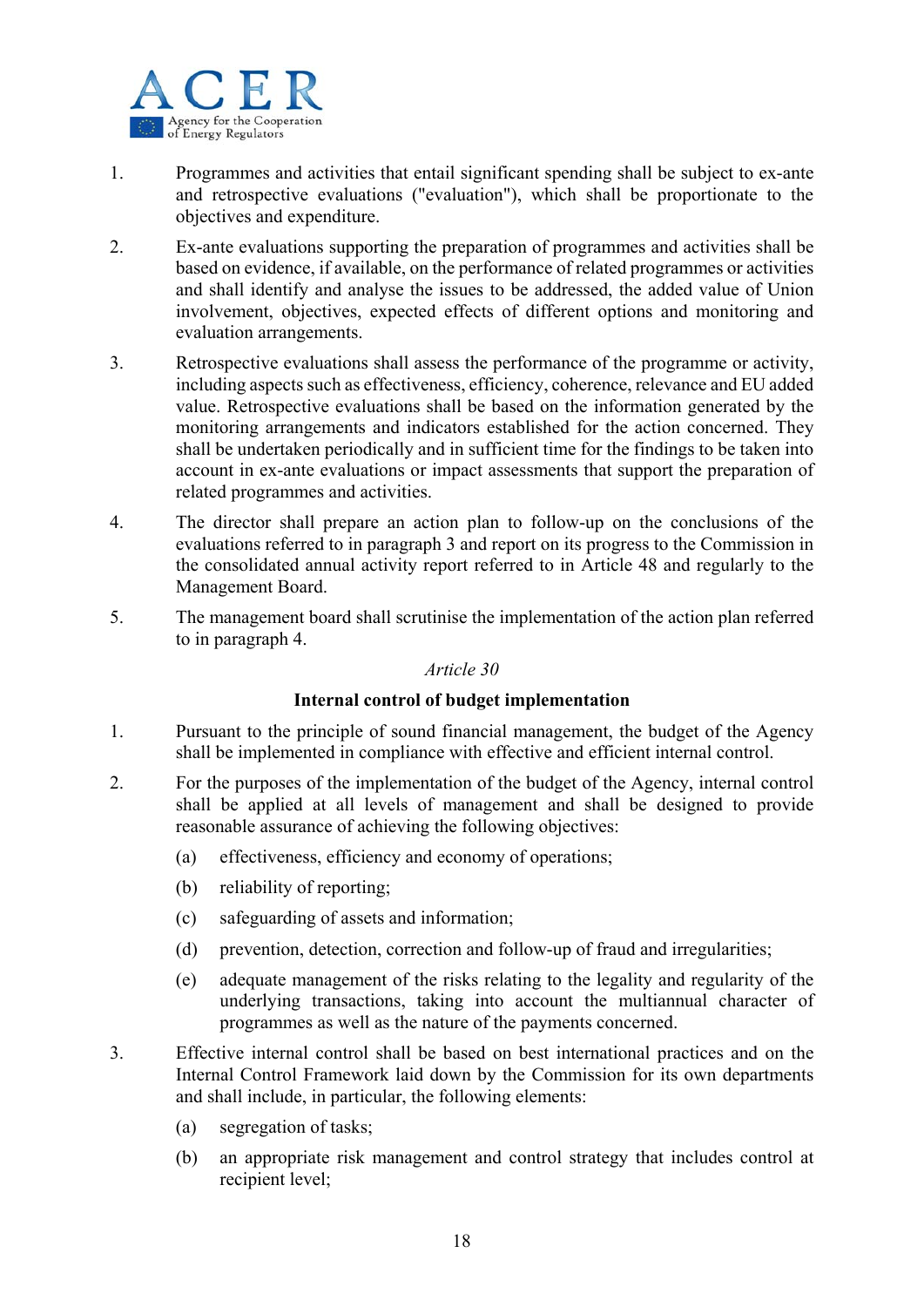1. Programmes and activities that entail significant spending shall be subject to ex-ante and retrospective evaluations ("evaluation"), which shall be proportionate to the objectives and expenditure.

2. Ex-ante evaluations supporting the preparation of programmes and activities shall be based on evidence, if available, on the performance of related programmes or activities and shall identify and analyse the issues to be addressed, the added value of Union involvement, objectives, expected effects of different options and monitoring and evaluation arrangements.

3. Retrospective evaluations shall assess the performance of the programme or activity, including aspects such as effectiveness, efficiency, coherence, relevance and EU added value. Retrospective evaluations shall be based on the information generated by the monitoring arrangements and indicators established for the action concerned. They shall be undertaken periodically and in sufficient time for the findings to be taken into account in ex-ante evaluations or impact assessments that support the preparation of related programmes and activities.

4. The director shall prepare an action plan to follow-up on the conclusions of the evaluations referred to in paragraph 3 and report on its progress to the Commission in the consolidated annual activity report referred to in Article 48 and regularly to the Management Board.

5. The management board shall scrutinise the implementation of the action plan referred to in paragraph 4.

*Article 30*

**Internal control of budget implementation**

1. Pursuant to the principle of sound financial management, the budget of the Agency shall be implemented in compliance with effective and efficient internal control.

2. For the purposes of the implementation of the budget of the Agency, internal control shall be applied at all levels of management and shall be designed to provide reasonable assurance of achieving the following objectives:

   (a) effectiveness, efficiency and economy of operations;

   (b) reliability of reporting;

   (c) safeguarding of assets and information;

   (d) prevention, detection, correction and follow-up of fraud and irregularities;

   (e) adequate management of the risks relating to the legality and regularity of the underlying transactions, taking into account the multiannual character of programmes as well as the nature of the payments concerned.

3. Effective internal control shall be based on best international practices and on the Internal Control Framework laid down by the Commission for its own departments and shall include, in particular, the following elements:

   (a) segregation of tasks;

   (b) an appropriate risk management and control strategy that includes control at recipient level;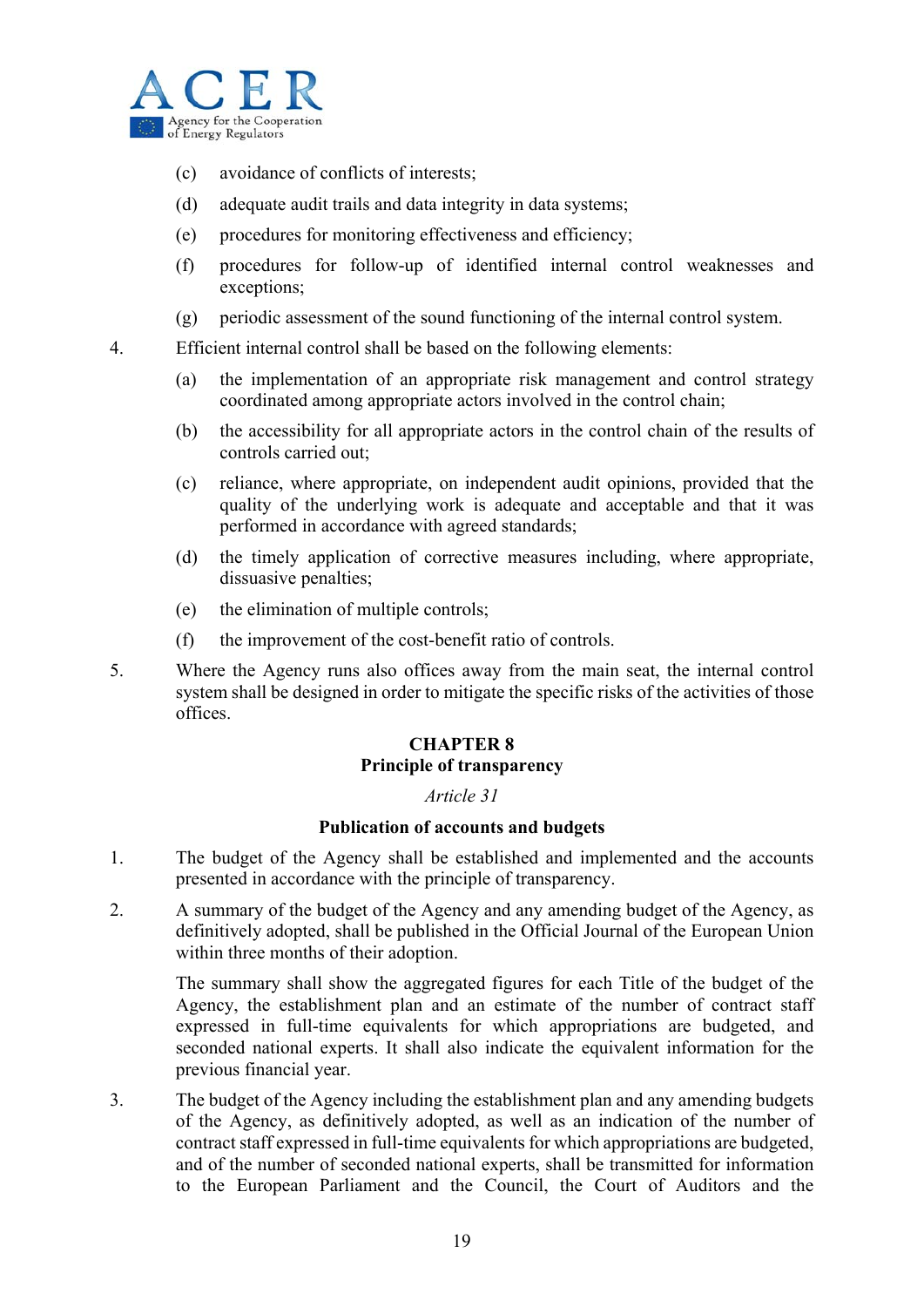(c) avoidance of conflicts of interests;

(d) adequate audit trails and data integrity in data systems;

(e) procedures for monitoring effectiveness and efficiency;

(f) procedures for follow-up of identified internal control weaknesses and exceptions;

(g) periodic assessment of the sound functioning of the internal control system.

4. Efficient internal control shall be based on the following elements:

(a) the implementation of an appropriate risk management and control strategy coordinated among appropriate actors involved in the control chain;

(b) the accessibility for all appropriate actors in the control chain of the results of controls carried out;

(c) reliance, where appropriate, on independent audit opinions, provided that the quality of the underlying work is adequate and acceptable and that it was performed in accordance with agreed standards;

(d) the timely application of corrective measures including, where appropriate, dissuasive penalties;

(e) the elimination of multiple controls;

(f) the improvement of the cost-benefit ratio of controls.

5. Where the Agency runs also offices away from the main seat, the internal control system shall be designed in order to mitigate the specific risks of the activities of those offices.

## CHAPTER 8
## Principle of transparency

*Article 31*

### Publication of accounts and budgets

1. The budget of the Agency shall be established and implemented and the accounts presented in accordance with the principle of transparency.

2. A summary of the budget of the Agency and any amending budget of the Agency, as definitively adopted, shall be published in the Official Journal of the European Union within three months of their adoption.

   The summary shall show the aggregated figures for each Title of the budget of the Agency, the establishment plan and an estimate of the number of contract staff expressed in full-time equivalents for which appropriations are budgeted, and seconded national experts. It shall also indicate the equivalent information for the previous financial year.

3. The budget of the Agency including the establishment plan and any amending budgets of the Agency, as definitively adopted, as well as an indication of the number of contract staff expressed in full-time equivalents for which appropriations are budgeted, and of the number of seconded national experts, shall be transmitted for information to the European Parliament and the Council, the Court of Auditors and the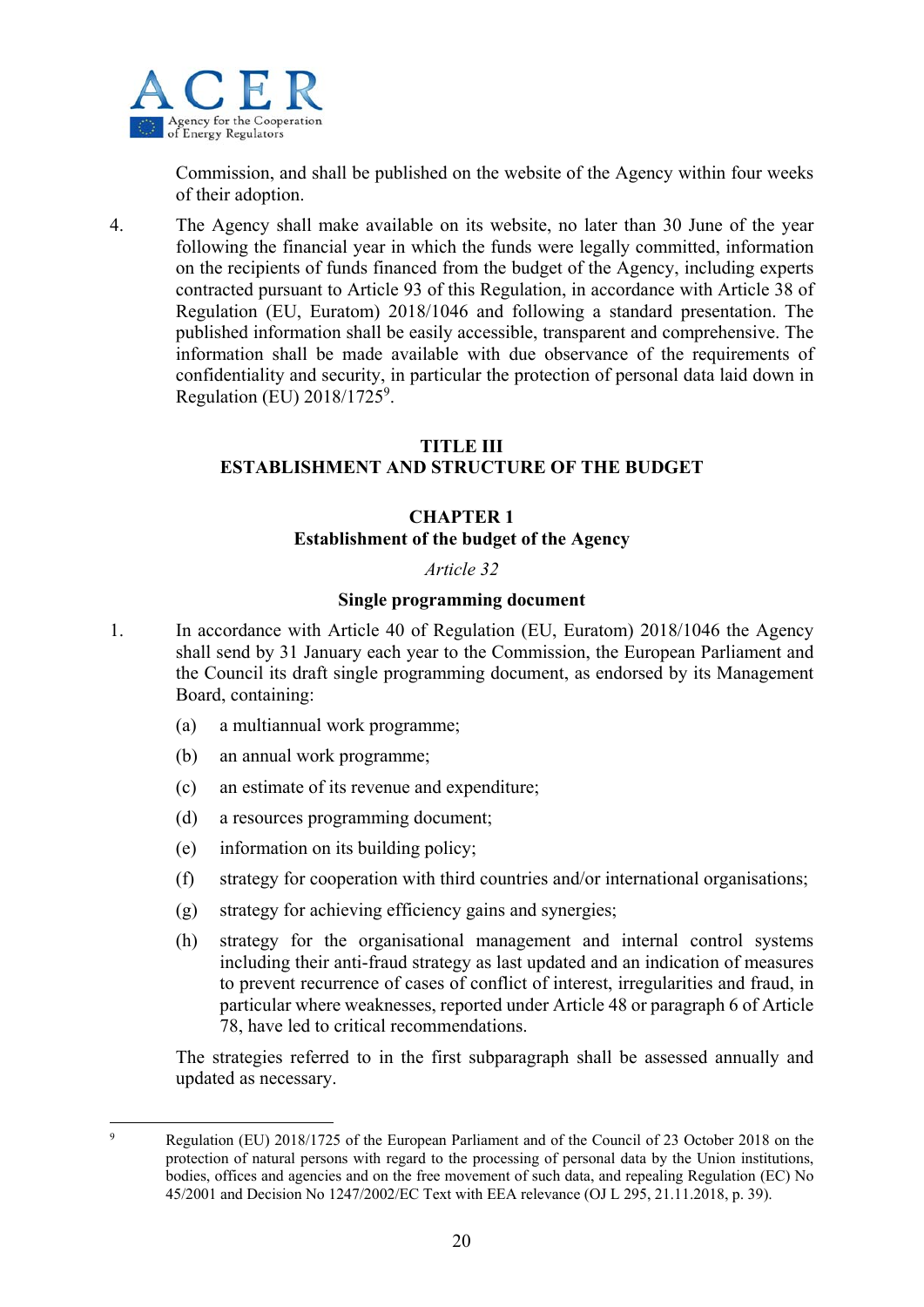Commission, and shall be published on the website of the Agency within four weeks of their adoption.

4. The Agency shall make available on its website, no later than 30 June of the year following the financial year in which the funds were legally committed, information on the recipients of funds financed from the budget of the Agency, including experts contracted pursuant to Article 93 of this Regulation, in accordance with Article 38 of Regulation (EU, Euratom) 2018/1046 and following a standard presentation. The published information shall be easily accessible, transparent and comprehensive. The information shall be made available with due observance of the requirements of confidentiality and security, in particular the protection of personal data laid down in Regulation (EU) 2018/1725[9].

## TITLE III
## ESTABLISHMENT AND STRUCTURE OF THE BUDGET

### CHAPTER 1
### Establishment of the budget of the Agency

*Article 32*

**Single programming document**

1. In accordance with Article 40 of Regulation (EU, Euratom) 2018/1046 the Agency shall send by 31 January each year to the Commission, the European Parliament and the Council its draft single programming document, as endorsed by its Management Board, containing:

   (a) a multiannual work programme;

   (b) an annual work programme;

   (c) an estimate of its revenue and expenditure;

   (d) a resources programming document;

   (e) information on its building policy;

   (f) strategy for cooperation with third countries and/or international organisations;

   (g) strategy for achieving efficiency gains and synergies;

   (h) strategy for the organisational management and internal control systems including their anti-fraud strategy as last updated and an indication of measures to prevent recurrence of cases of conflict of interest, irregularities and fraud, in particular where weaknesses, reported under Article 48 or paragraph 6 of Article 78, have led to critical recommendations.

   The strategies referred to in the first subparagraph shall be assessed annually and updated as necessary.

---

[9] Regulation (EU) 2018/1725 of the European Parliament and of the Council of 23 October 2018 on the protection of natural persons with regard to the processing of personal data by the Union institutions, bodies, offices and agencies and on the free movement of such data, and repealing Regulation (EC) No 45/2001 and Decision No 1247/2002/EC Text with EEA relevance (OJ L 295, 21.11.2018, p. 39).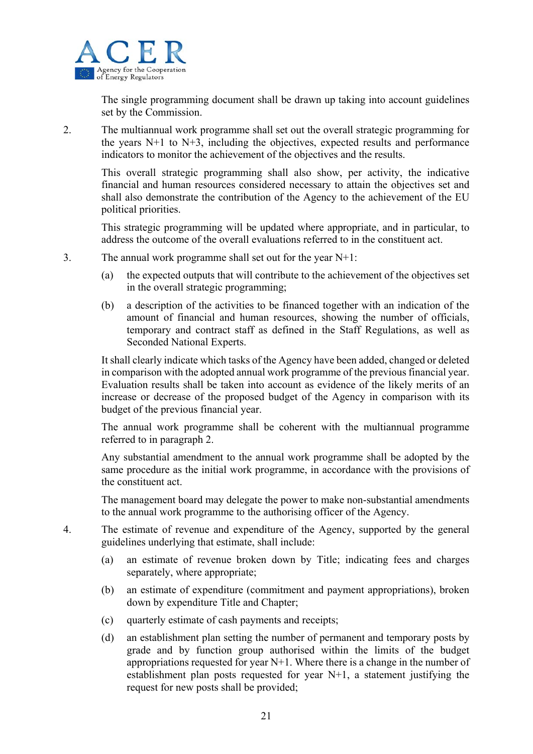The single programming document shall be drawn up taking into account guidelines set by the Commission.

2. The multiannual work programme shall set out the overall strategic programming for the years N+1 to N+3, including the objectives, expected results and performance indicators to monitor the achievement of the objectives and the results.

   This overall strategic programming shall also show, per activity, the indicative financial and human resources considered necessary to attain the objectives set and shall also demonstrate the contribution of the Agency to the achievement of the EU political priorities.

   This strategic programming will be updated where appropriate, and in particular, to address the outcome of the overall evaluations referred to in the constituent act.

3. The annual work programme shall set out for the year N+1:

   (a) the expected outputs that will contribute to the achievement of the objectives set in the overall strategic programming;

   (b) a description of the activities to be financed together with an indication of the amount of financial and human resources, showing the number of officials, temporary and contract staff as defined in the Staff Regulations, as well as Seconded National Experts.

   It shall clearly indicate which tasks of the Agency have been added, changed or deleted in comparison with the adopted annual work programme of the previous financial year. Evaluation results shall be taken into account as evidence of the likely merits of an increase or decrease of the proposed budget of the Agency in comparison with its budget of the previous financial year.

   The annual work programme shall be coherent with the multiannual programme referred to in paragraph 2.

   Any substantial amendment to the annual work programme shall be adopted by the same procedure as the initial work programme, in accordance with the provisions of the constituent act.

   The management board may delegate the power to make non-substantial amendments to the annual work programme to the authorising officer of the Agency.

4. The estimate of revenue and expenditure of the Agency, supported by the general guidelines underlying that estimate, shall include:

   (a) an estimate of revenue broken down by Title; indicating fees and charges separately, where appropriate;

   (b) an estimate of expenditure (commitment and payment appropriations), broken down by expenditure Title and Chapter;

   (c) quarterly estimate of cash payments and receipts;

   (d) an establishment plan setting the number of permanent and temporary posts by grade and by function group authorised within the limits of the budget appropriations requested for year N+1. Where there is a change in the number of establishment plan posts requested for year N+1, a statement justifying the request for new posts shall be provided;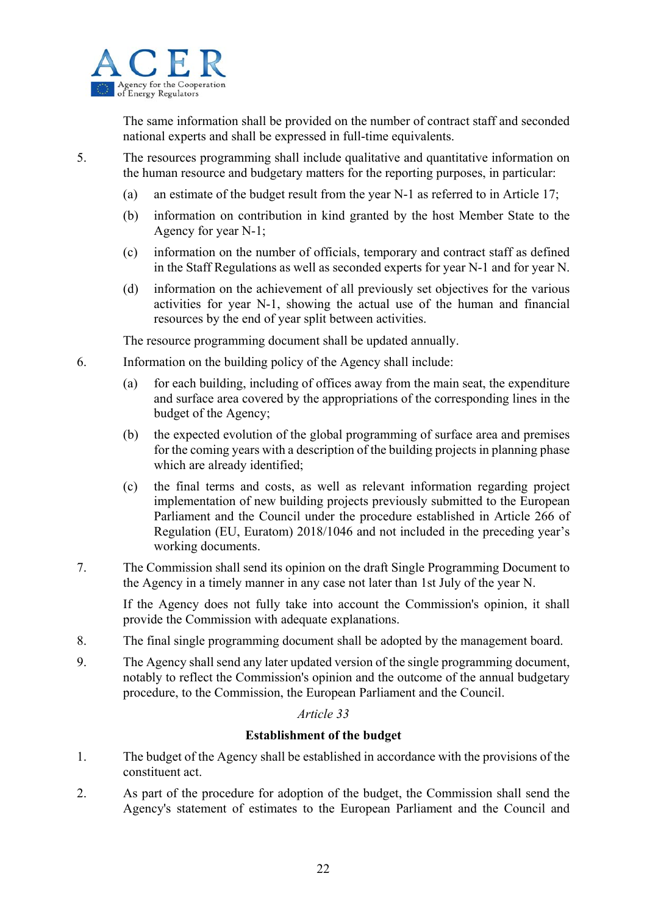The same information shall be provided on the number of contract staff and seconded national experts and shall be expressed in full-time equivalents.

5. The resources programming shall include qualitative and quantitative information on the human resource and budgetary matters for the reporting purposes, in particular:

   (a) an estimate of the budget result from the year N-1 as referred to in Article 17;

   (b) information on contribution in kind granted by the host Member State to the Agency for year N-1;

   (c) information on the number of officials, temporary and contract staff as defined in the Staff Regulations as well as seconded experts for year N-1 and for year N.

   (d) information on the achievement of all previously set objectives for the various activities for year N-1, showing the actual use of the human and financial resources by the end of year split between activities.

   The resource programming document shall be updated annually.

6. Information on the building policy of the Agency shall include:

   (a) for each building, including of offices away from the main seat, the expenditure and surface area covered by the appropriations of the corresponding lines in the budget of the Agency;

   (b) the expected evolution of the global programming of surface area and premises for the coming years with a description of the building projects in planning phase which are already identified;

   (c) the final terms and costs, as well as relevant information regarding project implementation of new building projects previously submitted to the European Parliament and the Council under the procedure established in Article 266 of Regulation (EU, Euratom) 2018/1046 and not included in the preceding year's working documents.

7. The Commission shall send its opinion on the draft Single Programming Document to the Agency in a timely manner in any case not later than 1st July of the year N.

   If the Agency does not fully take into account the Commission's opinion, it shall provide the Commission with adequate explanations.

8. The final single programming document shall be adopted by the management board.

9. The Agency shall send any later updated version of the single programming document, notably to reflect the Commission's opinion and the outcome of the annual budgetary procedure, to the Commission, the European Parliament and the Council.

*Article 33*

**Establishment of the budget**

1. The budget of the Agency shall be established in accordance with the provisions of the constituent act.

2. As part of the procedure for adoption of the budget, the Commission shall send the Agency's statement of estimates to the European Parliament and the Council and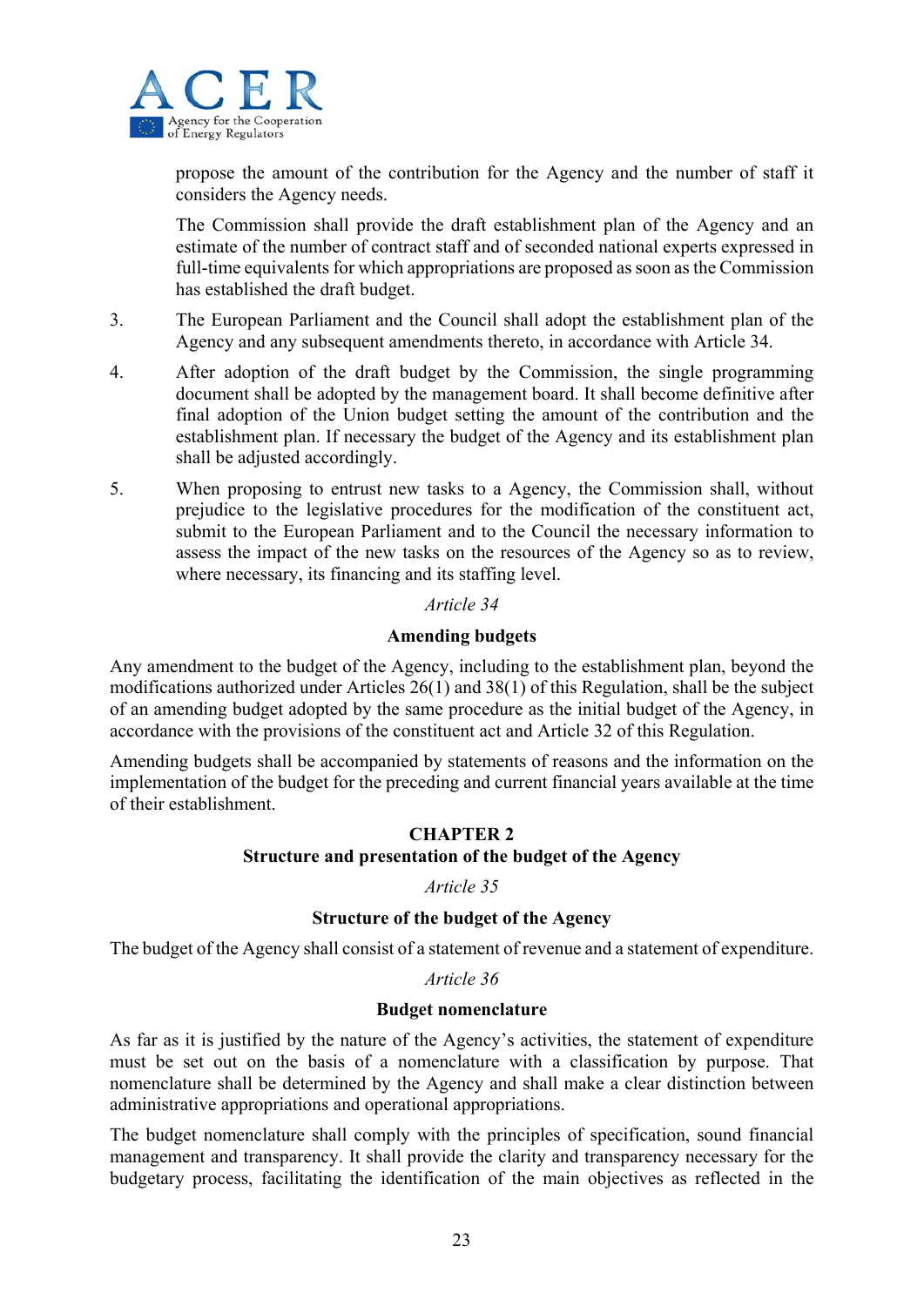propose the amount of the contribution for the Agency and the number of staff it considers the Agency needs.

The Commission shall provide the draft establishment plan of the Agency and an estimate of the number of contract staff and of seconded national experts expressed in full-time equivalents for which appropriations are proposed as soon as the Commission has established the draft budget.

3. The European Parliament and the Council shall adopt the establishment plan of the Agency and any subsequent amendments thereto, in accordance with Article 34.

4. After adoption of the draft budget by the Commission, the single programming document shall be adopted by the management board. It shall become definitive after final adoption of the Union budget setting the amount of the contribution and the establishment plan. If necessary the budget of the Agency and its establishment plan shall be adjusted accordingly.

5. When proposing to entrust new tasks to a Agency, the Commission shall, without prejudice to the legislative procedures for the modification of the constituent act, submit to the European Parliament and to the Council the necessary information to assess the impact of the new tasks on the resources of the Agency so as to review, where necessary, its financing and its staffing level.

*Article 34*

**Amending budgets**

Any amendment to the budget of the Agency, including to the establishment plan, beyond the modifications authorized under Articles 26(1) and 38(1) of this Regulation, shall be the subject of an amending budget adopted by the same procedure as the initial budget of the Agency, in accordance with the provisions of the constituent act and Article 32 of this Regulation.

Amending budgets shall be accompanied by statements of reasons and the information on the implementation of the budget for the preceding and current financial years available at the time of their establishment.

## CHAPTER 2
## Structure and presentation of the budget of the Agency

*Article 35*

**Structure of the budget of the Agency**

The budget of the Agency shall consist of a statement of revenue and a statement of expenditure.

*Article 36*

**Budget nomenclature**

As far as it is justified by the nature of the Agency's activities, the statement of expenditure must be set out on the basis of a nomenclature with a classification by purpose. That nomenclature shall be determined by the Agency and shall make a clear distinction between administrative appropriations and operational appropriations.

The budget nomenclature shall comply with the principles of specification, sound financial management and transparency. It shall provide the clarity and transparency necessary for the budgetary process, facilitating the identification of the main objectives as reflected in the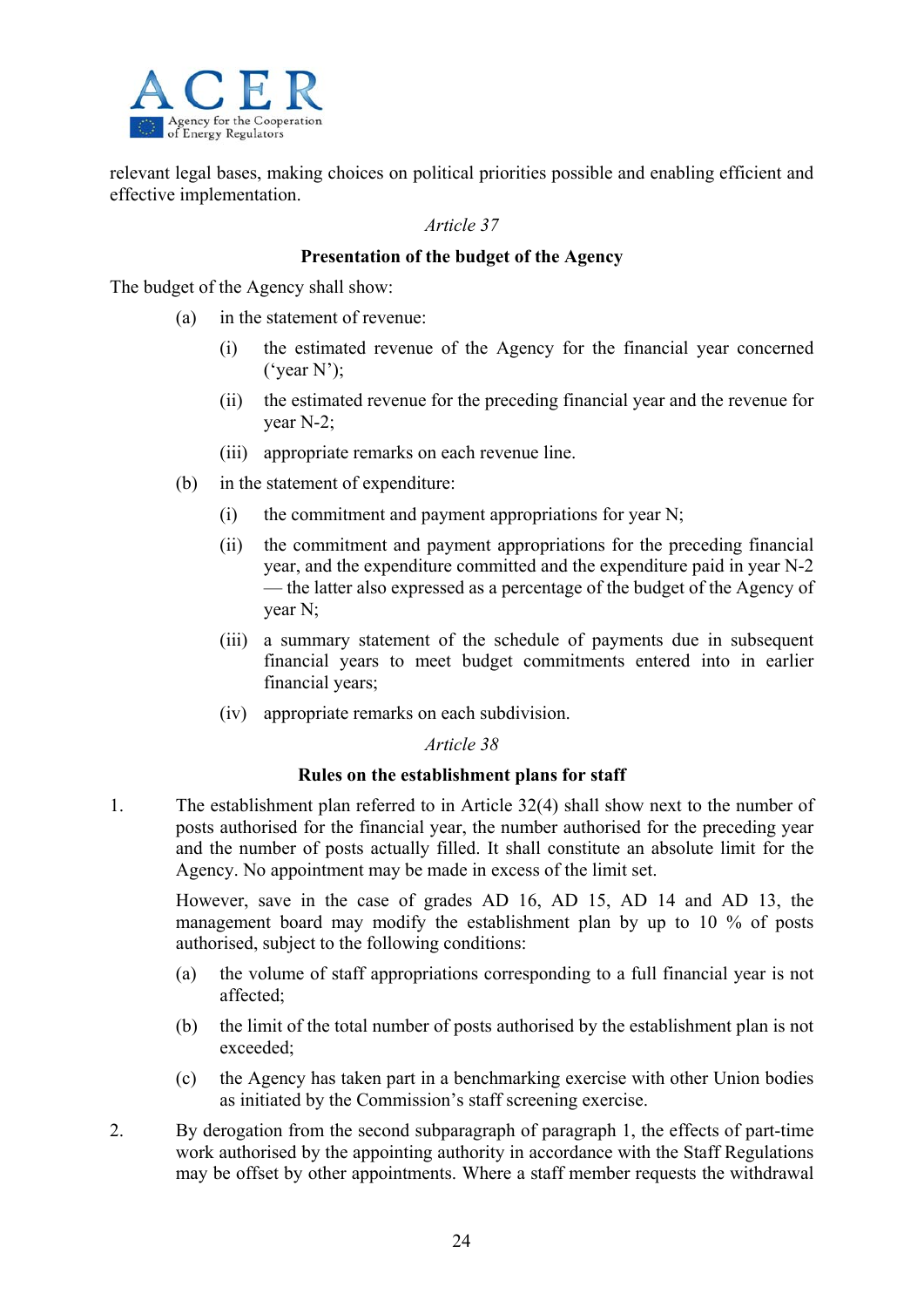relevant legal bases, making choices on political priorities possible and enabling efficient and effective implementation.

*Article 37*

**Presentation of the budget of the Agency**

The budget of the Agency shall show:

(a) in the statement of revenue:

  (i) the estimated revenue of the Agency for the financial year concerned ('year N');

  (ii) the estimated revenue for the preceding financial year and the revenue for year N-2;

  (iii) appropriate remarks on each revenue line.

(b) in the statement of expenditure:

  (i) the commitment and payment appropriations for year N;

  (ii) the commitment and payment appropriations for the preceding financial year, and the expenditure committed and the expenditure paid in year N-2 — the latter also expressed as a percentage of the budget of the Agency of year N;

  (iii) a summary statement of the schedule of payments due in subsequent financial years to meet budget commitments entered into in earlier financial years;

  (iv) appropriate remarks on each subdivision.

*Article 38*

**Rules on the establishment plans for staff**

1. The establishment plan referred to in Article 32(4) shall show next to the number of posts authorised for the financial year, the number authorised for the preceding year and the number of posts actually filled. It shall constitute an absolute limit for the Agency. No appointment may be made in excess of the limit set.

   However, save in the case of grades AD 16, AD 15, AD 14 and AD 13, the management board may modify the establishment plan by up to 10 % of posts authorised, subject to the following conditions:

   (a) the volume of staff appropriations corresponding to a full financial year is not affected;

   (b) the limit of the total number of posts authorised by the establishment plan is not exceeded;

   (c) the Agency has taken part in a benchmarking exercise with other Union bodies as initiated by the Commission's staff screening exercise.

2. By derogation from the second subparagraph of paragraph 1, the effects of part-time work authorised by the appointing authority in accordance with the Staff Regulations may be offset by other appointments. Where a staff member requests the withdrawal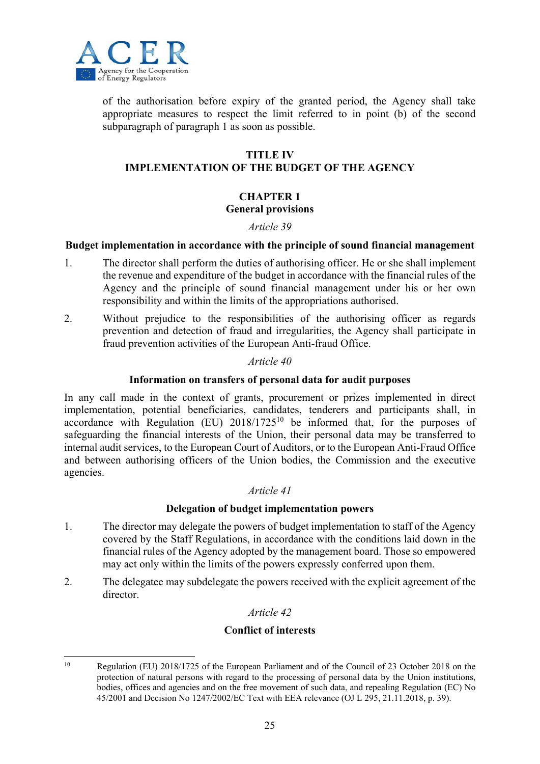of the authorisation before expiry of the granted period, the Agency shall take appropriate measures to respect the limit referred to in point (b) of the second subparagraph of paragraph 1 as soon as possible.

## TITLE IV
## IMPLEMENTATION OF THE BUDGET OF THE AGENCY

### CHAPTER 1
### General provisions

*Article 39*

**Budget implementation in accordance with the principle of sound financial management**

1. The director shall perform the duties of authorising officer. He or she shall implement the revenue and expenditure of the budget in accordance with the financial rules of the Agency and the principle of sound financial management under his or her own responsibility and within the limits of the appropriations authorised.

2. Without prejudice to the responsibilities of the authorising officer as regards prevention and detection of fraud and irregularities, the Agency shall participate in fraud prevention activities of the European Anti-fraud Office.

*Article 40*

**Information on transfers of personal data for audit purposes**

In any call made in the context of grants, procurement or prizes implemented in direct implementation, potential beneficiaries, candidates, tenderers and participants shall, in accordance with Regulation (EU) 2018/1725[10] be informed that, for the purposes of safeguarding the financial interests of the Union, their personal data may be transferred to internal audit services, to the European Court of Auditors, or to the European Anti-Fraud Office and between authorising officers of the Union bodies, the Commission and the executive agencies.

*Article 41*

**Delegation of budget implementation powers**

1. The director may delegate the powers of budget implementation to staff of the Agency covered by the Staff Regulations, in accordance with the conditions laid down in the financial rules of the Agency adopted by the management board. Those so empowered may act only within the limits of the powers expressly conferred upon them.

2. The delegatee may subdelegate the powers received with the explicit agreement of the director.

*Article 42*

**Conflict of interests**

---

[10] Regulation (EU) 2018/1725 of the European Parliament and of the Council of 23 October 2018 on the protection of natural persons with regard to the processing of personal data by the Union institutions, bodies, offices and agencies and on the free movement of such data, and repealing Regulation (EC) No 45/2001 and Decision No 1247/2002/EC Text with EEA relevance (OJ L 295, 21.11.2018, p. 39).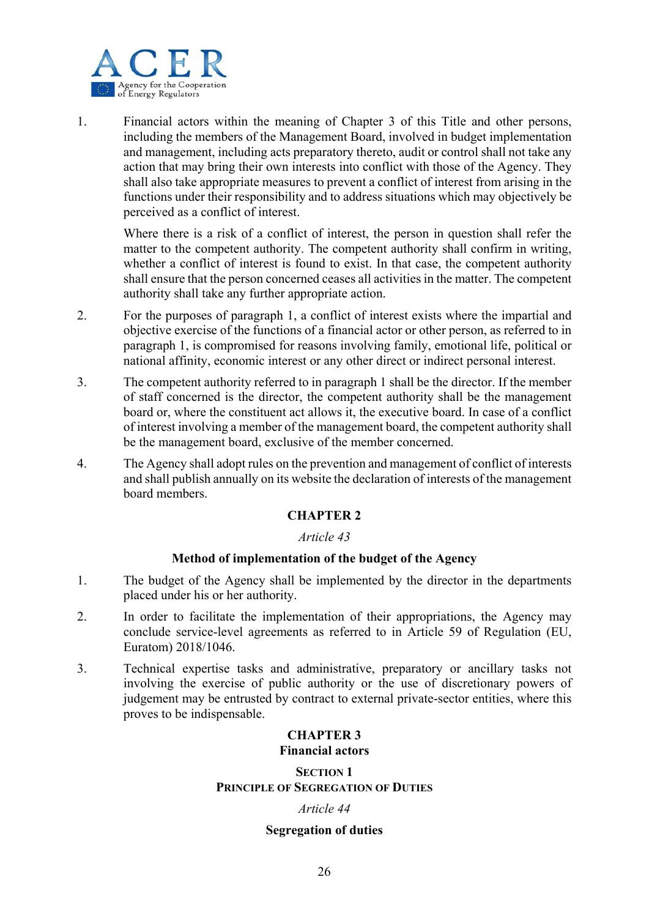1. Financial actors within the meaning of Chapter 3 of this Title and other persons, including the members of the Management Board, involved in budget implementation and management, including acts preparatory thereto, audit or control shall not take any action that may bring their own interests into conflict with those of the Agency. They shall also take appropriate measures to prevent a conflict of interest from arising in the functions under their responsibility and to address situations which may objectively be perceived as a conflict of interest.

   Where there is a risk of a conflict of interest, the person in question shall refer the matter to the competent authority. The competent authority shall confirm in writing, whether a conflict of interest is found to exist. In that case, the competent authority shall ensure that the person concerned ceases all activities in the matter. The competent authority shall take any further appropriate action.

2. For the purposes of paragraph 1, a conflict of interest exists where the impartial and objective exercise of the functions of a financial actor or other person, as referred to in paragraph 1, is compromised for reasons involving family, emotional life, political or national affinity, economic interest or any other direct or indirect personal interest.

3. The competent authority referred to in paragraph 1 shall be the director. If the member of staff concerned is the director, the competent authority shall be the management board or, where the constituent act allows it, the executive board. In case of a conflict of interest involving a member of the management board, the competent authority shall be the management board, exclusive of the member concerned.

4. The Agency shall adopt rules on the prevention and management of conflict of interests and shall publish annually on its website the declaration of interests of the management board members.

## CHAPTER 2

*Article 43*

**Method of implementation of the budget of the Agency**

1. The budget of the Agency shall be implemented by the director in the departments placed under his or her authority.

2. In order to facilitate the implementation of their appropriations, the Agency may conclude service-level agreements as referred to in Article 59 of Regulation (EU, Euratom) 2018/1046.

3. Technical expertise tasks and administrative, preparatory or ancillary tasks not involving the exercise of public authority or the use of discretionary powers of judgement may be entrusted by contract to external private-sector entities, where this proves to be indispensable.

## CHAPTER 3
## Financial actors

### SECTION 1
### PRINCIPLE OF SEGREGATION OF DUTIES

*Article 44*

**Segregation of duties**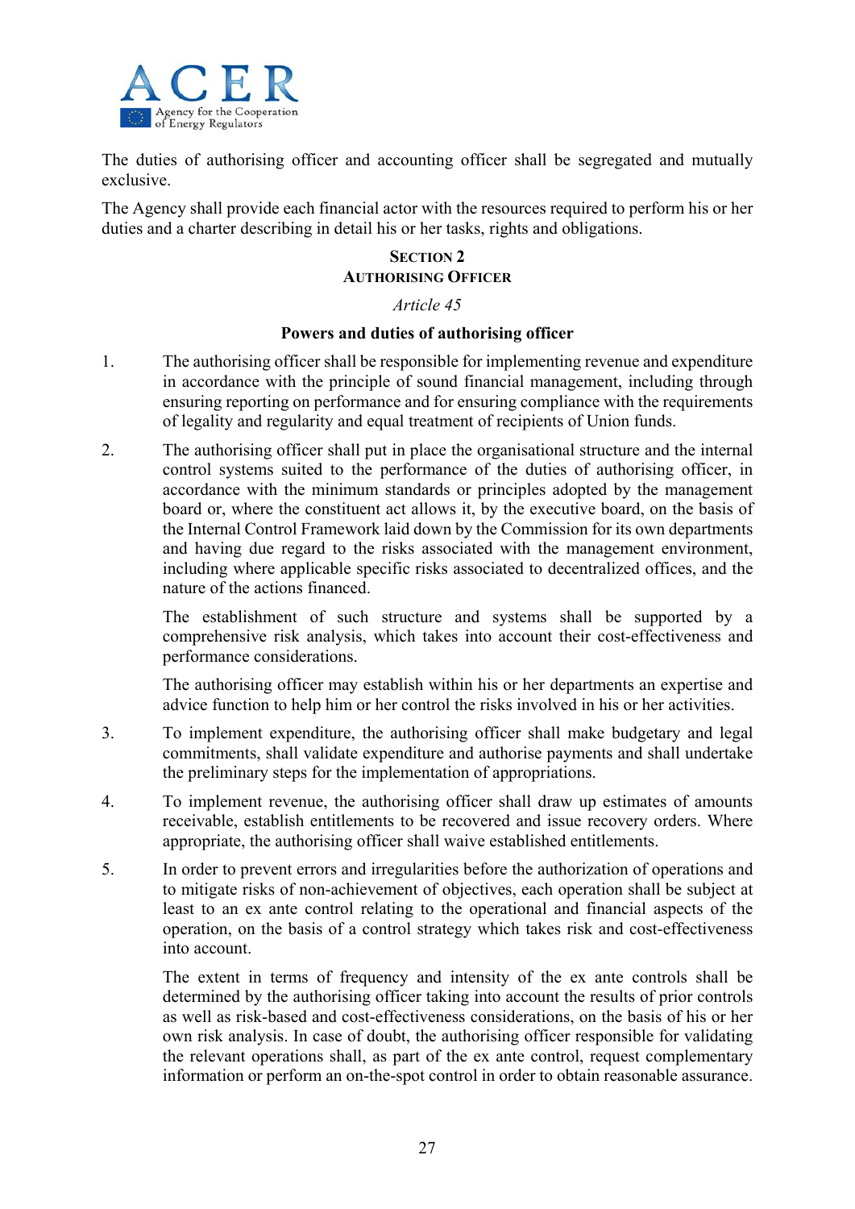The duties of authorising officer and accounting officer shall be segregated and mutually exclusive.

The Agency shall provide each financial actor with the resources required to perform his or her duties and a charter describing in detail his or her tasks, rights and obligations.

### SECTION 2
### AUTHORISING OFFICER

*Article 45*

**Powers and duties of authorising officer**

1. The authorising officer shall be responsible for implementing revenue and expenditure in accordance with the principle of sound financial management, including through ensuring reporting on performance and for ensuring compliance with the requirements of legality and regularity and equal treatment of recipients of Union funds.

2. The authorising officer shall put in place the organisational structure and the internal control systems suited to the performance of the duties of authorising officer, in accordance with the minimum standards or principles adopted by the management board or, where the constituent act allows it, by the executive board, on the basis of the Internal Control Framework laid down by the Commission for its own departments and having due regard to the risks associated with the management environment, including where applicable specific risks associated to decentralized offices, and the nature of the actions financed.

   The establishment of such structure and systems shall be supported by a comprehensive risk analysis, which takes into account their cost-effectiveness and performance considerations.

   The authorising officer may establish within his or her departments an expertise and advice function to help him or her control the risks involved in his or her activities.

3. To implement expenditure, the authorising officer shall make budgetary and legal commitments, shall validate expenditure and authorise payments and shall undertake the preliminary steps for the implementation of appropriations.

4. To implement revenue, the authorising officer shall draw up estimates of amounts receivable, establish entitlements to be recovered and issue recovery orders. Where appropriate, the authorising officer shall waive established entitlements.

5. In order to prevent errors and irregularities before the authorization of operations and to mitigate risks of non-achievement of objectives, each operation shall be subject at least to an ex ante control relating to the operational and financial aspects of the operation, on the basis of a control strategy which takes risk and cost-effectiveness into account.

   The extent in terms of frequency and intensity of the ex ante controls shall be determined by the authorising officer taking into account the results of prior controls as well as risk-based and cost-effectiveness considerations, on the basis of his or her own risk analysis. In case of doubt, the authorising officer responsible for validating the relevant operations shall, as part of the ex ante control, request complementary information or perform an on-the-spot control in order to obtain reasonable assurance.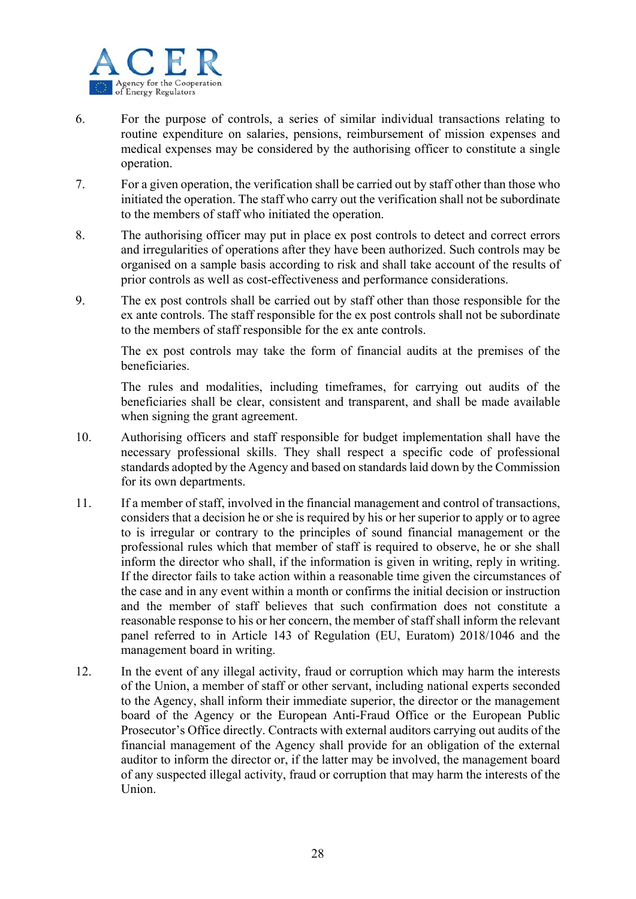6. For the purpose of controls, a series of similar individual transactions relating to routine expenditure on salaries, pensions, reimbursement of mission expenses and medical expenses may be considered by the authorising officer to constitute a single operation.

7. For a given operation, the verification shall be carried out by staff other than those who initiated the operation. The staff who carry out the verification shall not be subordinate to the members of staff who initiated the operation.

8. The authorising officer may put in place ex post controls to detect and correct errors and irregularities of operations after they have been authorized. Such controls may be organised on a sample basis according to risk and shall take account of the results of prior controls as well as cost-effectiveness and performance considerations.

9. The ex post controls shall be carried out by staff other than those responsible for the ex ante controls. The staff responsible for the ex post controls shall not be subordinate to the members of staff responsible for the ex ante controls.

   The ex post controls may take the form of financial audits at the premises of the beneficiaries.

   The rules and modalities, including timeframes, for carrying out audits of the beneficiaries shall be clear, consistent and transparent, and shall be made available when signing the grant agreement.

10. Authorising officers and staff responsible for budget implementation shall have the necessary professional skills. They shall respect a specific code of professional standards adopted by the Agency and based on standards laid down by the Commission for its own departments.

11. If a member of staff, involved in the financial management and control of transactions, considers that a decision he or she is required by his or her superior to apply or to agree to is irregular or contrary to the principles of sound financial management or the professional rules which that member of staff is required to observe, he or she shall inform the director who shall, if the information is given in writing, reply in writing. If the director fails to take action within a reasonable time given the circumstances of the case and in any event within a month or confirms the initial decision or instruction and the member of staff believes that such confirmation does not constitute a reasonable response to his or her concern, the member of staff shall inform the relevant panel referred to in Article 143 of Regulation (EU, Euratom) 2018/1046 and the management board in writing.

12. In the event of any illegal activity, fraud or corruption which may harm the interests of the Union, a member of staff or other servant, including national experts seconded to the Agency, shall inform their immediate superior, the director or the management board of the Agency or the European Anti-Fraud Office or the European Public Prosecutor's Office directly. Contracts with external auditors carrying out audits of the financial management of the Agency shall provide for an obligation of the external auditor to inform the director or, if the latter may be involved, the management board of any suspected illegal activity, fraud or corruption that may harm the interests of the Union.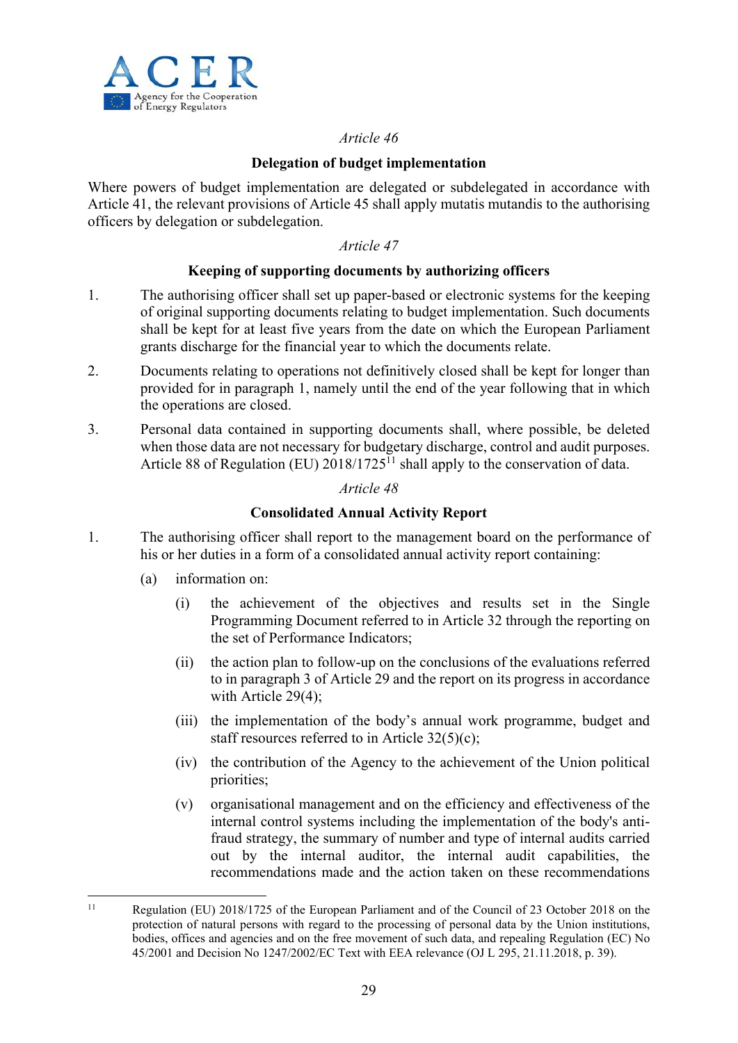*Article 46*

**Delegation of budget implementation**

Where powers of budget implementation are delegated or subdelegated in accordance with Article 41, the relevant provisions of Article 45 shall apply mutatis mutandis to the authorising officers by delegation or subdelegation.

*Article 47*

**Keeping of supporting documents by authorizing officers**

1. The authorising officer shall set up paper-based or electronic systems for the keeping of original supporting documents relating to budget implementation. Such documents shall be kept for at least five years from the date on which the European Parliament grants discharge for the financial year to which the documents relate.

2. Documents relating to operations not definitively closed shall be kept for longer than provided for in paragraph 1, namely until the end of the year following that in which the operations are closed.

3. Personal data contained in supporting documents shall, where possible, be deleted when those data are not necessary for budgetary discharge, control and audit purposes. Article 88 of Regulation (EU) 2018/1725[11] shall apply to the conservation of data.

*Article 48*

**Consolidated Annual Activity Report**

1. The authorising officer shall report to the management board on the performance of his or her duties in a form of a consolidated annual activity report containing:

   (a) information on:

      (i) the achievement of the objectives and results set in the Single Programming Document referred to in Article 32 through the reporting on the set of Performance Indicators;

      (ii) the action plan to follow-up on the conclusions of the evaluations referred to in paragraph 3 of Article 29 and the report on its progress in accordance with Article 29(4);

      (iii) the implementation of the body's annual work programme, budget and staff resources referred to in Article 32(5)(c);

      (iv) the contribution of the Agency to the achievement of the Union political priorities;

      (v) organisational management and on the efficiency and effectiveness of the internal control systems including the implementation of the body's anti-fraud strategy, the summary of number and type of internal audits carried out by the internal auditor, the internal audit capabilities, the recommendations made and the action taken on these recommendations

---

[11] Regulation (EU) 2018/1725 of the European Parliament and of the Council of 23 October 2018 on the protection of natural persons with regard to the processing of personal data by the Union institutions, bodies, offices and agencies and on the free movement of such data, and repealing Regulation (EC) No 45/2001 and Decision No 1247/2002/EC Text with EEA relevance (OJ L 295, 21.11.2018, p. 39).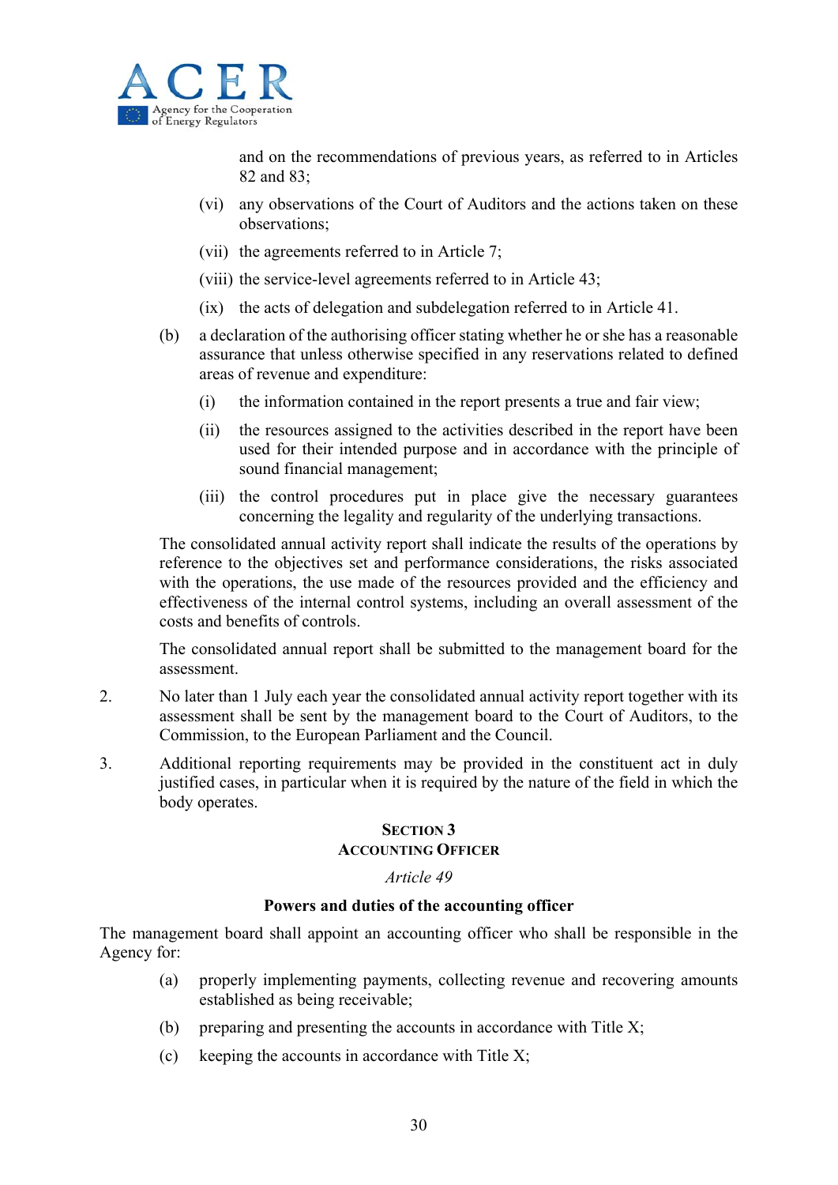and on the recommendations of previous years, as referred to in Articles 82 and 83;

- (vi) any observations of the Court of Auditors and the actions taken on these observations;
- (vii) the agreements referred to in Article 7;
- (viii) the service-level agreements referred to in Article 43;
- (ix) the acts of delegation and subdelegation referred to in Article 41.

(b) a declaration of the authorising officer stating whether he or she has a reasonable assurance that unless otherwise specified in any reservations related to defined areas of revenue and expenditure:

- (i) the information contained in the report presents a true and fair view;
- (ii) the resources assigned to the activities described in the report have been used for their intended purpose and in accordance with the principle of sound financial management;
- (iii) the control procedures put in place give the necessary guarantees concerning the legality and regularity of the underlying transactions.

The consolidated annual activity report shall indicate the results of the operations by reference to the objectives set and performance considerations, the risks associated with the operations, the use made of the resources provided and the efficiency and effectiveness of the internal control systems, including an overall assessment of the costs and benefits of controls.

The consolidated annual report shall be submitted to the management board for the assessment.

2. No later than 1 July each year the consolidated annual activity report together with its assessment shall be sent by the management board to the Court of Auditors, to the Commission, to the European Parliament and the Council.

3. Additional reporting requirements may be provided in the constituent act in duly justified cases, in particular when it is required by the nature of the field in which the body operates.

## SECTION 3
## ACCOUNTING OFFICER

### *Article 49*

### Powers and duties of the accounting officer

The management board shall appoint an accounting officer who shall be responsible in the Agency for:

- (a) properly implementing payments, collecting revenue and recovering amounts established as being receivable;
- (b) preparing and presenting the accounts in accordance with Title X;
- (c) keeping the accounts in accordance with Title X;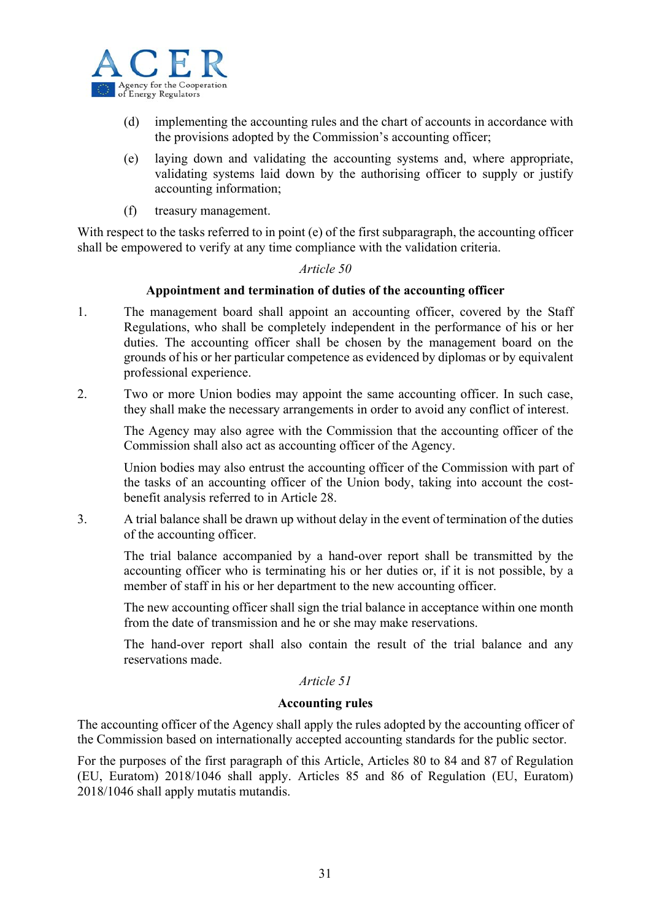(d) implementing the accounting rules and the chart of accounts in accordance with the provisions adopted by the Commission's accounting officer;

(e) laying down and validating the accounting systems and, where appropriate, validating systems laid down by the authorising officer to supply or justify accounting information;

(f) treasury management.

With respect to the tasks referred to in point (e) of the first subparagraph, the accounting officer shall be empowered to verify at any time compliance with the validation criteria.

*Article 50*

**Appointment and termination of duties of the accounting officer**

1. The management board shall appoint an accounting officer, covered by the Staff Regulations, who shall be completely independent in the performance of his or her duties. The accounting officer shall be chosen by the management board on the grounds of his or her particular competence as evidenced by diplomas or by equivalent professional experience.

2. Two or more Union bodies may appoint the same accounting officer. In such case, they shall make the necessary arrangements in order to avoid any conflict of interest.

   The Agency may also agree with the Commission that the accounting officer of the Commission shall also act as accounting officer of the Agency.

   Union bodies may also entrust the accounting officer of the Commission with part of the tasks of an accounting officer of the Union body, taking into account the cost-benefit analysis referred to in Article 28.

3. A trial balance shall be drawn up without delay in the event of termination of the duties of the accounting officer.

   The trial balance accompanied by a hand-over report shall be transmitted by the accounting officer who is terminating his or her duties or, if it is not possible, by a member of staff in his or her department to the new accounting officer.

   The new accounting officer shall sign the trial balance in acceptance within one month from the date of transmission and he or she may make reservations.

   The hand-over report shall also contain the result of the trial balance and any reservations made.

*Article 51*

**Accounting rules**

The accounting officer of the Agency shall apply the rules adopted by the accounting officer of the Commission based on internationally accepted accounting standards for the public sector.

For the purposes of the first paragraph of this Article, Articles 80 to 84 and 87 of Regulation (EU, Euratom) 2018/1046 shall apply. Articles 85 and 86 of Regulation (EU, Euratom) 2018/1046 shall apply mutatis mutandis.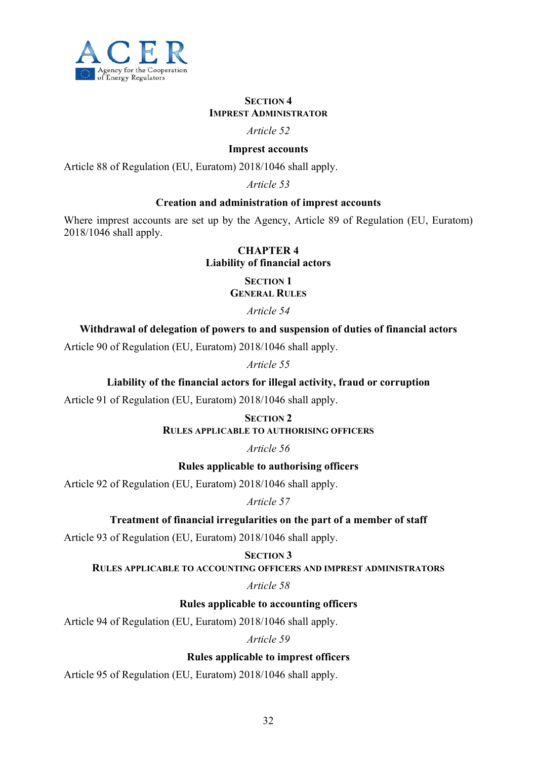### SECTION 4
### IMPREST ADMINISTRATOR

*Article 52*

**Imprest accounts**

Article 88 of Regulation (EU, Euratom) 2018/1046 shall apply.

*Article 53*

**Creation and administration of imprest accounts**

Where imprest accounts are set up by the Agency, Article 89 of Regulation (EU, Euratom) 2018/1046 shall apply.

## CHAPTER 4
## Liability of financial actors

### SECTION 1
### GENERAL RULES

*Article 54*

**Withdrawal of delegation of powers to and suspension of duties of financial actors**

Article 90 of Regulation (EU, Euratom) 2018/1046 shall apply.

*Article 55*

**Liability of the financial actors for illegal activity, fraud or corruption**

Article 91 of Regulation (EU, Euratom) 2018/1046 shall apply.

### SECTION 2
### RULES APPLICABLE TO AUTHORISING OFFICERS

*Article 56*

**Rules applicable to authorising officers**

Article 92 of Regulation (EU, Euratom) 2018/1046 shall apply.

*Article 57*

**Treatment of financial irregularities on the part of a member of staff**

Article 93 of Regulation (EU, Euratom) 2018/1046 shall apply.

### SECTION 3
### RULES APPLICABLE TO ACCOUNTING OFFICERS AND IMPREST ADMINISTRATORS

*Article 58*

**Rules applicable to accounting officers**

Article 94 of Regulation (EU, Euratom) 2018/1046 shall apply.

*Article 59*

**Rules applicable to imprest officers**

Article 95 of Regulation (EU, Euratom) 2018/1046 shall apply.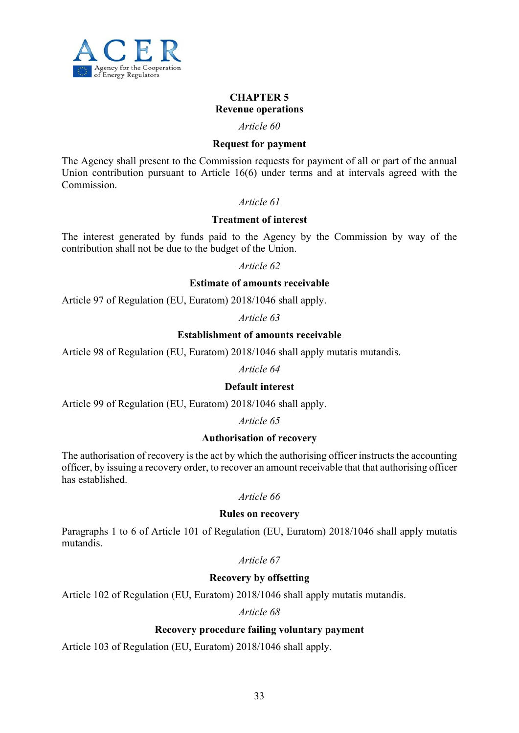## CHAPTER 5
## Revenue operations

*Article 60*

**Request for payment**

The Agency shall present to the Commission requests for payment of all or part of the annual Union contribution pursuant to Article 16(6) under terms and at intervals agreed with the Commission.

*Article 61*

**Treatment of interest**

The interest generated by funds paid to the Agency by the Commission by way of the contribution shall not be due to the budget of the Union.

*Article 62*

**Estimate of amounts receivable**

Article 97 of Regulation (EU, Euratom) 2018/1046 shall apply.

*Article 63*

**Establishment of amounts receivable**

Article 98 of Regulation (EU, Euratom) 2018/1046 shall apply mutatis mutandis.

*Article 64*

**Default interest**

Article 99 of Regulation (EU, Euratom) 2018/1046 shall apply.

*Article 65*

**Authorisation of recovery**

The authorisation of recovery is the act by which the authorising officer instructs the accounting officer, by issuing a recovery order, to recover an amount receivable that that authorising officer has established.

*Article 66*

**Rules on recovery**

Paragraphs 1 to 6 of Article 101 of Regulation (EU, Euratom) 2018/1046 shall apply mutatis mutandis.

*Article 67*

**Recovery by offsetting**

Article 102 of Regulation (EU, Euratom) 2018/1046 shall apply mutatis mutandis.

*Article 68*

**Recovery procedure failing voluntary payment**

Article 103 of Regulation (EU, Euratom) 2018/1046 shall apply.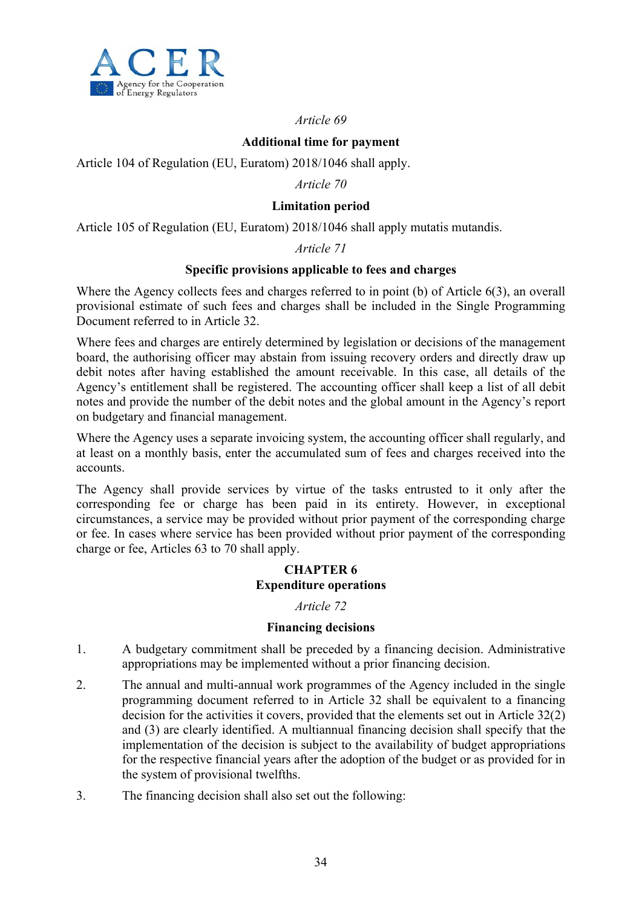*Article 69*

**Additional time for payment**

Article 104 of Regulation (EU, Euratom) 2018/1046 shall apply.

*Article 70*

**Limitation period**

Article 105 of Regulation (EU, Euratom) 2018/1046 shall apply mutatis mutandis.

*Article 71*

**Specific provisions applicable to fees and charges**

Where the Agency collects fees and charges referred to in point (b) of Article 6(3), an overall provisional estimate of such fees and charges shall be included in the Single Programming Document referred to in Article 32.

Where fees and charges are entirely determined by legislation or decisions of the management board, the authorising officer may abstain from issuing recovery orders and directly draw up debit notes after having established the amount receivable. In this case, all details of the Agency's entitlement shall be registered. The accounting officer shall keep a list of all debit notes and provide the number of the debit notes and the global amount in the Agency's report on budgetary and financial management.

Where the Agency uses a separate invoicing system, the accounting officer shall regularly, and at least on a monthly basis, enter the accumulated sum of fees and charges received into the accounts.

The Agency shall provide services by virtue of the tasks entrusted to it only after the corresponding fee or charge has been paid in its entirety. However, in exceptional circumstances, a service may be provided without prior payment of the corresponding charge or fee. In cases where service has been provided without prior payment of the corresponding charge or fee, Articles 63 to 70 shall apply.

## CHAPTER 6
## Expenditure operations

*Article 72*

**Financing decisions**

1. A budgetary commitment shall be preceded by a financing decision. Administrative appropriations may be implemented without a prior financing decision.

2. The annual and multi-annual work programmes of the Agency included in the single programming document referred to in Article 32 shall be equivalent to a financing decision for the activities it covers, provided that the elements set out in Article 32(2) and (3) are clearly identified. A multiannual financing decision shall specify that the implementation of the decision is subject to the availability of budget appropriations for the respective financial years after the adoption of the budget or as provided for in the system of provisional twelfths.

3. The financing decision shall also set out the following: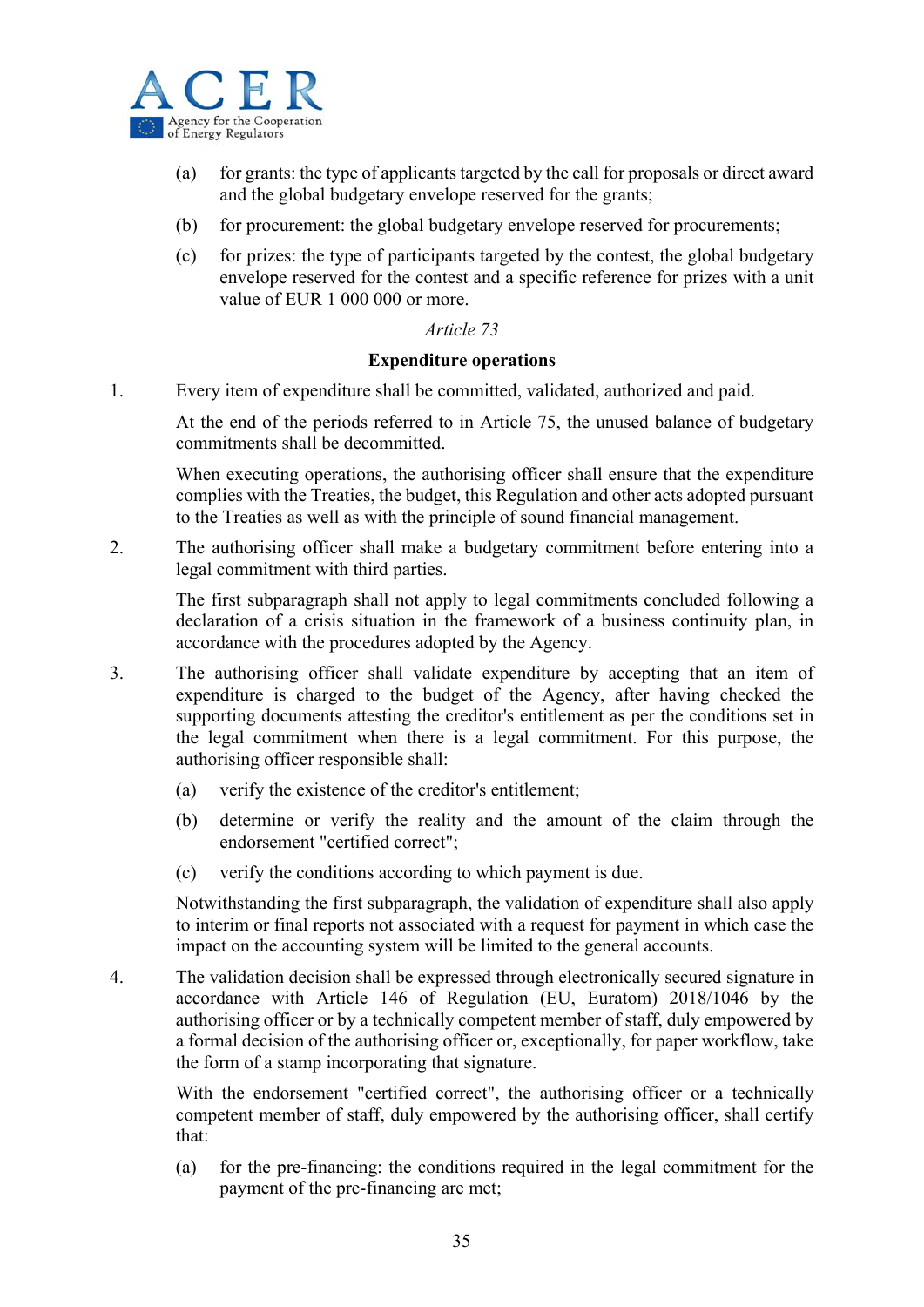(a) for grants: the type of applicants targeted by the call for proposals or direct award and the global budgetary envelope reserved for the grants;

(b) for procurement: the global budgetary envelope reserved for procurements;

(c) for prizes: the type of participants targeted by the contest, the global budgetary envelope reserved for the contest and a specific reference for prizes with a unit value of EUR 1 000 000 or more.

*Article 73*

**Expenditure operations**

1. Every item of expenditure shall be committed, validated, authorized and paid.

   At the end of the periods referred to in Article 75, the unused balance of budgetary commitments shall be decommitted.

   When executing operations, the authorising officer shall ensure that the expenditure complies with the Treaties, the budget, this Regulation and other acts adopted pursuant to the Treaties as well as with the principle of sound financial management.

2. The authorising officer shall make a budgetary commitment before entering into a legal commitment with third parties.

   The first subparagraph shall not apply to legal commitments concluded following a declaration of a crisis situation in the framework of a business continuity plan, in accordance with the procedures adopted by the Agency.

3. The authorising officer shall validate expenditure by accepting that an item of expenditure is charged to the budget of the Agency, after having checked the supporting documents attesting the creditor's entitlement as per the conditions set in the legal commitment when there is a legal commitment. For this purpose, the authorising officer responsible shall:

   (a) verify the existence of the creditor's entitlement;

   (b) determine or verify the reality and the amount of the claim through the endorsement "certified correct";

   (c) verify the conditions according to which payment is due.

   Notwithstanding the first subparagraph, the validation of expenditure shall also apply to interim or final reports not associated with a request for payment in which case the impact on the accounting system will be limited to the general accounts.

4. The validation decision shall be expressed through electronically secured signature in accordance with Article 146 of Regulation (EU, Euratom) 2018/1046 by the authorising officer or by a technically competent member of staff, duly empowered by a formal decision of the authorising officer or, exceptionally, for paper workflow, take the form of a stamp incorporating that signature.

   With the endorsement "certified correct", the authorising officer or a technically competent member of staff, duly empowered by the authorising officer, shall certify that:

   (a) for the pre-financing: the conditions required in the legal commitment for the payment of the pre-financing are met;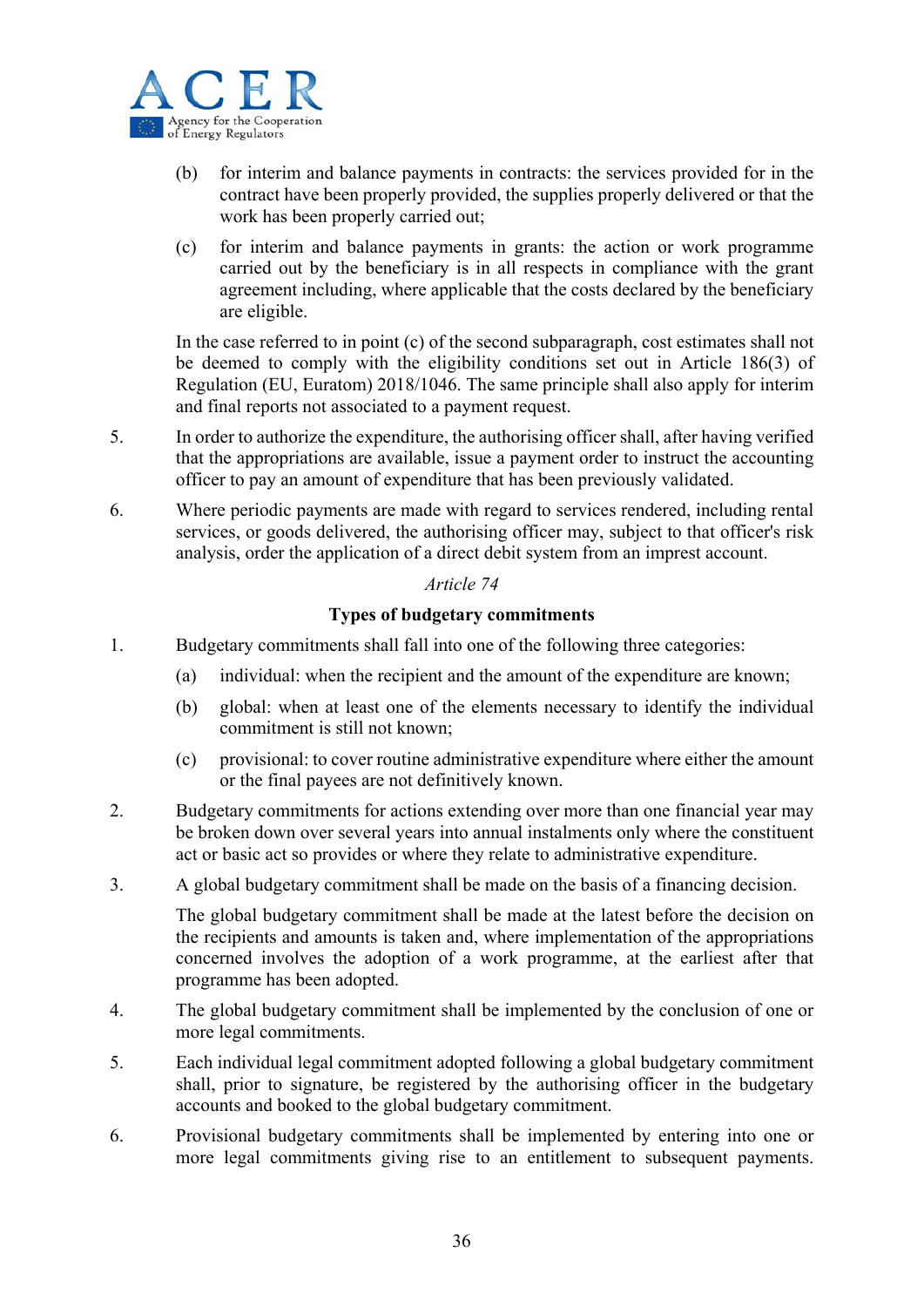(b) for interim and balance payments in contracts: the services provided for in the contract have been properly provided, the supplies properly delivered or that the work has been properly carried out;

(c) for interim and balance payments in grants: the action or work programme carried out by the beneficiary is in all respects in compliance with the grant agreement including, where applicable that the costs declared by the beneficiary are eligible.

In the case referred to in point (c) of the second subparagraph, cost estimates shall not be deemed to comply with the eligibility conditions set out in Article 186(3) of Regulation (EU, Euratom) 2018/1046. The same principle shall also apply for interim and final reports not associated to a payment request.

5. In order to authorize the expenditure, the authorising officer shall, after having verified that the appropriations are available, issue a payment order to instruct the accounting officer to pay an amount of expenditure that has been previously validated.

6. Where periodic payments are made with regard to services rendered, including rental services, or goods delivered, the authorising officer may, subject to that officer's risk analysis, order the application of a direct debit system from an imprest account.

*Article 74*

**Types of budgetary commitments**

1. Budgetary commitments shall fall into one of the following three categories:

   (a) individual: when the recipient and the amount of the expenditure are known;

   (b) global: when at least one of the elements necessary to identify the individual commitment is still not known;

   (c) provisional: to cover routine administrative expenditure where either the amount or the final payees are not definitively known.

2. Budgetary commitments for actions extending over more than one financial year may be broken down over several years into annual instalments only where the constituent act or basic act so provides or where they relate to administrative expenditure.

3. A global budgetary commitment shall be made on the basis of a financing decision.

   The global budgetary commitment shall be made at the latest before the decision on the recipients and amounts is taken and, where implementation of the appropriations concerned involves the adoption of a work programme, at the earliest after that programme has been adopted.

4. The global budgetary commitment shall be implemented by the conclusion of one or more legal commitments.

5. Each individual legal commitment adopted following a global budgetary commitment shall, prior to signature, be registered by the authorising officer in the budgetary accounts and booked to the global budgetary commitment.

6. Provisional budgetary commitments shall be implemented by entering into one or more legal commitments giving rise to an entitlement to subsequent payments.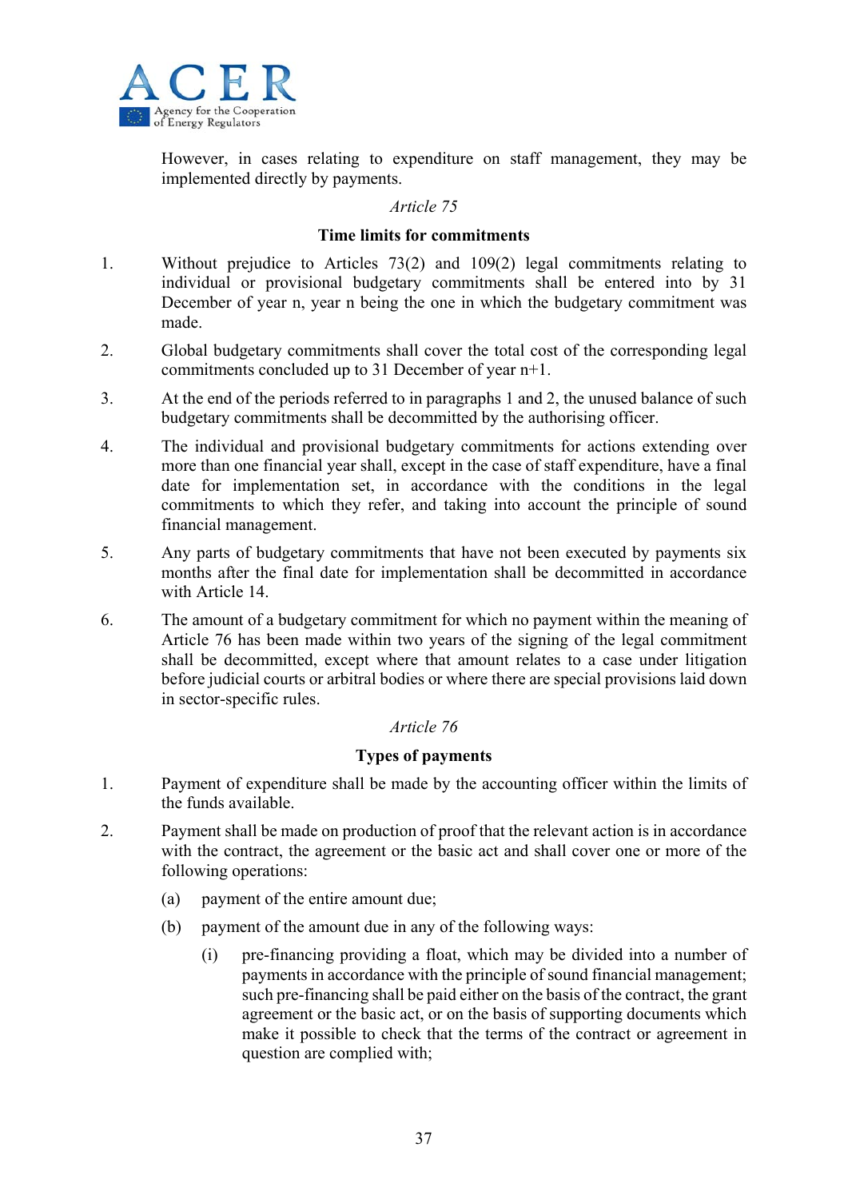However, in cases relating to expenditure on staff management, they may be implemented directly by payments.

*Article 75*

**Time limits for commitments**

1. Without prejudice to Articles 73(2) and 109(2) legal commitments relating to individual or provisional budgetary commitments shall be entered into by 31 December of year n, year n being the one in which the budgetary commitment was made.

2. Global budgetary commitments shall cover the total cost of the corresponding legal commitments concluded up to 31 December of year n+1.

3. At the end of the periods referred to in paragraphs 1 and 2, the unused balance of such budgetary commitments shall be decommitted by the authorising officer.

4. The individual and provisional budgetary commitments for actions extending over more than one financial year shall, except in the case of staff expenditure, have a final date for implementation set, in accordance with the conditions in the legal commitments to which they refer, and taking into account the principle of sound financial management.

5. Any parts of budgetary commitments that have not been executed by payments six months after the final date for implementation shall be decommitted in accordance with Article 14.

6. The amount of a budgetary commitment for which no payment within the meaning of Article 76 has been made within two years of the signing of the legal commitment shall be decommitted, except where that amount relates to a case under litigation before judicial courts or arbitral bodies or where there are special provisions laid down in sector-specific rules.

*Article 76*

**Types of payments**

1. Payment of expenditure shall be made by the accounting officer within the limits of the funds available.

2. Payment shall be made on production of proof that the relevant action is in accordance with the contract, the agreement or the basic act and shall cover one or more of the following operations:

   (a) payment of the entire amount due;

   (b) payment of the amount due in any of the following ways:

      (i) pre-financing providing a float, which may be divided into a number of payments in accordance with the principle of sound financial management; such pre-financing shall be paid either on the basis of the contract, the grant agreement or the basic act, or on the basis of supporting documents which make it possible to check that the terms of the contract or agreement in question are complied with;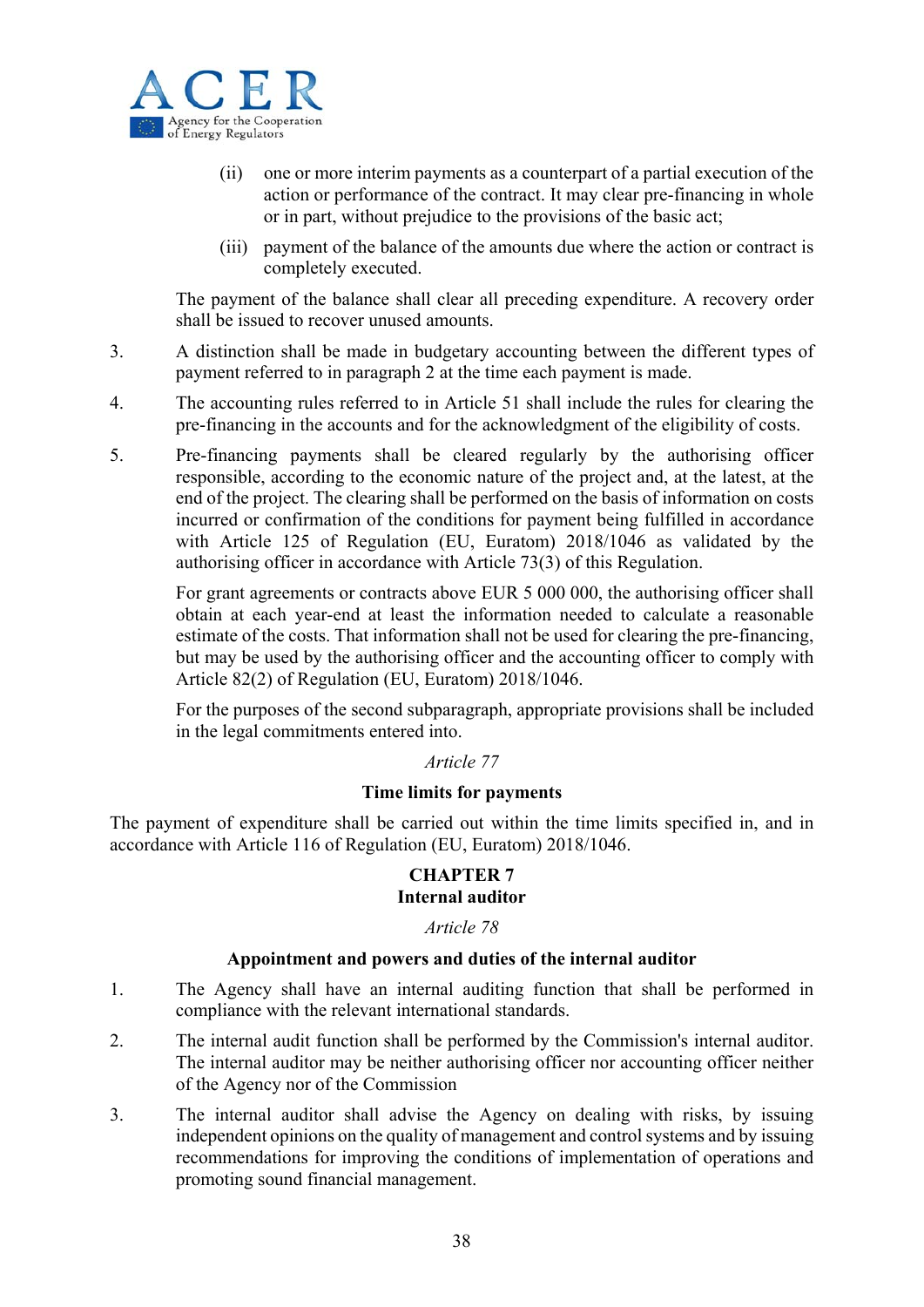(ii) one or more interim payments as a counterpart of a partial execution of the action or performance of the contract. It may clear pre-financing in whole or in part, without prejudice to the provisions of the basic act;

(iii) payment of the balance of the amounts due where the action or contract is completely executed.

The payment of the balance shall clear all preceding expenditure. A recovery order shall be issued to recover unused amounts.

3. A distinction shall be made in budgetary accounting between the different types of payment referred to in paragraph 2 at the time each payment is made.

4. The accounting rules referred to in Article 51 shall include the rules for clearing the pre-financing in the accounts and for the acknowledgment of the eligibility of costs.

5. Pre-financing payments shall be cleared regularly by the authorising officer responsible, according to the economic nature of the project and, at the latest, at the end of the project. The clearing shall be performed on the basis of information on costs incurred or confirmation of the conditions for payment being fulfilled in accordance with Article 125 of Regulation (EU, Euratom) 2018/1046 as validated by the authorising officer in accordance with Article 73(3) of this Regulation.

For grant agreements or contracts above EUR 5 000 000, the authorising officer shall obtain at each year-end at least the information needed to calculate a reasonable estimate of the costs. That information shall not be used for clearing the pre-financing, but may be used by the authorising officer and the accounting officer to comply with Article 82(2) of Regulation (EU, Euratom) 2018/1046.

For the purposes of the second subparagraph, appropriate provisions shall be included in the legal commitments entered into.

*Article 77*

**Time limits for payments**

The payment of expenditure shall be carried out within the time limits specified in, and in accordance with Article 116 of Regulation (EU, Euratom) 2018/1046.

## CHAPTER 7
## Internal auditor

*Article 78*

**Appointment and powers and duties of the internal auditor**

1. The Agency shall have an internal auditing function that shall be performed in compliance with the relevant international standards.

2. The internal audit function shall be performed by the Commission's internal auditor. The internal auditor may be neither authorising officer nor accounting officer neither of the Agency nor of the Commission

3. The internal auditor shall advise the Agency on dealing with risks, by issuing independent opinions on the quality of management and control systems and by issuing recommendations for improving the conditions of implementation of operations and promoting sound financial management.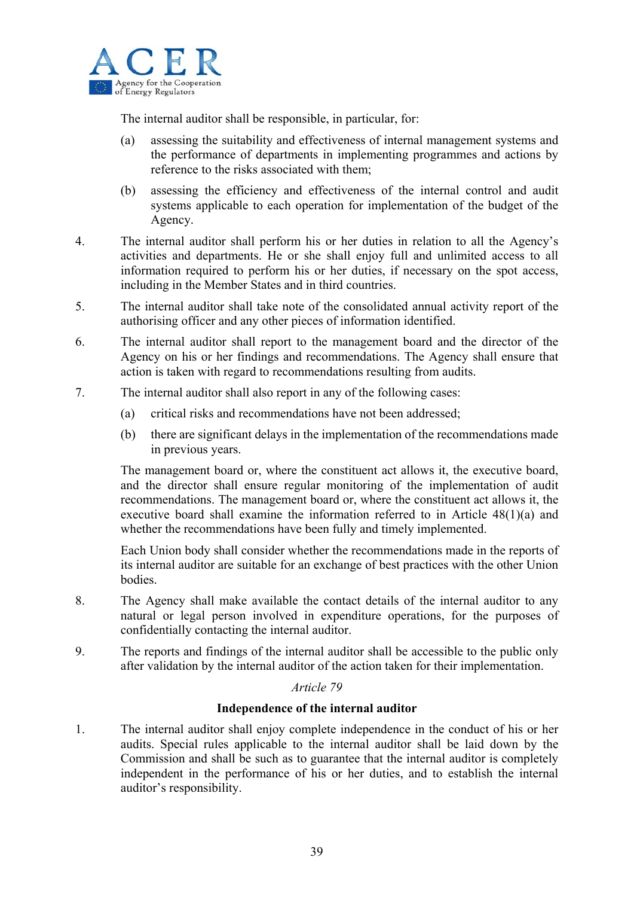The internal auditor shall be responsible, in particular, for:

(a) assessing the suitability and effectiveness of internal management systems and the performance of departments in implementing programmes and actions by reference to the risks associated with them;

(b) assessing the efficiency and effectiveness of the internal control and audit systems applicable to each operation for implementation of the budget of the Agency.

4. The internal auditor shall perform his or her duties in relation to all the Agency's activities and departments. He or she shall enjoy full and unlimited access to all information required to perform his or her duties, if necessary on the spot access, including in the Member States and in third countries.

5. The internal auditor shall take note of the consolidated annual activity report of the authorising officer and any other pieces of information identified.

6. The internal auditor shall report to the management board and the director of the Agency on his or her findings and recommendations. The Agency shall ensure that action is taken with regard to recommendations resulting from audits.

7. The internal auditor shall also report in any of the following cases:

(a) critical risks and recommendations have not been addressed;

(b) there are significant delays in the implementation of the recommendations made in previous years.

The management board or, where the constituent act allows it, the executive board, and the director shall ensure regular monitoring of the implementation of audit recommendations. The management board or, where the constituent act allows it, the executive board shall examine the information referred to in Article 48(1)(a) and whether the recommendations have been fully and timely implemented.

Each Union body shall consider whether the recommendations made in the reports of its internal auditor are suitable for an exchange of best practices with the other Union bodies.

8. The Agency shall make available the contact details of the internal auditor to any natural or legal person involved in expenditure operations, for the purposes of confidentially contacting the internal auditor.

9. The reports and findings of the internal auditor shall be accessible to the public only after validation by the internal auditor of the action taken for their implementation.

*Article 79*

**Independence of the internal auditor**

1. The internal auditor shall enjoy complete independence in the conduct of his or her audits. Special rules applicable to the internal auditor shall be laid down by the Commission and shall be such as to guarantee that the internal auditor is completely independent in the performance of his or her duties, and to establish the internal auditor's responsibility.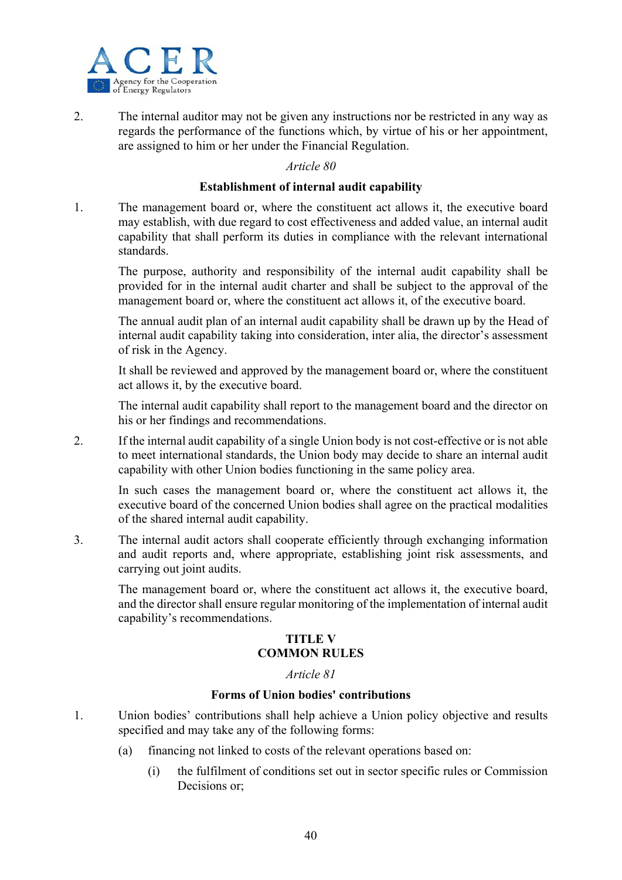2. The internal auditor may not be given any instructions nor be restricted in any way as regards the performance of the functions which, by virtue of his or her appointment, are assigned to him or her under the Financial Regulation.

*Article 80*

**Establishment of internal audit capability**

1. The management board or, where the constituent act allows it, the executive board may establish, with due regard to cost effectiveness and added value, an internal audit capability that shall perform its duties in compliance with the relevant international standards.

   The purpose, authority and responsibility of the internal audit capability shall be provided for in the internal audit charter and shall be subject to the approval of the management board or, where the constituent act allows it, of the executive board.

   The annual audit plan of an internal audit capability shall be drawn up by the Head of internal audit capability taking into consideration, inter alia, the director's assessment of risk in the Agency.

   It shall be reviewed and approved by the management board or, where the constituent act allows it, by the executive board.

   The internal audit capability shall report to the management board and the director on his or her findings and recommendations.

2. If the internal audit capability of a single Union body is not cost-effective or is not able to meet international standards, the Union body may decide to share an internal audit capability with other Union bodies functioning in the same policy area.

   In such cases the management board or, where the constituent act allows it, the executive board of the concerned Union bodies shall agree on the practical modalities of the shared internal audit capability.

3. The internal audit actors shall cooperate efficiently through exchanging information and audit reports and, where appropriate, establishing joint risk assessments, and carrying out joint audits.

   The management board or, where the constituent act allows it, the executive board, and the director shall ensure regular monitoring of the implementation of internal audit capability's recommendations.

## TITLE V
## COMMON RULES

*Article 81*

**Forms of Union bodies' contributions**

1. Union bodies' contributions shall help achieve a Union policy objective and results specified and may take any of the following forms:

   (a) financing not linked to costs of the relevant operations based on:

      (i) the fulfilment of conditions set out in sector specific rules or Commission Decisions or;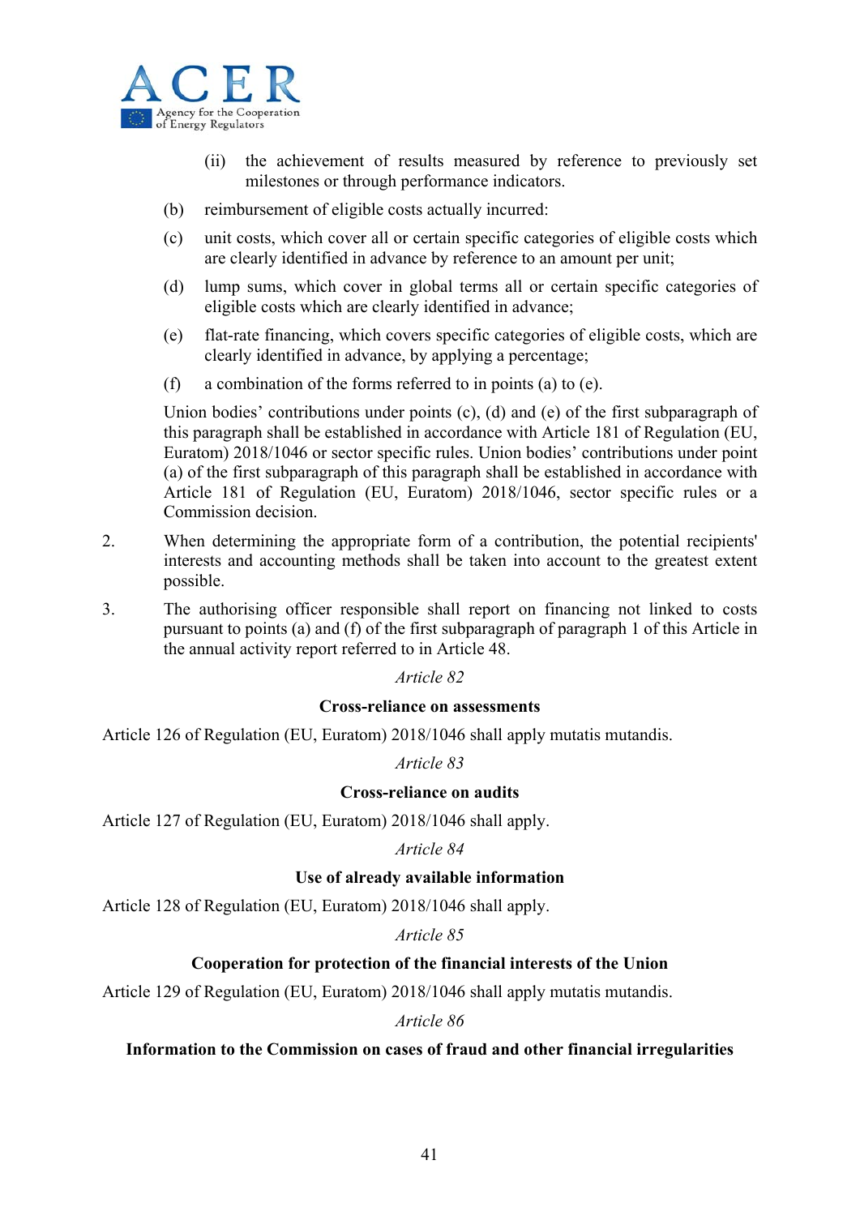(ii) the achievement of results measured by reference to previously set milestones or through performance indicators.

(b) reimbursement of eligible costs actually incurred:

(c) unit costs, which cover all or certain specific categories of eligible costs which are clearly identified in advance by reference to an amount per unit;

(d) lump sums, which cover in global terms all or certain specific categories of eligible costs which are clearly identified in advance;

(e) flat-rate financing, which covers specific categories of eligible costs, which are clearly identified in advance, by applying a percentage;

(f) a combination of the forms referred to in points (a) to (e).

Union bodies' contributions under points (c), (d) and (e) of the first subparagraph of this paragraph shall be established in accordance with Article 181 of Regulation (EU, Euratom) 2018/1046 or sector specific rules. Union bodies' contributions under point (a) of the first subparagraph of this paragraph shall be established in accordance with Article 181 of Regulation (EU, Euratom) 2018/1046, sector specific rules or a Commission decision.

2. When determining the appropriate form of a contribution, the potential recipients' interests and accounting methods shall be taken into account to the greatest extent possible.

3. The authorising officer responsible shall report on financing not linked to costs pursuant to points (a) and (f) of the first subparagraph of paragraph 1 of this Article in the annual activity report referred to in Article 48.

*Article 82*

**Cross-reliance on assessments**

Article 126 of Regulation (EU, Euratom) 2018/1046 shall apply mutatis mutandis.

*Article 83*

**Cross-reliance on audits**

Article 127 of Regulation (EU, Euratom) 2018/1046 shall apply.

*Article 84*

**Use of already available information**

Article 128 of Regulation (EU, Euratom) 2018/1046 shall apply.

*Article 85*

**Cooperation for protection of the financial interests of the Union**

Article 129 of Regulation (EU, Euratom) 2018/1046 shall apply mutatis mutandis.

*Article 86*

**Information to the Commission on cases of fraud and other financial irregularities**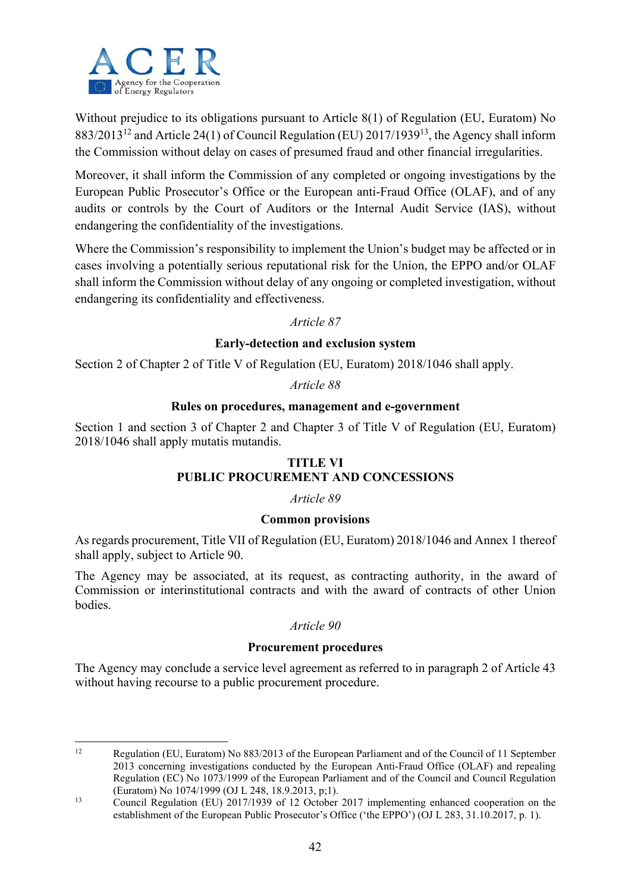Without prejudice to its obligations pursuant to Article 8(1) of Regulation (EU, Euratom) No 883/2013[12] and Article 24(1) of Council Regulation (EU) 2017/1939[13], the Agency shall inform the Commission without delay on cases of presumed fraud and other financial irregularities.

Moreover, it shall inform the Commission of any completed or ongoing investigations by the European Public Prosecutor's Office or the European anti-Fraud Office (OLAF), and of any audits or controls by the Court of Auditors or the Internal Audit Service (IAS), without endangering the confidentiality of the investigations.

Where the Commission's responsibility to implement the Union's budget may be affected or in cases involving a potentially serious reputational risk for the Union, the EPPO and/or OLAF shall inform the Commission without delay of any ongoing or completed investigation, without endangering its confidentiality and effectiveness.

*Article 87*

**Early-detection and exclusion system**

Section 2 of Chapter 2 of Title V of Regulation (EU, Euratom) 2018/1046 shall apply.

*Article 88*

**Rules on procedures, management and e-government**

Section 1 and section 3 of Chapter 2 and Chapter 3 of Title V of Regulation (EU, Euratom) 2018/1046 shall apply mutatis mutandis.

## TITLE VI
## PUBLIC PROCUREMENT AND CONCESSIONS

*Article 89*

**Common provisions**

As regards procurement, Title VII of Regulation (EU, Euratom) 2018/1046 and Annex 1 thereof shall apply, subject to Article 90.

The Agency may be associated, at its request, as contracting authority, in the award of Commission or interinstitutional contracts and with the award of contracts of other Union bodies.

*Article 90*

**Procurement procedures**

The Agency may conclude a service level agreement as referred to in paragraph 2 of Article 43 without having recourse to a public procurement procedure.

---

[12] Regulation (EU, Euratom) No 883/2013 of the European Parliament and of the Council of 11 September 2013 concerning investigations conducted by the European Anti-Fraud Office (OLAF) and repealing Regulation (EC) No 1073/1999 of the European Parliament and of the Council and Council Regulation (Euratom) No 1074/1999 (OJ L 248, 18.9.2013, p;1).

[13] Council Regulation (EU) 2017/1939 of 12 October 2017 implementing enhanced cooperation on the establishment of the European Public Prosecutor's Office ('the EPPO') (OJ L 283, 31.10.2017, p. 1).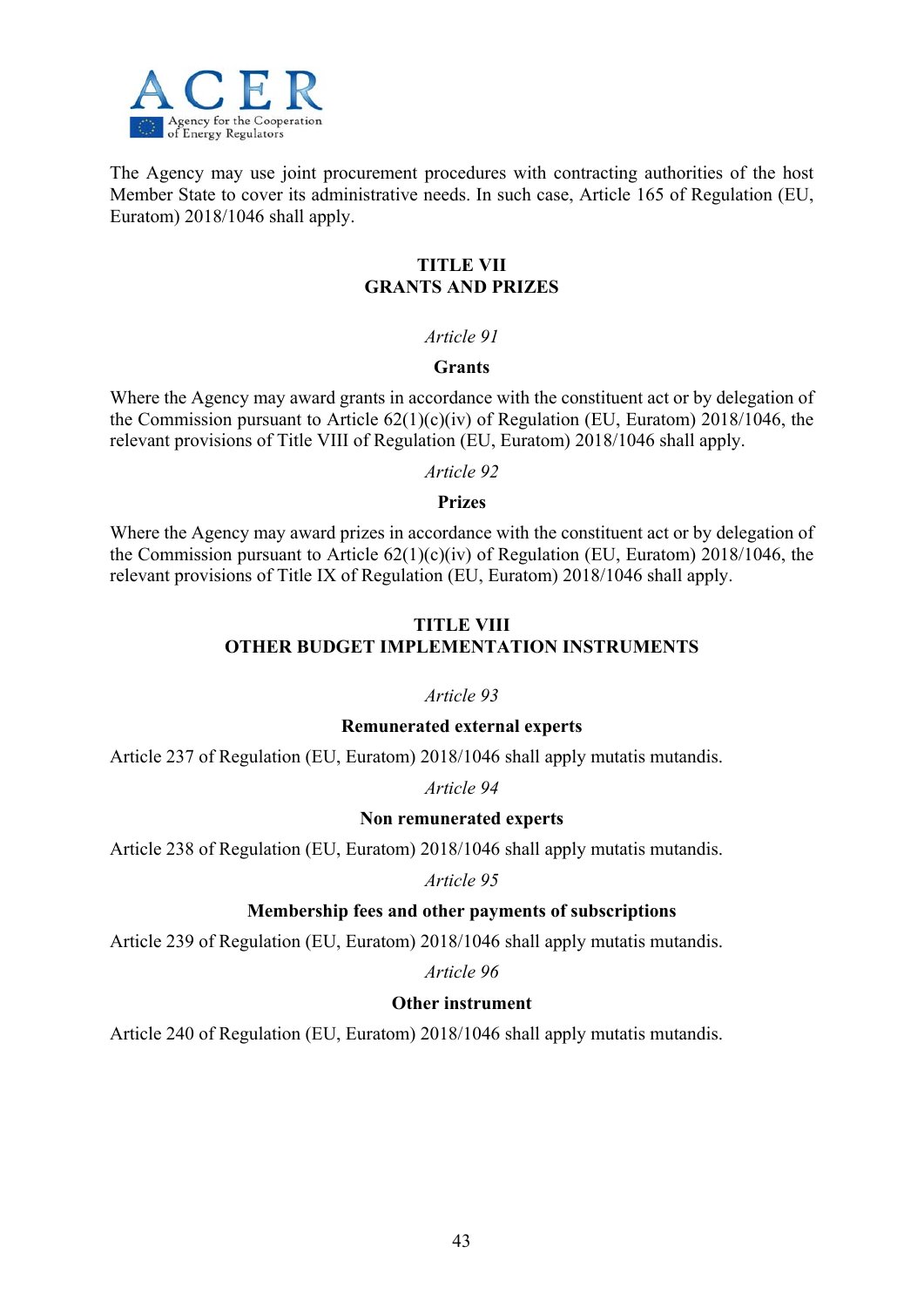The Agency may use joint procurement procedures with contracting authorities of the host Member State to cover its administrative needs. In such case, Article 165 of Regulation (EU, Euratom) 2018/1046 shall apply.

## TITLE VII
## GRANTS AND PRIZES

*Article 91*

**Grants**

Where the Agency may award grants in accordance with the constituent act or by delegation of the Commission pursuant to Article 62(1)(c)(iv) of Regulation (EU, Euratom) 2018/1046, the relevant provisions of Title VIII of Regulation (EU, Euratom) 2018/1046 shall apply.

*Article 92*

**Prizes**

Where the Agency may award prizes in accordance with the constituent act or by delegation of the Commission pursuant to Article 62(1)(c)(iv) of Regulation (EU, Euratom) 2018/1046, the relevant provisions of Title IX of Regulation (EU, Euratom) 2018/1046 shall apply.

## TITLE VIII
## OTHER BUDGET IMPLEMENTATION INSTRUMENTS

*Article 93*

**Remunerated external experts**

Article 237 of Regulation (EU, Euratom) 2018/1046 shall apply mutatis mutandis.

*Article 94*

**Non remunerated experts**

Article 238 of Regulation (EU, Euratom) 2018/1046 shall apply mutatis mutandis.

*Article 95*

**Membership fees and other payments of subscriptions**

Article 239 of Regulation (EU, Euratom) 2018/1046 shall apply mutatis mutandis.

*Article 96*

**Other instrument**

Article 240 of Regulation (EU, Euratom) 2018/1046 shall apply mutatis mutandis.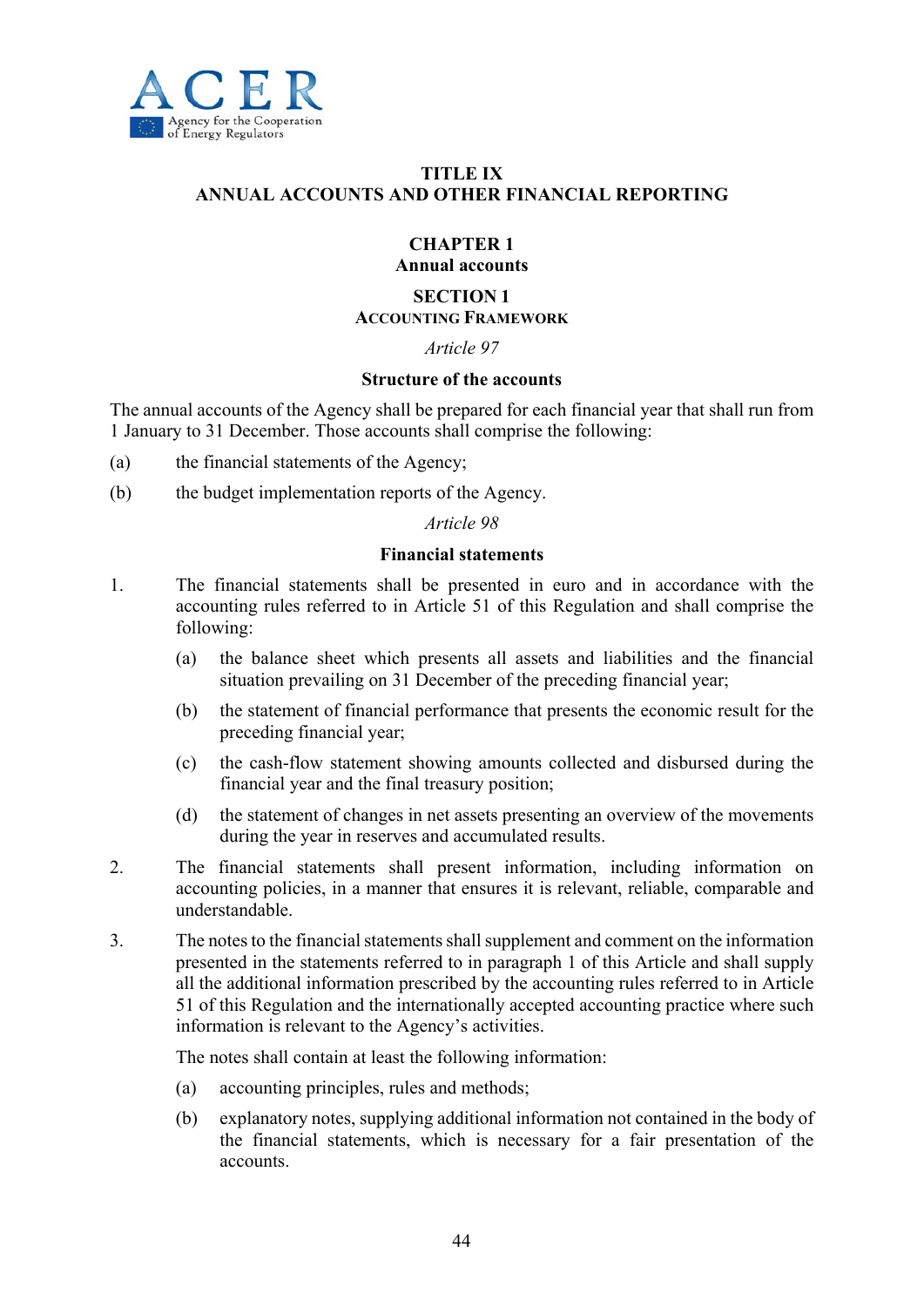# TITLE IX
# ANNUAL ACCOUNTS AND OTHER FINANCIAL REPORTING

## CHAPTER 1
## Annual accounts

### SECTION 1
### ACCOUNTING FRAMEWORK

*Article 97*

**Structure of the accounts**

The annual accounts of the Agency shall be prepared for each financial year that shall run from 1 January to 31 December. Those accounts shall comprise the following:

(a) the financial statements of the Agency;

(b) the budget implementation reports of the Agency.

*Article 98*

**Financial statements**

1. The financial statements shall be presented in euro and in accordance with the accounting rules referred to in Article 51 of this Regulation and shall comprise the following:

   (a) the balance sheet which presents all assets and liabilities and the financial situation prevailing on 31 December of the preceding financial year;

   (b) the statement of financial performance that presents the economic result for the preceding financial year;

   (c) the cash-flow statement showing amounts collected and disbursed during the financial year and the final treasury position;

   (d) the statement of changes in net assets presenting an overview of the movements during the year in reserves and accumulated results.

2. The financial statements shall present information, including information on accounting policies, in a manner that ensures it is relevant, reliable, comparable and understandable.

3. The notes to the financial statements shall supplement and comment on the information presented in the statements referred to in paragraph 1 of this Article and shall supply all the additional information prescribed by the accounting rules referred to in Article 51 of this Regulation and the internationally accepted accounting practice where such information is relevant to the Agency's activities.

   The notes shall contain at least the following information:

   (a) accounting principles, rules and methods;

   (b) explanatory notes, supplying additional information not contained in the body of the financial statements, which is necessary for a fair presentation of the accounts.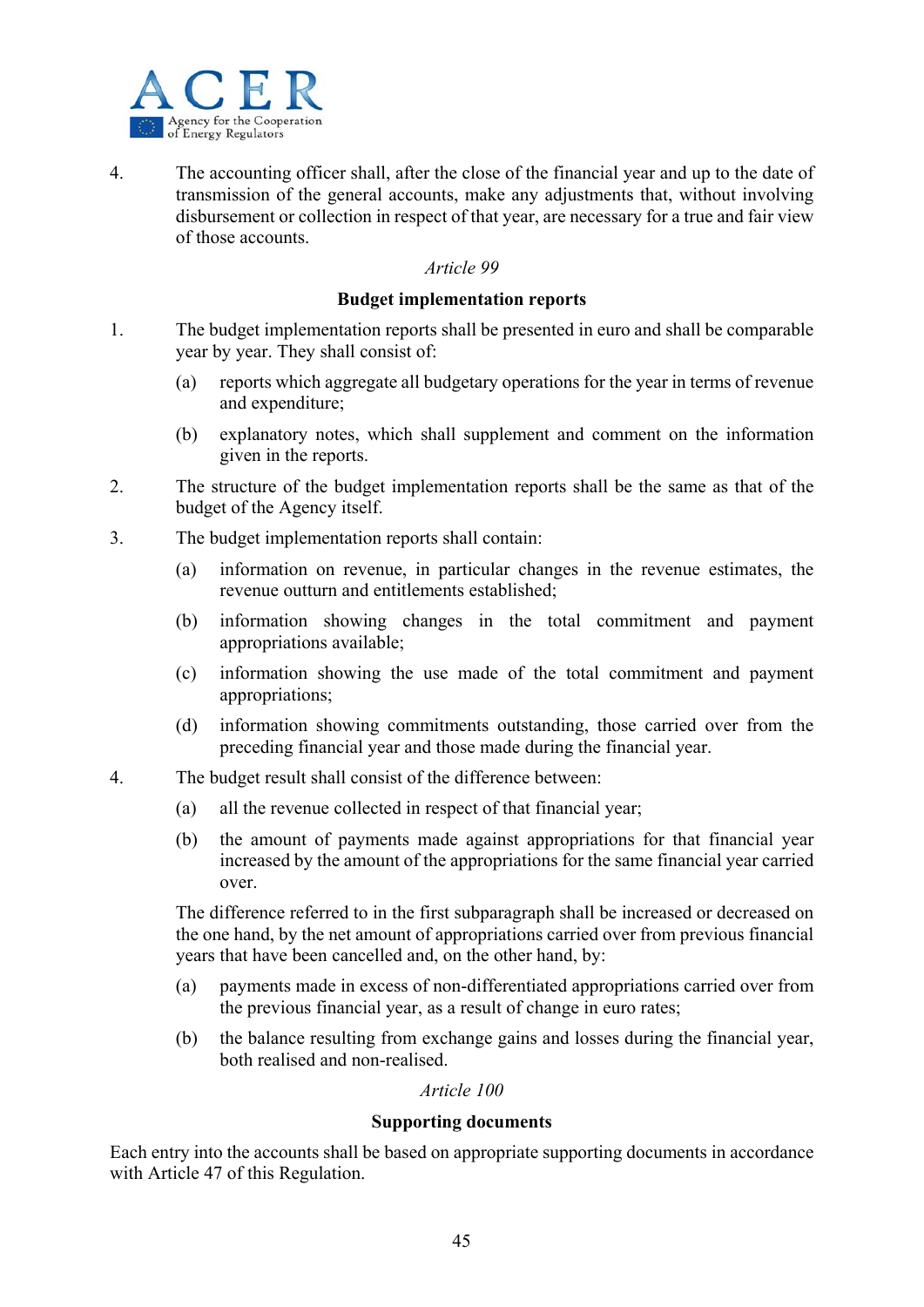4. The accounting officer shall, after the close of the financial year and up to the date of transmission of the general accounts, make any adjustments that, without involving disbursement or collection in respect of that year, are necessary for a true and fair view of those accounts.

*Article 99*

**Budget implementation reports**

1. The budget implementation reports shall be presented in euro and shall be comparable year by year. They shall consist of:

   (a) reports which aggregate all budgetary operations for the year in terms of revenue and expenditure;

   (b) explanatory notes, which shall supplement and comment on the information given in the reports.

2. The structure of the budget implementation reports shall be the same as that of the budget of the Agency itself.

3. The budget implementation reports shall contain:

   (a) information on revenue, in particular changes in the revenue estimates, the revenue outturn and entitlements established;

   (b) information showing changes in the total commitment and payment appropriations available;

   (c) information showing the use made of the total commitment and payment appropriations;

   (d) information showing commitments outstanding, those carried over from the preceding financial year and those made during the financial year.

4. The budget result shall consist of the difference between:

   (a) all the revenue collected in respect of that financial year;

   (b) the amount of payments made against appropriations for that financial year increased by the amount of the appropriations for the same financial year carried over.

   The difference referred to in the first subparagraph shall be increased or decreased on the one hand, by the net amount of appropriations carried over from previous financial years that have been cancelled and, on the other hand, by:

   (a) payments made in excess of non-differentiated appropriations carried over from the previous financial year, as a result of change in euro rates;

   (b) the balance resulting from exchange gains and losses during the financial year, both realised and non-realised.

*Article 100*

**Supporting documents**

Each entry into the accounts shall be based on appropriate supporting documents in accordance with Article 47 of this Regulation.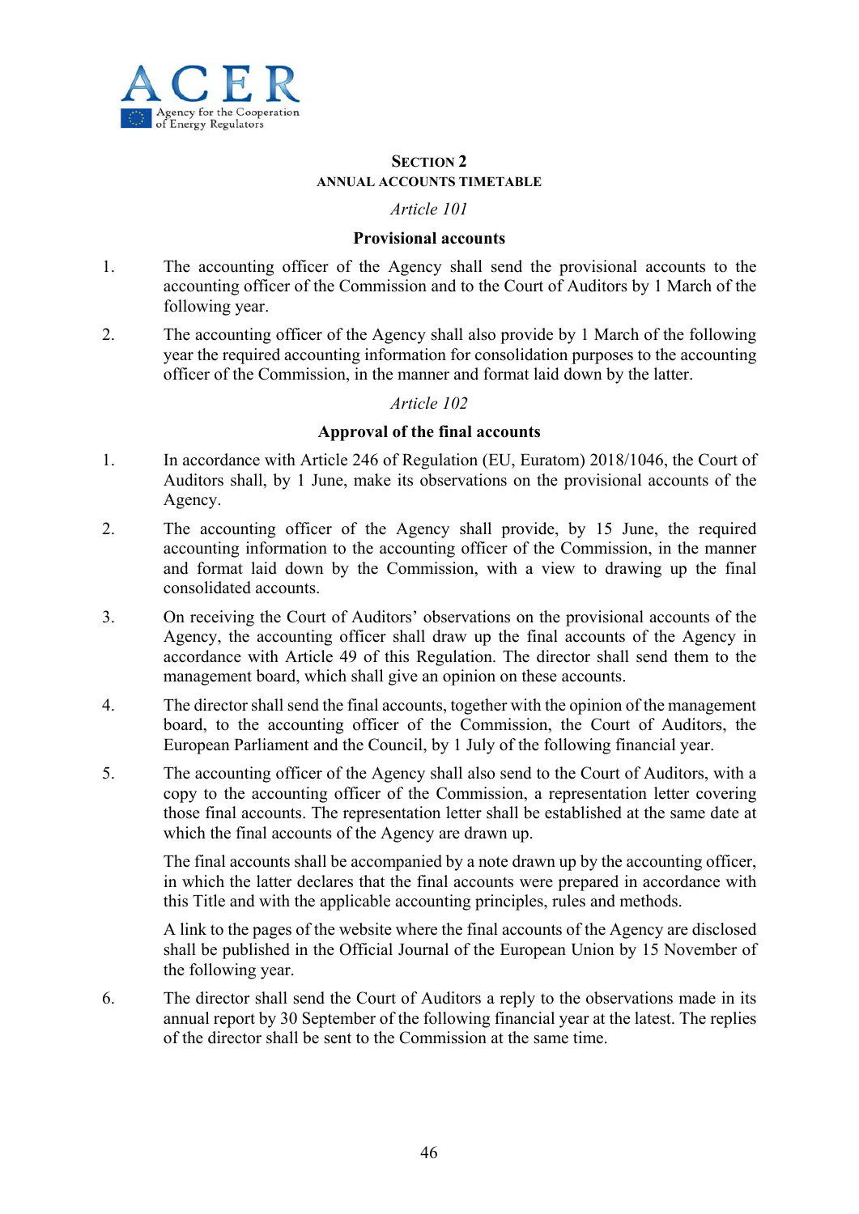## SECTION 2

### ANNUAL ACCOUNTS TIMETABLE

*Article 101*

**Provisional accounts**

1. The accounting officer of the Agency shall send the provisional accounts to the accounting officer of the Commission and to the Court of Auditors by 1 March of the following year.

2. The accounting officer of the Agency shall also provide by 1 March of the following year the required accounting information for consolidation purposes to the accounting officer of the Commission, in the manner and format laid down by the latter.

*Article 102*

**Approval of the final accounts**

1. In accordance with Article 246 of Regulation (EU, Euratom) 2018/1046, the Court of Auditors shall, by 1 June, make its observations on the provisional accounts of the Agency.

2. The accounting officer of the Agency shall provide, by 15 June, the required accounting information to the accounting officer of the Commission, in the manner and format laid down by the Commission, with a view to drawing up the final consolidated accounts.

3. On receiving the Court of Auditors' observations on the provisional accounts of the Agency, the accounting officer shall draw up the final accounts of the Agency in accordance with Article 49 of this Regulation. The director shall send them to the management board, which shall give an opinion on these accounts.

4. The director shall send the final accounts, together with the opinion of the management board, to the accounting officer of the Commission, the Court of Auditors, the European Parliament and the Council, by 1 July of the following financial year.

5. The accounting officer of the Agency shall also send to the Court of Auditors, with a copy to the accounting officer of the Commission, a representation letter covering those final accounts. The representation letter shall be established at the same date at which the final accounts of the Agency are drawn up.

   The final accounts shall be accompanied by a note drawn up by the accounting officer, in which the latter declares that the final accounts were prepared in accordance with this Title and with the applicable accounting principles, rules and methods.

   A link to the pages of the website where the final accounts of the Agency are disclosed shall be published in the Official Journal of the European Union by 15 November of the following year.

6. The director shall send the Court of Auditors a reply to the observations made in its annual report by 30 September of the following financial year at the latest. The replies of the director shall be sent to the Commission at the same time.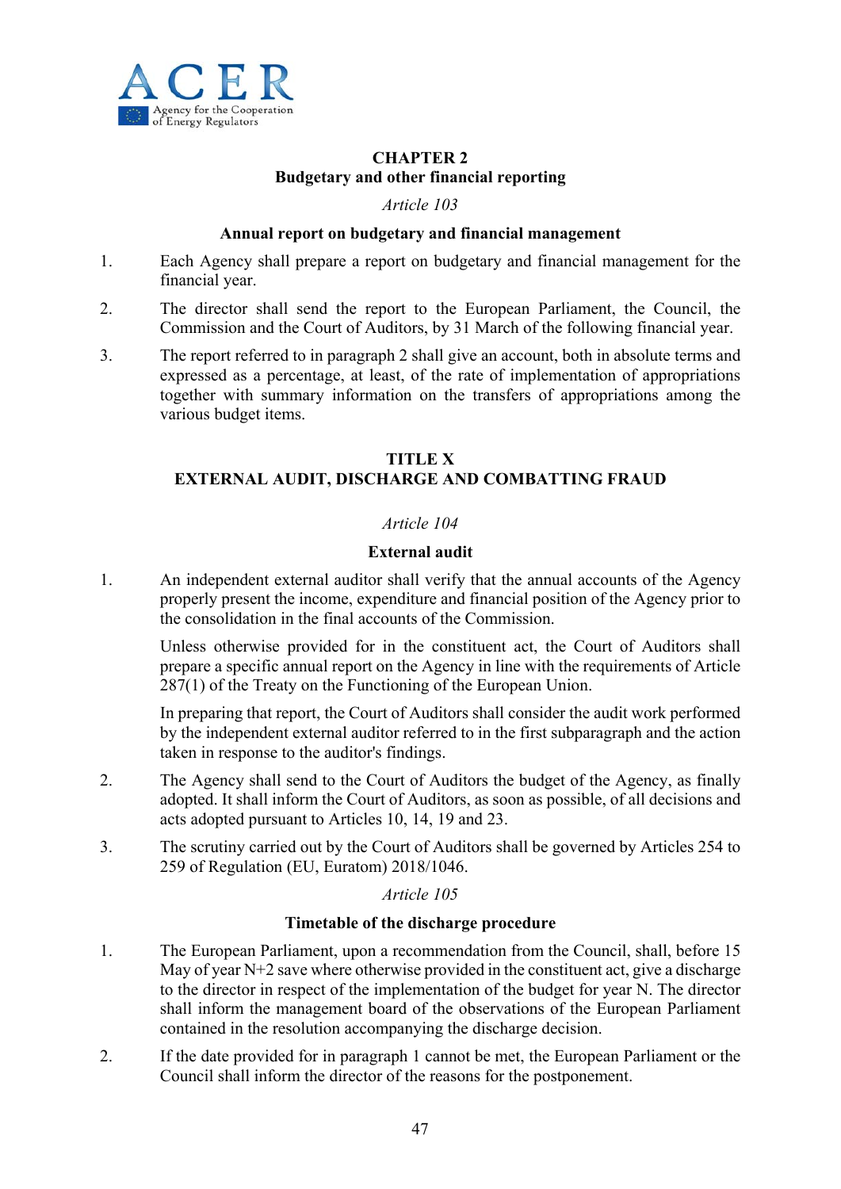## CHAPTER 2
## Budgetary and other financial reporting

*Article 103*

**Annual report on budgetary and financial management**

1. Each Agency shall prepare a report on budgetary and financial management for the financial year.

2. The director shall send the report to the European Parliament, the Council, the Commission and the Court of Auditors, by 31 March of the following financial year.

3. The report referred to in paragraph 2 shall give an account, both in absolute terms and expressed as a percentage, at least, of the rate of implementation of appropriations together with summary information on the transfers of appropriations among the various budget items.

# TITLE X
# EXTERNAL AUDIT, DISCHARGE AND COMBATTING FRAUD

*Article 104*

**External audit**

1. An independent external auditor shall verify that the annual accounts of the Agency properly present the income, expenditure and financial position of the Agency prior to the consolidation in the final accounts of the Commission.

   Unless otherwise provided for in the constituent act, the Court of Auditors shall prepare a specific annual report on the Agency in line with the requirements of Article 287(1) of the Treaty on the Functioning of the European Union.

   In preparing that report, the Court of Auditors shall consider the audit work performed by the independent external auditor referred to in the first subparagraph and the action taken in response to the auditor's findings.

2. The Agency shall send to the Court of Auditors the budget of the Agency, as finally adopted. It shall inform the Court of Auditors, as soon as possible, of all decisions and acts adopted pursuant to Articles 10, 14, 19 and 23.

3. The scrutiny carried out by the Court of Auditors shall be governed by Articles 254 to 259 of Regulation (EU, Euratom) 2018/1046.

*Article 105*

**Timetable of the discharge procedure**

1. The European Parliament, upon a recommendation from the Council, shall, before 15 May of year N+2 save where otherwise provided in the constituent act, give a discharge to the director in respect of the implementation of the budget for year N. The director shall inform the management board of the observations of the European Parliament contained in the resolution accompanying the discharge decision.

2. If the date provided for in paragraph 1 cannot be met, the European Parliament or the Council shall inform the director of the reasons for the postponement.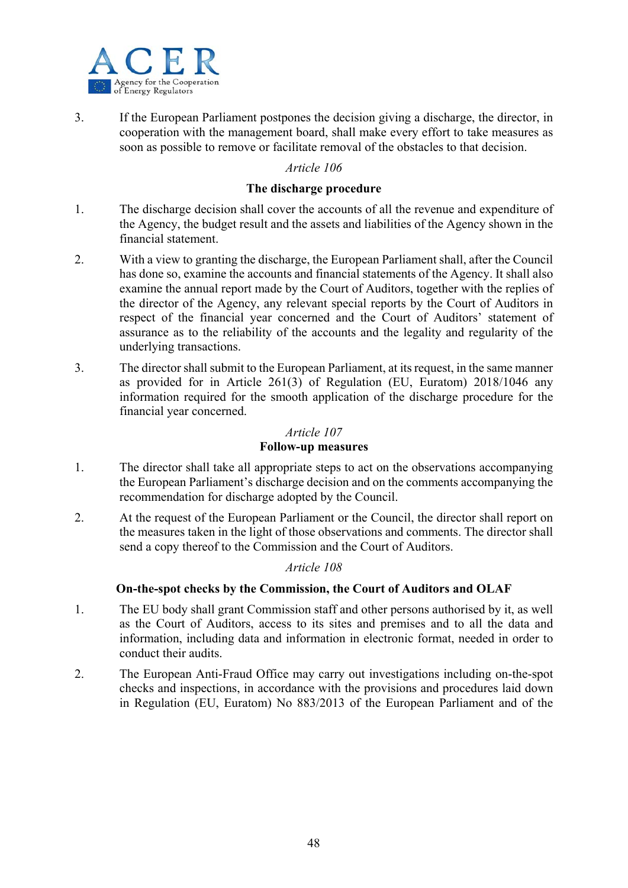3. If the European Parliament postpones the decision giving a discharge, the director, in cooperation with the management board, shall make every effort to take measures as soon as possible to remove or facilitate removal of the obstacles to that decision.

*Article 106*

**The discharge procedure**

1. The discharge decision shall cover the accounts of all the revenue and expenditure of the Agency, the budget result and the assets and liabilities of the Agency shown in the financial statement.

2. With a view to granting the discharge, the European Parliament shall, after the Council has done so, examine the accounts and financial statements of the Agency. It shall also examine the annual report made by the Court of Auditors, together with the replies of the director of the Agency, any relevant special reports by the Court of Auditors in respect of the financial year concerned and the Court of Auditors' statement of assurance as to the reliability of the accounts and the legality and regularity of the underlying transactions.

3. The director shall submit to the European Parliament, at its request, in the same manner as provided for in Article 261(3) of Regulation (EU, Euratom) 2018/1046 any information required for the smooth application of the discharge procedure for the financial year concerned.

*Article 107*

**Follow-up measures**

1. The director shall take all appropriate steps to act on the observations accompanying the European Parliament's discharge decision and on the comments accompanying the recommendation for discharge adopted by the Council.

2. At the request of the European Parliament or the Council, the director shall report on the measures taken in the light of those observations and comments. The director shall send a copy thereof to the Commission and the Court of Auditors.

*Article 108*

**On-the-spot checks by the Commission, the Court of Auditors and OLAF**

1. The EU body shall grant Commission staff and other persons authorised by it, as well as the Court of Auditors, access to its sites and premises and to all the data and information, including data and information in electronic format, needed in order to conduct their audits.

2. The European Anti-Fraud Office may carry out investigations including on-the-spot checks and inspections, in accordance with the provisions and procedures laid down in Regulation (EU, Euratom) No 883/2013 of the European Parliament and of the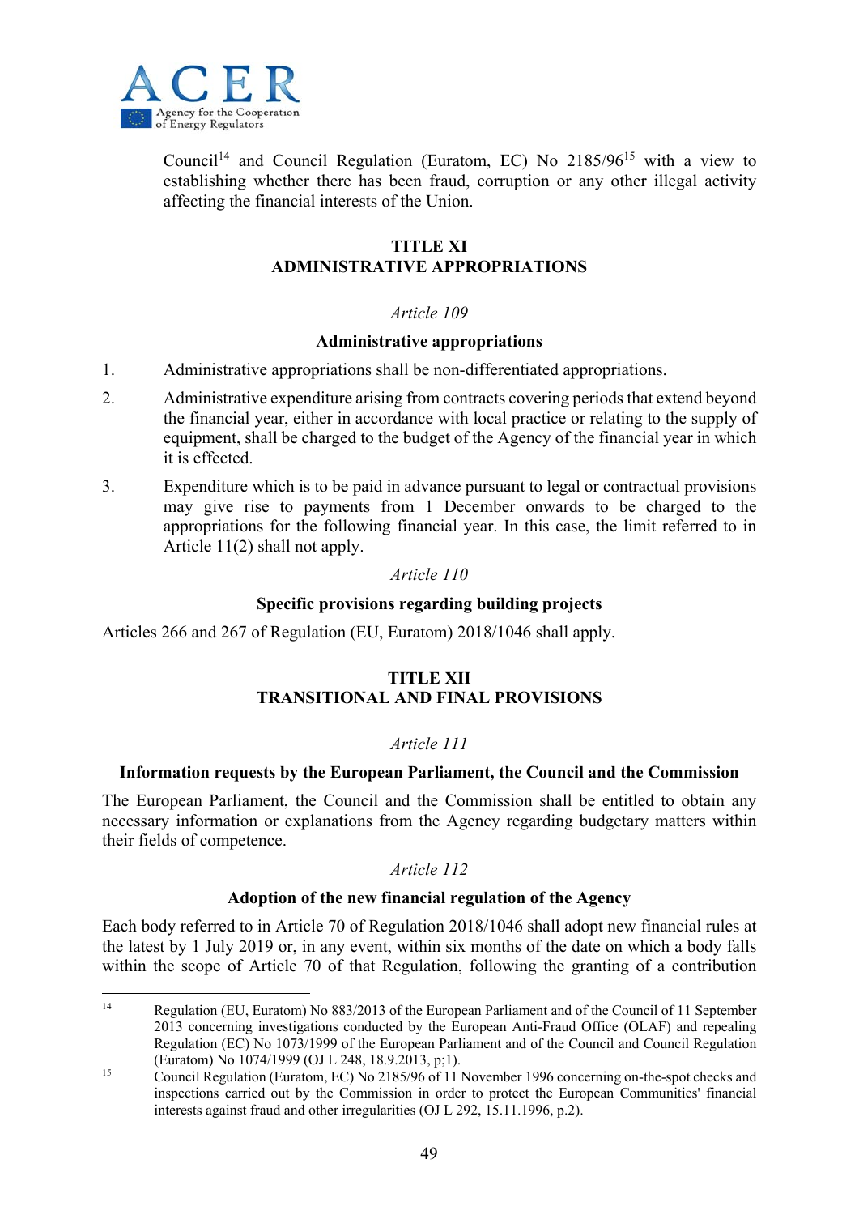Council[14] and Council Regulation (Euratom, EC) No 2185/96[15] with a view to establishing whether there has been fraud, corruption or any other illegal activity affecting the financial interests of the Union.

## TITLE XI
## ADMINISTRATIVE APPROPRIATIONS

*Article 109*

**Administrative appropriations**

1. Administrative appropriations shall be non-differentiated appropriations.

2. Administrative expenditure arising from contracts covering periods that extend beyond the financial year, either in accordance with local practice or relating to the supply of equipment, shall be charged to the budget of the Agency of the financial year in which it is effected.

3. Expenditure which is to be paid in advance pursuant to legal or contractual provisions may give rise to payments from 1 December onwards to be charged to the appropriations for the following financial year. In this case, the limit referred to in Article 11(2) shall not apply.

*Article 110*

**Specific provisions regarding building projects**

Articles 266 and 267 of Regulation (EU, Euratom) 2018/1046 shall apply.

## TITLE XII
## TRANSITIONAL AND FINAL PROVISIONS

*Article 111*

**Information requests by the European Parliament, the Council and the Commission**

The European Parliament, the Council and the Commission shall be entitled to obtain any necessary information or explanations from the Agency regarding budgetary matters within their fields of competence.

*Article 112*

**Adoption of the new financial regulation of the Agency**

Each body referred to in Article 70 of Regulation 2018/1046 shall adopt new financial rules at the latest by 1 July 2019 or, in any event, within six months of the date on which a body falls within the scope of Article 70 of that Regulation, following the granting of a contribution

---

[14] Regulation (EU, Euratom) No 883/2013 of the European Parliament and of the Council of 11 September 2013 concerning investigations conducted by the European Anti-Fraud Office (OLAF) and repealing Regulation (EC) No 1073/1999 of the European Parliament and of the Council and Council Regulation (Euratom) No 1074/1999 (OJ L 248, 18.9.2013, p;1).

[15] Council Regulation (Euratom, EC) No 2185/96 of 11 November 1996 concerning on-the-spot checks and inspections carried out by the Commission in order to protect the European Communities' financial interests against fraud and other irregularities (OJ L 292, 15.11.1996, p.2).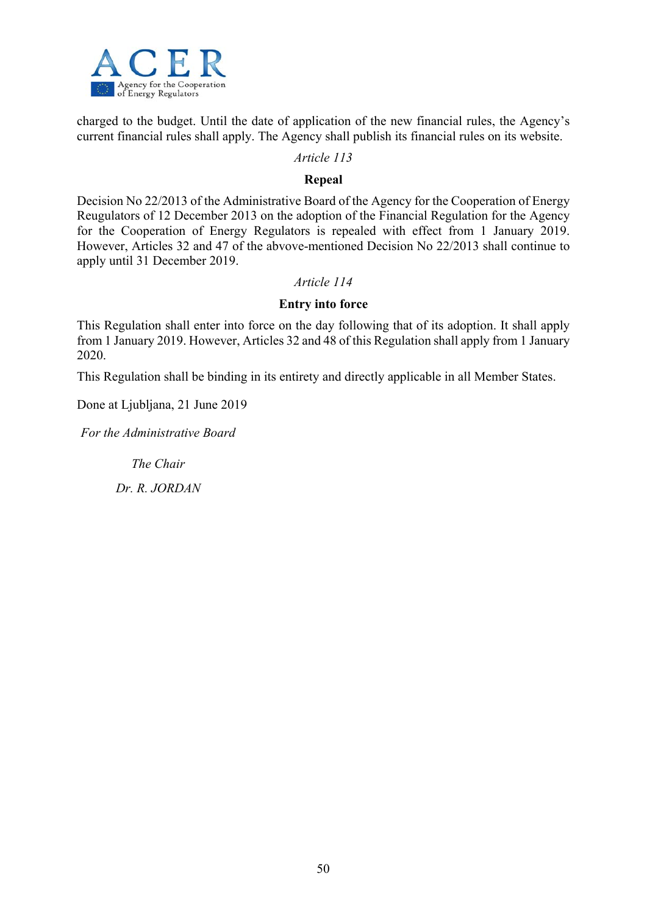charged to the budget. Until the date of application of the new financial rules, the Agency's current financial rules shall apply. The Agency shall publish its financial rules on its website.

*Article 113*

**Repeal**

Decision No 22/2013 of the Administrative Board of the Agency for the Cooperation of Energy Reugulators of 12 December 2013 on the adoption of the Financial Regulation for the Agency for the Cooperation of Energy Regulators is repealed with effect from 1 January 2019. However, Articles 32 and 47 of the abvove-mentioned Decision No 22/2013 shall continue to apply until 31 December 2019.

*Article 114*

**Entry into force**

This Regulation shall enter into force on the day following that of its adoption. It shall apply from 1 January 2019. However, Articles 32 and 48 of this Regulation shall apply from 1 January 2020.

This Regulation shall be binding in its entirety and directly applicable in all Member States.

Done at Ljubljana, 21 June 2019

*For the Administrative Board*

*The Chair*

*Dr. R. JORDAN*